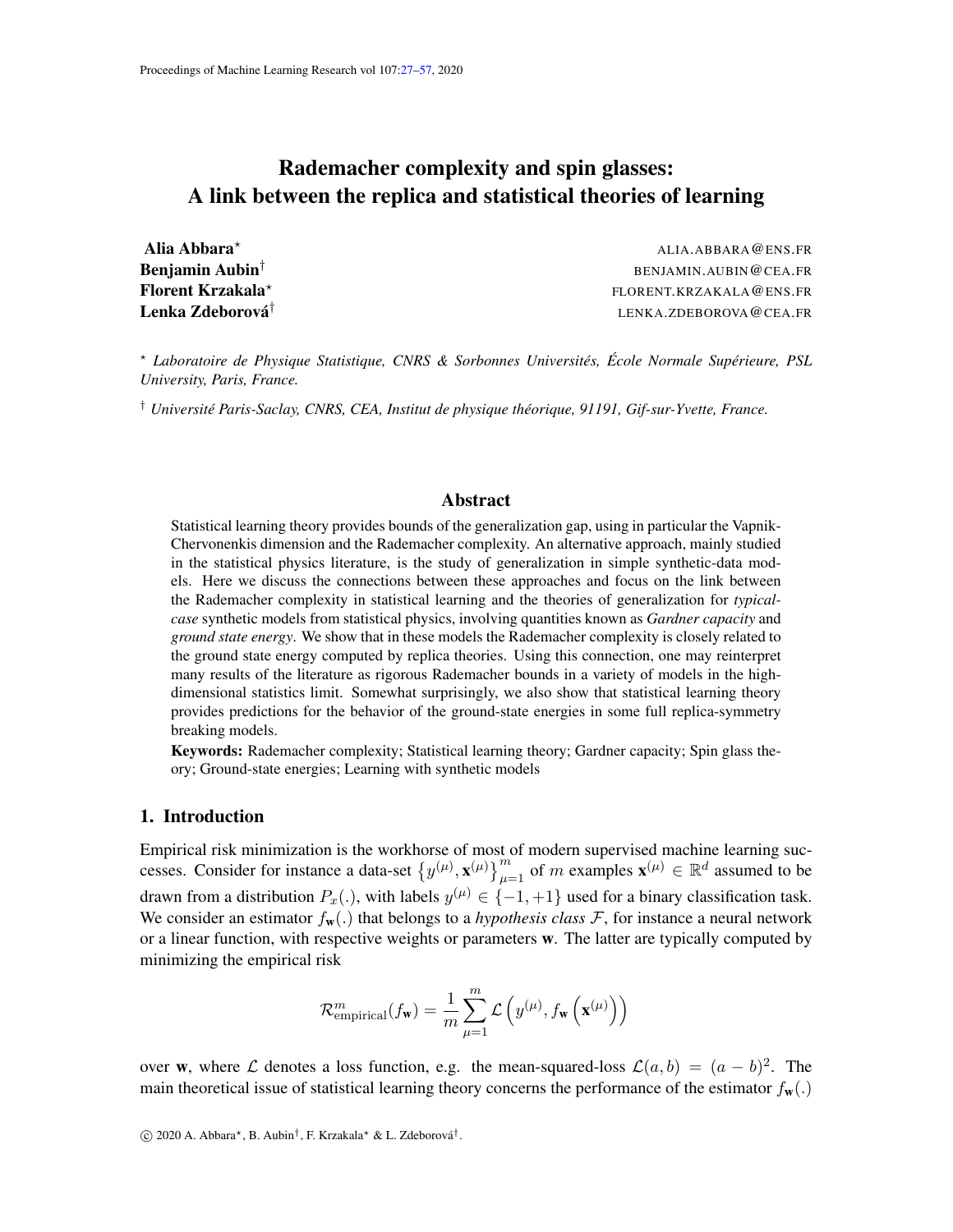# Rademacher complexity and spin glasses: A link between the replica and statistical theories of learning

**Alia Abbara**[⋆] ALIA.ABBARA@ENS.FR
**Benjamin Aubin**[†] BENJAMIN.AUBIN@CEA.FR
**Florent Krzakala**[⋆] FLORENT.KRZAKALA@ENS.FR
**Lenka Zdeborová**[†] LENKA.ZDEBOROVA@CEA.FR

[⋆] *Laboratoire de Physique Statistique, CNRS & Sorbonnes Universités, École Normale Supérieure, PSL University, Paris, France.*

[†] *Université Paris-Saclay, CNRS, CEA, Institut de physique théorique, 91191, Gif-sur-Yvette, France.*

## Abstract

Statistical learning theory provides bounds of the generalization gap, using in particular the Vapnik-Chervonenkis dimension and the Rademacher complexity. An alternative approach, mainly studied in the statistical physics literature, is the study of generalization in simple synthetic-data models. Here we discuss the connections between these approaches and focus on the link between the Rademacher complexity in statistical learning and the theories of generalization for *typical-case* synthetic models from statistical physics, involving quantities known as *Gardner capacity* and *ground state energy*. We show that in these models the Rademacher complexity is closely related to the ground state energy computed by replica theories. Using this connection, one may reinterpret many results of the literature as rigorous Rademacher bounds in a variety of models in the high-dimensional statistics limit. Somewhat surprisingly, we also show that statistical learning theory provides predictions for the behavior of the ground-state energies in some full replica-symmetry breaking models.

**Keywords:** Rademacher complexity; Statistical learning theory; Gardner capacity; Spin glass theory; Ground-state energies; Learning with synthetic models

## 1. Introduction

Empirical risk minimization is the workhorse of most of modern supervised machine learning successes. Consider for instance a data-set $\left\{y^{(\mu)}, \mathbf{x}^{(\mu)}\right\}_{\mu=1}^{m}$ of $m$ examples $\mathbf{x}^{(\mu)} \in \mathbb{R}^d$ assumed to be drawn from a distribution $P_x(.)$, with labels $y^{(\mu)} \in \{-1, +1\}$ used for a binary classification task. We consider an estimator $f_{\mathbf{w}}(.)$ that belongs to a *hypothesis class* $\mathcal{F}$, for instance a neural network or a linear function, with respective weights or parameters $\mathbf{w}$. The latter are typically computed by minimizing the empirical risk

$$\mathcal{R}^{m}_{\text{empirical}}(f_{\mathbf{w}}) = \frac{1}{m}\sum_{\mu=1}^{m} \mathcal{L}\left(y^{(\mu)}, f_{\mathbf{w}}\left(\mathbf{x}^{(\mu)}\right)\right)$$

over $\mathbf{w}$, where $\mathcal{L}$ denotes a loss function, e.g. the mean-squared-loss $\mathcal{L}(a, b) = (a - b)^2$. The main theoretical issue of statistical learning theory concerns the performance of the estimator $f_{\mathbf{w}}(.)$

© 2020 A. Abbara[⋆], B. Aubin[†], F. Krzakala[⋆] & L. Zdeborová[†].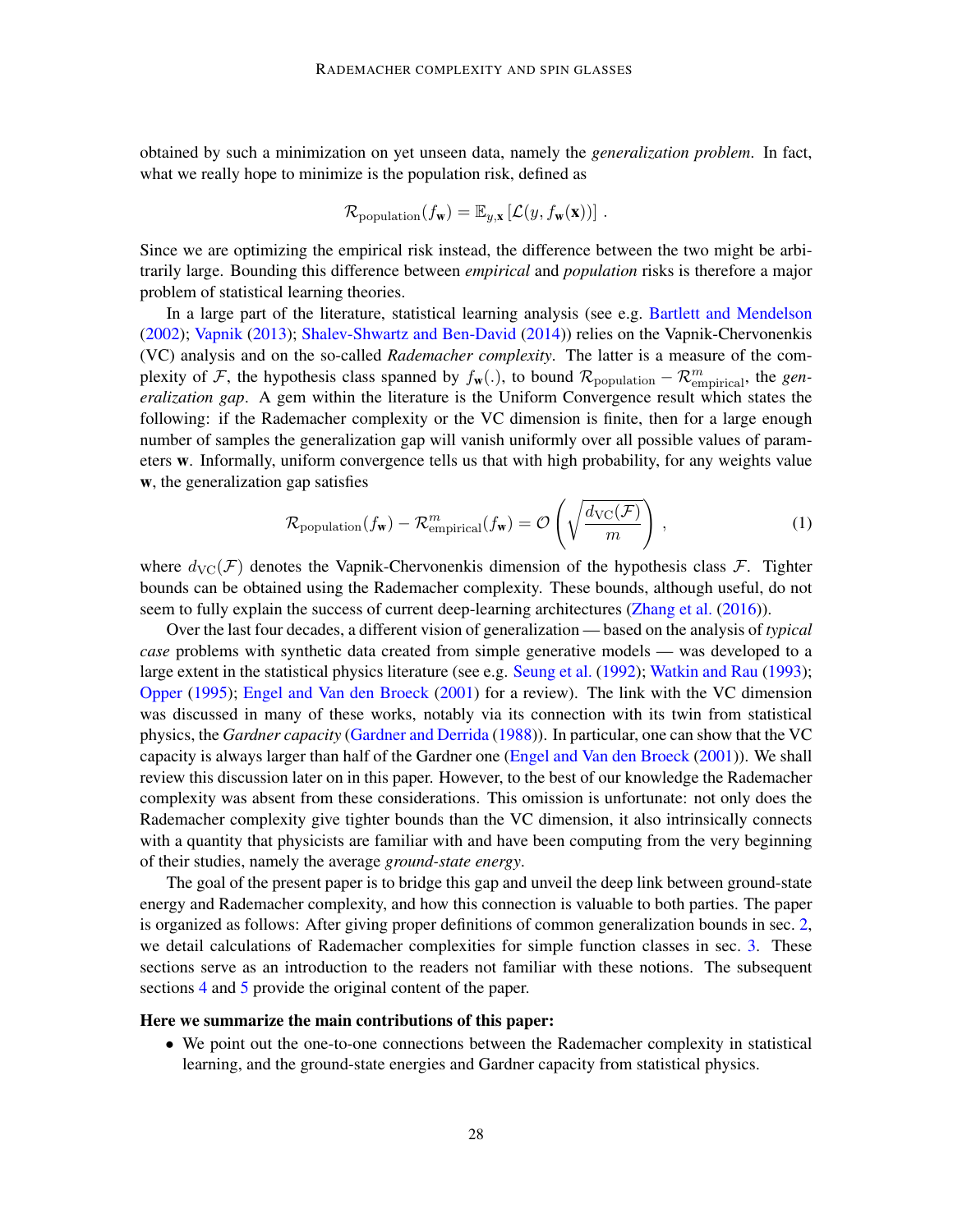obtained by such a minimization on yet unseen data, namely the *generalization problem*. In fact, what we really hope to minimize is the population risk, defined as

$$\mathcal{R}_{\text{population}}(f_{\mathbf{w}}) = \mathbb{E}_{y,\mathbf{x}}\left[\mathcal{L}(y, f_{\mathbf{w}}(\mathbf{x}))\right] .$$

Since we are optimizing the empirical risk instead, the difference between the two might be arbitrarily large. Bounding this difference between *empirical* and *population* risks is therefore a major problem of statistical learning theories.

In a large part of the literature, statistical learning analysis (see e.g. Bartlett and Mendelson (2002); Vapnik (2013); Shalev-Shwartz and Ben-David (2014)) relies on the Vapnik-Chervonenkis (VC) analysis and on the so-called *Rademacher complexity*. The latter is a measure of the complexity of $\mathcal{F}$, the hypothesis class spanned by $f_{\mathbf{w}}(.)$, to bound $\mathcal{R}_{\text{population}} - \mathcal{R}^m_{\text{empirical}}$, the *generalization gap*. A gem within the literature is the Uniform Convergence result which states the following: if the Rademacher complexity or the VC dimension is finite, then for a large enough number of samples the generalization gap will vanish uniformly over all possible values of parameters $\mathbf{w}$. Informally, uniform convergence tells us that with high probability, for any weights value $\mathbf{w}$, the generalization gap satisfies

$$\mathcal{R}_{\text{population}}(f_{\mathbf{w}}) - \mathcal{R}^m_{\text{empirical}}(f_{\mathbf{w}}) = \mathcal{O}\left(\sqrt{\frac{d_{\text{VC}}(\mathcal{F})}{m}}\right) , \tag{1}$$

where $d_{\text{VC}}(\mathcal{F})$ denotes the Vapnik-Chervonenkis dimension of the hypothesis class $\mathcal{F}$. Tighter bounds can be obtained using the Rademacher complexity. These bounds, although useful, do not seem to fully explain the success of current deep-learning architectures (Zhang et al. (2016)).

Over the last four decades, a different vision of generalization — based on the analysis of *typical case* problems with synthetic data created from simple generative models — was developed to a large extent in the statistical physics literature (see e.g. Seung et al. (1992); Watkin and Rau (1993); Opper (1995); Engel and Van den Broeck (2001) for a review). The link with the VC dimension was discussed in many of these works, notably via its connection with its twin from statistical physics, the *Gardner capacity* (Gardner and Derrida (1988)). In particular, one can show that the VC capacity is always larger than half of the Gardner one (Engel and Van den Broeck (2001)). We shall review this discussion later on in this paper. However, to the best of our knowledge the Rademacher complexity was absent from these considerations. This omission is unfortunate: not only does the Rademacher complexity give tighter bounds than the VC dimension, it also intrinsically connects with a quantity that physicists are familiar with and have been computing from the very beginning of their studies, namely the average *ground-state energy*.

The goal of the present paper is to bridge this gap and unveil the deep link between ground-state energy and Rademacher complexity, and how this connection is valuable to both parties. The paper is organized as follows: After giving proper definitions of common generalization bounds in sec. 2, we detail calculations of Rademacher complexities for simple function classes in sec. 3. These sections serve as an introduction to the readers not familiar with these notions. The subsequent sections 4 and 5 provide the original content of the paper.

**Here we summarize the main contributions of this paper:**

- We point out the one-to-one connections between the Rademacher complexity in statistical learning, and the ground-state energies and Gardner capacity from statistical physics.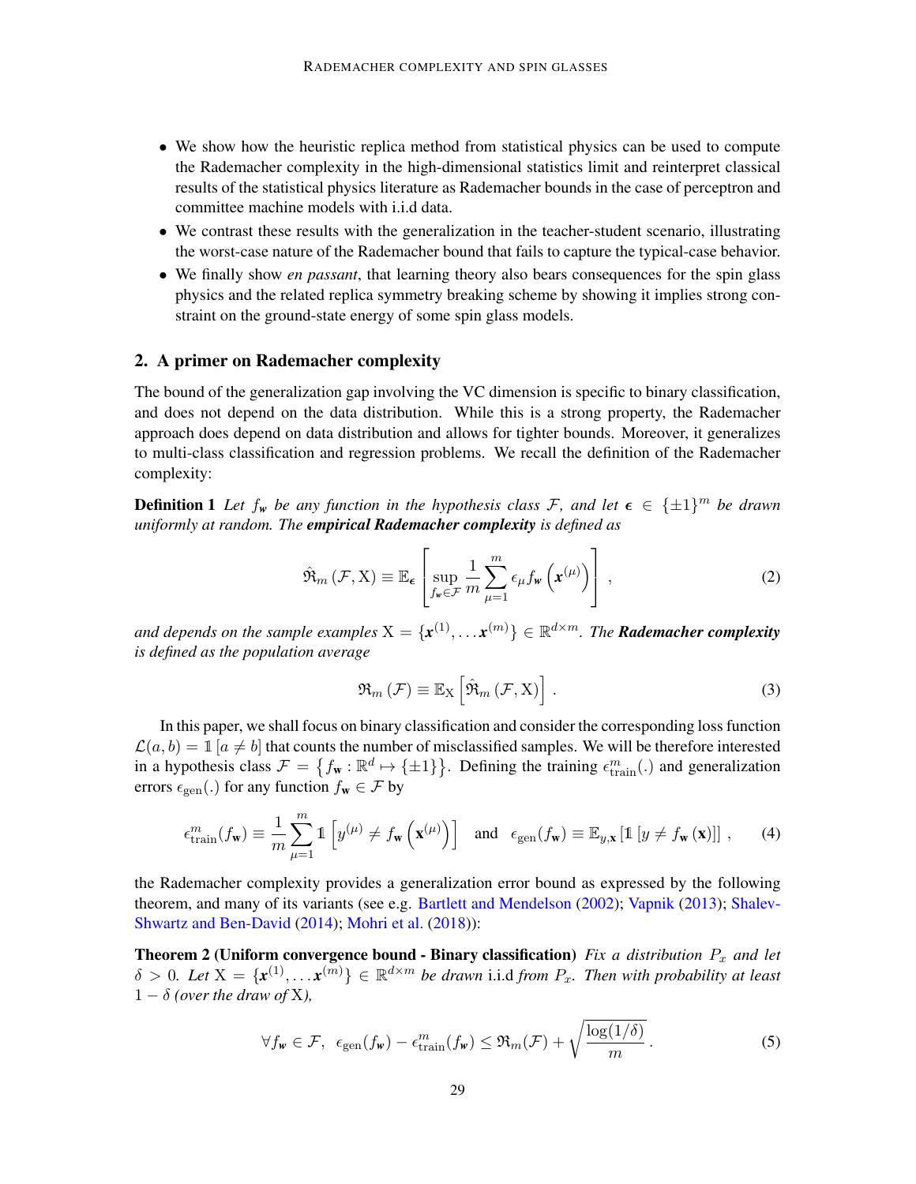- We show how the heuristic replica method from statistical physics can be used to compute the Rademacher complexity in the high-dimensional statistics limit and reinterpret classical results of the statistical physics literature as Rademacher bounds in the case of perceptron and committee machine models with i.i.d data.
- We contrast these results with the generalization in the teacher-student scenario, illustrating the worst-case nature of the Rademacher bound that fails to capture the typical-case behavior.
- We finally show *en passant*, that learning theory also bears consequences for the spin glass physics and the related replica symmetry breaking scheme by showing it implies strong constraint on the ground-state energy of some spin glass models.

## 2. A primer on Rademacher complexity

The bound of the generalization gap involving the VC dimension is specific to binary classification, and does not depend on the data distribution. While this is a strong property, the Rademacher approach does depend on data distribution and allows for tighter bounds. Moreover, it generalizes to multi-class classification and regression problems. We recall the definition of the Rademacher complexity:

**Definition 1** *Let $f_{\boldsymbol{w}}$ be any function in the hypothesis class $\mathcal{F}$, and let $\boldsymbol{\epsilon} \in \{\pm 1\}^m$ be drawn uniformly at random. The* ***empirical Rademacher complexity*** *is defined as*

$$\hat{\mathfrak{R}}_m\left(\mathcal{F}, \mathrm{X}\right) \equiv \mathbb{E}_{\boldsymbol{\epsilon}}\left[\sup_{f_{\boldsymbol{w}} \in \mathcal{F}} \frac{1}{m} \sum_{\mu=1}^{m} \epsilon_\mu f_{\boldsymbol{w}}\left(\boldsymbol{x}^{(\mu)}\right)\right] , \tag{2}$$

*and depends on the sample examples $\mathrm{X} = \{\boldsymbol{x}^{(1)}, \dots \boldsymbol{x}^{(m)}\} \in \mathbb{R}^{d \times m}$. The* ***Rademacher complexity*** *is defined as the population average*

$$\mathfrak{R}_m\left(\mathcal{F}\right) \equiv \mathbb{E}_{\mathrm{X}}\left[\hat{\mathfrak{R}}_m\left(\mathcal{F}, \mathrm{X}\right)\right] . \tag{3}$$

In this paper, we shall focus on binary classification and consider the corresponding loss function $\mathcal{L}(a, b) = \mathbb{1}\left[a \neq b\right]$ that counts the number of misclassified samples. We will be therefore interested in a hypothesis class $\mathcal{F} = \left\{f_{\mathbf{w}} : \mathbb{R}^d \mapsto \{\pm 1\}\right\}$. Defining the training $\epsilon_{\text{train}}^m(.)$ and generalization errors $\epsilon_{\text{gen}}(.)$ for any function $f_{\mathbf{w}} \in \mathcal{F}$ by

$$\epsilon_{\text{train}}^m(f_{\mathbf{w}}) \equiv \frac{1}{m} \sum_{\mu=1}^{m} \mathbb{1}\left[y^{(\mu)} \neq f_{\mathbf{w}}\left(\mathbf{x}^{(\mu)}\right)\right] \quad \text{and} \quad \epsilon_{\text{gen}}(f_{\mathbf{w}}) \equiv \mathbb{E}_{y, \mathbf{x}}\left[\mathbb{1}\left[y \neq f_{\mathbf{w}}\left(\mathbf{x}\right)\right]\right] , \tag{4}$$

the Rademacher complexity provides a generalization error bound as expressed by the following theorem, and many of its variants (see e.g. Bartlett and Mendelson (2002); Vapnik (2013); Shalev-Shwartz and Ben-David (2014); Mohri et al. (2018)):

**Theorem 2 (Uniform convergence bound - Binary classification)** *Fix a distribution $P_x$ and let $\delta > 0$. Let $\mathrm{X} = \{\boldsymbol{x}^{(1)}, \dots \boldsymbol{x}^{(m)}\} \in \mathbb{R}^{d \times m}$ be drawn* i.i.d *from $P_x$. Then with probability at least $1 - \delta$ (over the draw of $\mathrm{X}$),*

$$\forall f_{\boldsymbol{w}} \in \mathcal{F}, \;\; \epsilon_{\text{gen}}(f_{\boldsymbol{w}}) - \epsilon_{\text{train}}^m(f_{\boldsymbol{w}}) \leq \mathfrak{R}_m(\mathcal{F}) + \sqrt{\frac{\log(1/\delta)}{m}} . \tag{5}$$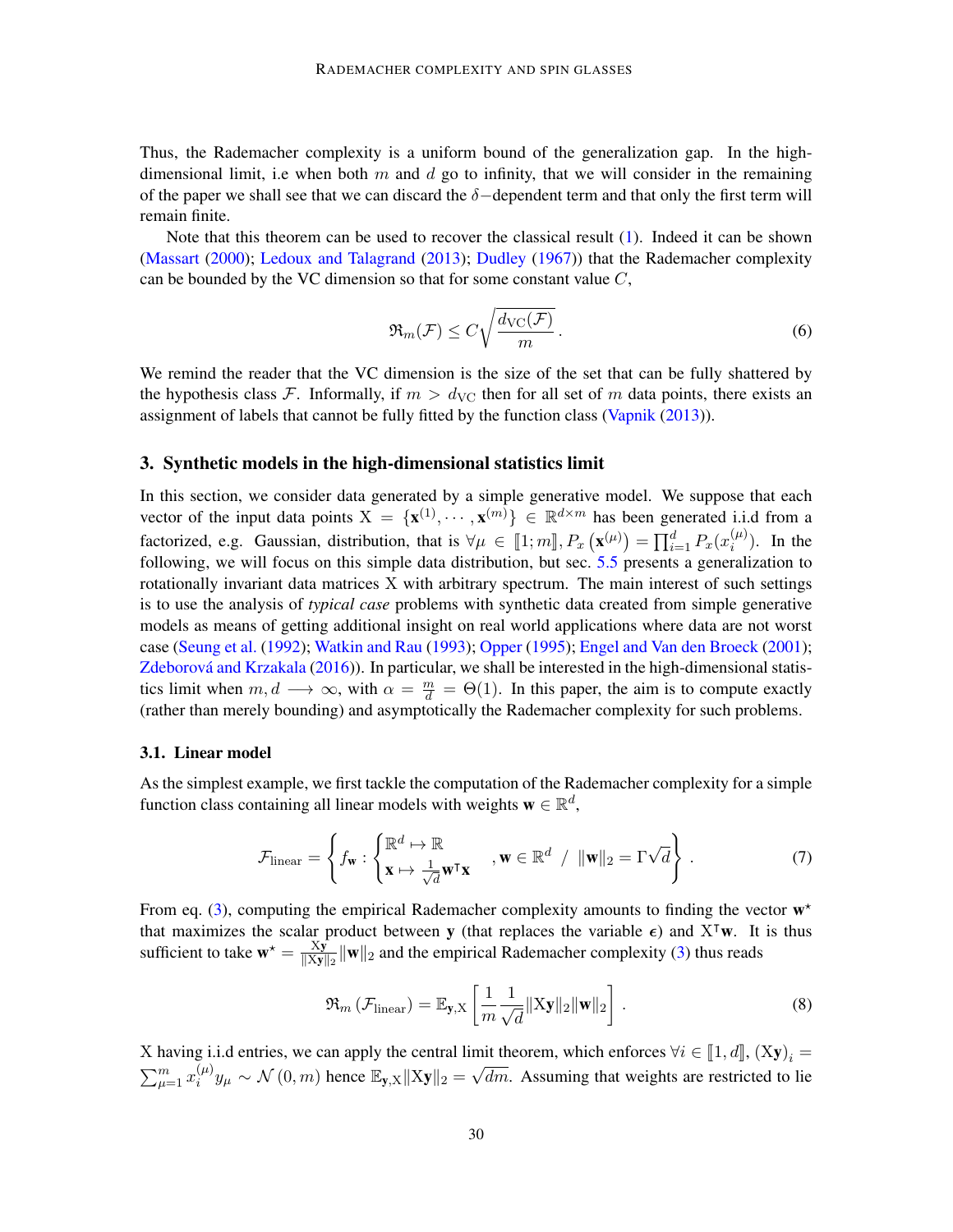Thus, the Rademacher complexity is a uniform bound of the generalization gap. In the high-dimensional limit, i.e when both $m$ and $d$ go to infinity, that we will consider in the remaining of the paper we shall see that we can discard the $\delta-$dependent term and that only the first term will remain finite.

Note that this theorem can be used to recover the classical result (1). Indeed it can be shown (Massart (2000); Ledoux and Talagrand (2013); Dudley (1967)) that the Rademacher complexity can be bounded by the VC dimension so that for some constant value $C$,

$$\mathfrak{R}_m(\mathcal{F}) \leq C\sqrt{\frac{d_{\text{VC}}(\mathcal{F})}{m}}\,. \tag{6}$$

We remind the reader that the VC dimension is the size of the set that can be fully shattered by the hypothesis class $\mathcal{F}$. Informally, if $m > d_{\text{VC}}$ then for all set of $m$ data points, there exists an assignment of labels that cannot be fully fitted by the function class (Vapnik (2013)).

## 3. Synthetic models in the high-dimensional statistics limit

In this section, we consider data generated by a simple generative model. We suppose that each vector of the input data points $\mathrm{X} = \{\mathbf{x}^{(1)}, \cdots, \mathbf{x}^{(m)}\} \in \mathbb{R}^{d\times m}$ has been generated i.i.d from a factorized, e.g. Gaussian, distribution, that is $\forall \mu \in [\![1;m]\!], P_x\left(\mathbf{x}^{(\mu)}\right) = \prod_{i=1}^{d} P_x(x_i^{(\mu)})$. In the following, we will focus on this simple data distribution, but sec. 5.5 presents a generalization to rotationally invariant data matrices X with arbitrary spectrum. The main interest of such settings is to use the analysis of *typical case* problems with synthetic data created from simple generative models as means of getting additional insight on real world applications where data are not worst case (Seung et al. (1992); Watkin and Rau (1993); Opper (1995); Engel and Van den Broeck (2001); Zdeborová and Krzakala (2016)). In particular, we shall be interested in the high-dimensional statistics limit when $m, d \longrightarrow \infty$, with $\alpha = \frac{m}{d} = \Theta(1)$. In this paper, the aim is to compute exactly (rather than merely bounding) and asymptotically the Rademacher complexity for such problems.

### 3.1. Linear model

As the simplest example, we first tackle the computation of the Rademacher complexity for a simple function class containing all linear models with weights $\mathbf{w} \in \mathbb{R}^d$,

$$\mathcal{F}_{\text{linear}} = \left\{ f_{\mathbf{w}} : \begin{cases} \mathbb{R}^d \mapsto \mathbb{R} \\ \mathbf{x} \mapsto \frac{1}{\sqrt{d}} \mathbf{w}^\intercal \mathbf{x} \end{cases}, \mathbf{w} \in \mathbb{R}^d \ / \ \|\mathbf{w}\|_2 = \Gamma\sqrt{d} \right\}\,. \tag{7}$$

From eq. (3), computing the empirical Rademacher complexity amounts to finding the vector $\mathbf{w}^\star$ that maximizes the scalar product between $\mathbf{y}$ (that replaces the variable $\boldsymbol{\epsilon}$) and $\mathrm{X}^\intercal \mathbf{w}$. It is thus sufficient to take $\mathbf{w}^\star = \frac{\mathrm{X}\mathbf{y}}{\|\mathrm{X}\mathbf{y}\|_2}\|\mathbf{w}\|_2$ and the empirical Rademacher complexity (3) thus reads

$$\mathfrak{R}_m\left(\mathcal{F}_{\text{linear}}\right) = \mathbb{E}_{\mathbf{y},\mathrm{X}}\left[\frac{1}{m}\frac{1}{\sqrt{d}}\|\mathrm{X}\mathbf{y}\|_2\|\mathbf{w}\|_2\right]\,. \tag{8}$$

X having i.i.d entries, we can apply the central limit theorem, which enforces $\forall i \in [\![1,d]\!]$, $\left(\mathrm{X}\mathbf{y}\right)_i = \sum_{\mu=1}^{m} x_i^{(\mu)} y_\mu \sim \mathcal{N}\left(0, m\right)$ hence $\mathbb{E}_{\mathbf{y},\mathrm{X}}\|\mathrm{X}\mathbf{y}\|_2 = \sqrt{dm}$. Assuming that weights are restricted to lie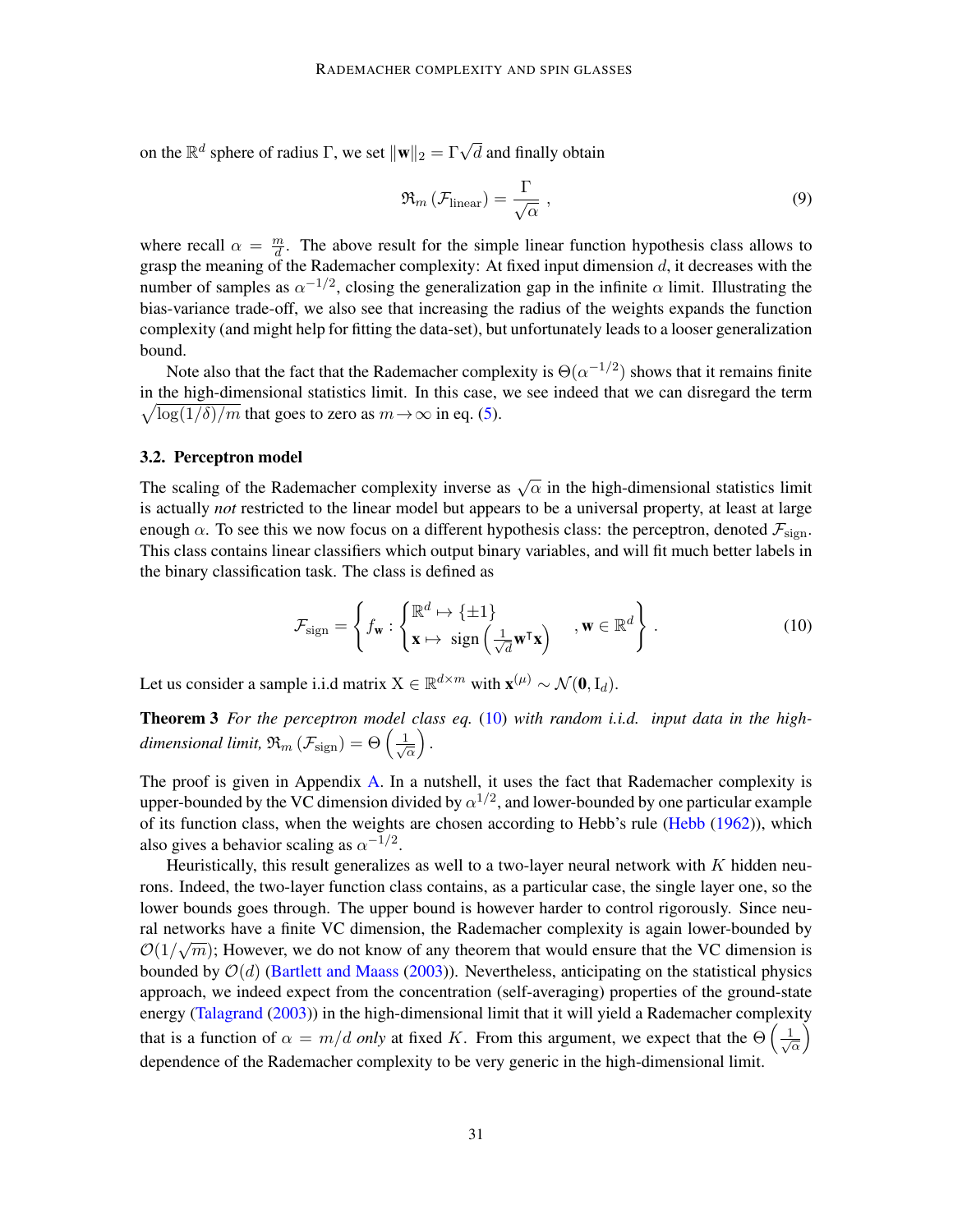on the $\mathbb{R}^d$ sphere of radius $\Gamma$, we set $\|\mathbf{w}\|_2 = \Gamma\sqrt{d}$ and finally obtain

$$\mathfrak{R}_m\left(\mathcal{F}_{\text{linear}}\right) = \frac{\Gamma}{\sqrt{\alpha}}\,, \tag{9}$$

where recall $\alpha = \frac{m}{d}$. The above result for the simple linear function hypothesis class allows to grasp the meaning of the Rademacher complexity: At fixed input dimension $d$, it decreases with the number of samples as $\alpha^{-1/2}$, closing the generalization gap in the infinite $\alpha$ limit. Illustrating the bias-variance trade-off, we also see that increasing the radius of the weights expands the function complexity (and might help for fitting the data-set), but unfortunately leads to a looser generalization bound.

Note also that the fact that the Rademacher complexity is $\Theta(\alpha^{-1/2})$ shows that it remains finite in the high-dimensional statistics limit. In this case, we see indeed that we can disregard the term $\sqrt{\log(1/\delta)/m}$ that goes to zero as $m \to \infty$ in eq. (5).

### 3.2. Perceptron model

The scaling of the Rademacher complexity inverse as $\sqrt{\alpha}$ in the high-dimensional statistics limit is actually *not* restricted to the linear model but appears to be a universal property, at least at large enough $\alpha$. To see this we now focus on a different hypothesis class: the perceptron, denoted $\mathcal{F}_{\text{sign}}$. This class contains linear classifiers which output binary variables, and will fit much better labels in the binary classification task. The class is defined as

$$\mathcal{F}_{\text{sign}} = \left\{ f_{\mathbf{w}} : \begin{cases} \mathbb{R}^d \mapsto \{\pm 1\} \\ \mathbf{x} \mapsto \text{ sign}\left(\frac{1}{\sqrt{d}}\mathbf{w}^{\intercal}\mathbf{x}\right) \end{cases}, \mathbf{w} \in \mathbb{R}^d \right\}. \tag{10}$$

Let us consider a sample i.i.d matrix $\mathrm{X} \in \mathbb{R}^{d\times m}$ with $\mathbf{x}^{(\mu)} \sim \mathcal{N}(\mathbf{0}, \mathrm{I}_d)$.

**Theorem 3** *For the perceptron model class eq.* (10) *with random i.i.d. input data in the high-dimensional limit,* $\mathfrak{R}_m\left(\mathcal{F}_{\text{sign}}\right) = \Theta\left(\frac{1}{\sqrt{\alpha}}\right)$.

The proof is given in Appendix A. In a nutshell, it uses the fact that Rademacher complexity is upper-bounded by the VC dimension divided by $\alpha^{1/2}$, and lower-bounded by one particular example of its function class, when the weights are chosen according to Hebb's rule (Hebb (1962)), which also gives a behavior scaling as $\alpha^{-1/2}$.

Heuristically, this result generalizes as well to a two-layer neural network with $K$ hidden neurons. Indeed, the two-layer function class contains, as a particular case, the single layer one, so the lower bounds goes through. The upper bound is however harder to control rigorously. Since neural networks have a finite VC dimension, the Rademacher complexity is again lower-bounded by $\mathcal{O}(1/\sqrt{m})$; However, we do not know of any theorem that would ensure that the VC dimension is bounded by $\mathcal{O}(d)$ (Bartlett and Maass (2003)). Nevertheless, anticipating on the statistical physics approach, we indeed expect from the concentration (self-averaging) properties of the ground-state energy (Talagrand (2003)) in the high-dimensional limit that it will yield a Rademacher complexity that is a function of $\alpha = m/d$ *only* at fixed $K$. From this argument, we expect that the $\Theta\left(\frac{1}{\sqrt{\alpha}}\right)$ dependence of the Rademacher complexity to be very generic in the high-dimensional limit.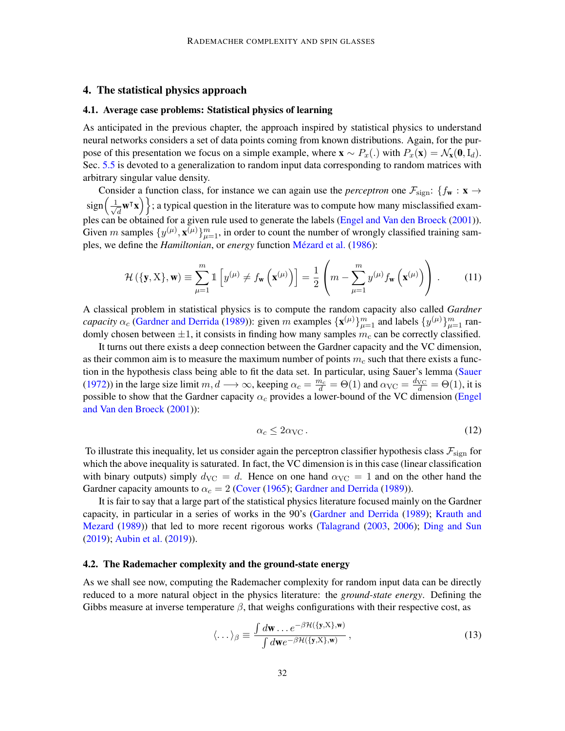## 4. The statistical physics approach

### 4.1. Average case problems: Statistical physics of learning

As anticipated in the previous chapter, the approach inspired by statistical physics to understand neural networks considers a set of data points coming from known distributions. Again, for the purpose of this presentation we focus on a simple example, where $\mathbf{x} \sim P_x(.)$ with $P_x(\mathbf{x}) = \mathcal{N}_{\mathbf{x}}(\mathbf{0}, \mathrm{I}_d)$. Sec. 5.5 is devoted to a generalization to random input data corresponding to random matrices with arbitrary singular value density.

Consider a function class, for instance we can again use the *perceptron* one $\mathcal{F}_{\text{sign}}$: $\{f_{\mathbf{w}} : \mathbf{x} \to \text{sign}\left(\frac{1}{\sqrt{d}}\mathbf{w}^\intercal \mathbf{x}\right)\}$; a typical question in the literature was to compute how many misclassified examples can be obtained for a given rule used to generate the labels (Engel and Van den Broeck (2001)). Given $m$ samples $\{y^{(\mu)}, \mathbf{x}^{(\mu)}\}_{\mu=1}^m$, in order to count the number of wrongly classified training samples, we define the *Hamiltonian*, or *energy* function Mézard et al. (1986):

$$
\mathcal{H}\left(\{\mathbf{y}, \mathrm{X}\}, \mathbf{w}\right) \equiv \sum_{\mu=1}^{m} \mathbb{1}\left[y^{(\mu)} \neq f_{\mathbf{w}}\left(\mathbf{x}^{(\mu)}\right)\right] = \frac{1}{2}\left(m - \sum_{\mu=1}^{m} y^{(\mu)} f_{\mathbf{w}}\left(\mathbf{x}^{(\mu)}\right)\right) . \tag{11}
$$

A classical problem in statistical physics is to compute the random capacity also called *Gardner capacity* $\alpha_c$ (Gardner and Derrida (1989)): given $m$ examples $\{\mathbf{x}^{(\mu)}\}_{\mu=1}^m$ and labels $\{y^{(\mu)}\}_{\mu=1}^m$ randomly chosen between $\pm 1$, it consists in finding how many samples $m_c$ can be correctly classified.

It turns out there exists a deep connection between the Gardner capacity and the VC dimension, as their common aim is to measure the maximum number of points $m_c$ such that there exists a function in the hypothesis class being able to fit the data set. In particular, using Sauer's lemma (Sauer (1972)) in the large size limit $m, d \longrightarrow \infty$, keeping $\alpha_c = \frac{m_c}{d} = \Theta(1)$ and $\alpha_{\text{VC}} = \frac{d_{\text{VC}}}{d} = \Theta(1)$, it is possible to show that the Gardner capacity $\alpha_c$ provides a lower-bound of the VC dimension (Engel and Van den Broeck (2001)):

$$
\alpha_c \leq 2\alpha_{\text{VC}} . \tag{12}
$$

To illustrate this inequality, let us consider again the perceptron classifier hypothesis class $\mathcal{F}_{\text{sign}}$ for which the above inequality is saturated. In fact, the VC dimension is in this case (linear classification with binary outputs) simply $d_{\text{VC}} = d$. Hence on one hand $\alpha_{\text{VC}} = 1$ and on the other hand the Gardner capacity amounts to $\alpha_c = 2$ (Cover (1965); Gardner and Derrida (1989)).

It is fair to say that a large part of the statistical physics literature focused mainly on the Gardner capacity, in particular in a series of works in the 90's (Gardner and Derrida (1989); Krauth and Mezard (1989)) that led to more recent rigorous works (Talagrand (2003, 2006); Ding and Sun (2019); Aubin et al. (2019)).

### 4.2. The Rademacher complexity and the ground-state energy

As we shall see now, computing the Rademacher complexity for random input data can be directly reduced to a more natural object in the physics literature: the *ground-state energy*. Defining the Gibbs measure at inverse temperature $\beta$, that weighs configurations with their respective cost, as

$$
\langle \dots \rangle_\beta \equiv \frac{\int d\mathbf{w} \dots e^{-\beta \mathcal{H}(\{\mathbf{y}, \mathrm{X}\}, \mathbf{w})}}{\int d\mathbf{w} e^{-\beta \mathcal{H}(\{\mathbf{y}, \mathrm{X}\}, \mathbf{w})}} , \tag{13}
$$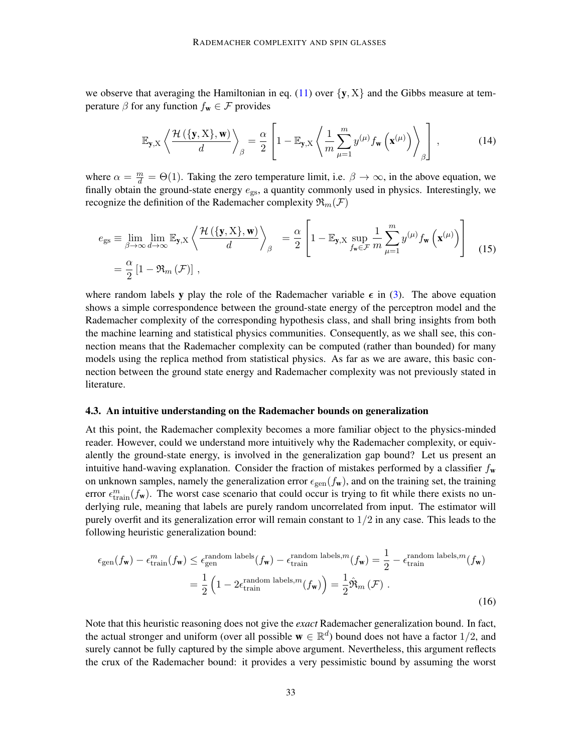we observe that averaging the Hamiltonian in eq. (11) over $\{\mathbf{y}, \mathrm{X}\}$ and the Gibbs measure at temperature $\beta$ for any function $f_{\mathbf{w}} \in \mathcal{F}$ provides

$$
\mathbb{E}_{\mathbf{y},\mathrm{X}} \left\langle \frac{\mathcal{H}\left(\{\mathbf{y},\mathrm{X}\},\mathbf{w}\right)}{d} \right\rangle_{\beta} = \frac{\alpha}{2} \left[ 1 - \mathbb{E}_{\mathbf{y},\mathrm{X}} \left\langle \frac{1}{m} \sum_{\mu=1}^{m} y^{(\mu)} f_{\mathbf{w}}\left(\mathbf{x}^{(\mu)}\right) \right\rangle_{\beta} \right] , \tag{14}
$$

where $\alpha = \frac{m}{d} = \Theta(1)$. Taking the zero temperature limit, i.e. $\beta \to \infty$, in the above equation, we finally obtain the ground-state energy $e_{\mathrm{gs}}$, a quantity commonly used in physics. Interestingly, we recognize the definition of the Rademacher complexity $\mathfrak{R}_m(\mathcal{F})$

$$
\begin{aligned}
e_{\mathrm{gs}} \equiv \lim_{\beta\to\infty} \lim_{d\to\infty} \mathbb{E}_{\mathbf{y},\mathrm{X}} \left\langle \frac{\mathcal{H}\left(\{\mathbf{y},\mathrm{X}\},\mathbf{w}\right)}{d} \right\rangle_{\beta} &= \frac{\alpha}{2} \left[ 1 - \mathbb{E}_{\mathbf{y},\mathrm{X}} \sup_{f_{\mathbf{w}}\in\mathcal{F}} \frac{1}{m} \sum_{\mu=1}^{m} y^{(\mu)} f_{\mathbf{w}}\left(\mathbf{x}^{(\mu)}\right) \right] \\
&= \frac{\alpha}{2} \left[ 1 - \mathfrak{R}_m\left(\mathcal{F}\right) \right] ,
\end{aligned} \tag{15}
$$

where random labels $\mathbf{y}$ play the role of the Rademacher variable $\boldsymbol{\epsilon}$ in (3). The above equation shows a simple correspondence between the ground-state energy of the perceptron model and the Rademacher complexity of the corresponding hypothesis class, and shall bring insights from both the machine learning and statistical physics communities. Consequently, as we shall see, this connection means that the Rademacher complexity can be computed (rather than bounded) for many models using the replica method from statistical physics. As far as we are aware, this basic connection between the ground state energy and Rademacher complexity was not previously stated in literature.

### 4.3. An intuitive understanding on the Rademacher bounds on generalization

At this point, the Rademacher complexity becomes a more familiar object to the physics-minded reader. However, could we understand more intuitively why the Rademacher complexity, or equivalently the ground-state energy, is involved in the generalization gap bound? Let us present an intuitive hand-waving explanation. Consider the fraction of mistakes performed by a classifier $f_{\mathbf{w}}$ on unknown samples, namely the generalization error $\epsilon_{\mathrm{gen}}(f_{\mathbf{w}})$, and on the training set, the training error $\epsilon^{m}_{\mathrm{train}}(f_{\mathbf{w}})$. The worst case scenario that could occur is trying to fit while there exists no underlying rule, meaning that labels are purely random uncorrelated from input. The estimator will purely overfit and its generalization error will remain constant to $1/2$ in any case. This leads to the following heuristic generalization bound:

$$
\begin{aligned}
\epsilon_{\mathrm{gen}}(f_{\mathbf{w}}) - \epsilon^{m}_{\mathrm{train}}(f_{\mathbf{w}}) &\leq \epsilon^{\text{random labels}}_{\mathrm{gen}}(f_{\mathbf{w}}) - \epsilon^{\text{random labels},m}_{\mathrm{train}}(f_{\mathbf{w}}) = \frac{1}{2} - \epsilon^{\text{random labels},m}_{\mathrm{train}}(f_{\mathbf{w}}) \\
&= \frac{1}{2}\left(1 - 2\epsilon^{\text{random labels},m}_{\mathrm{train}}(f_{\mathbf{w}})\right) = \frac{1}{2}\hat{\mathfrak{R}}_m\left(\mathcal{F}\right) .
\end{aligned} \tag{16}
$$

Note that this heuristic reasoning does not give the *exact* Rademacher generalization bound. In fact, the actual stronger and uniform (over all possible $\mathbf{w} \in \mathbb{R}^d$) bound does not have a factor $1/2$, and surely cannot be fully captured by the simple above argument. Nevertheless, this argument reflects the crux of the Rademacher bound: it provides a very pessimistic bound by assuming the worst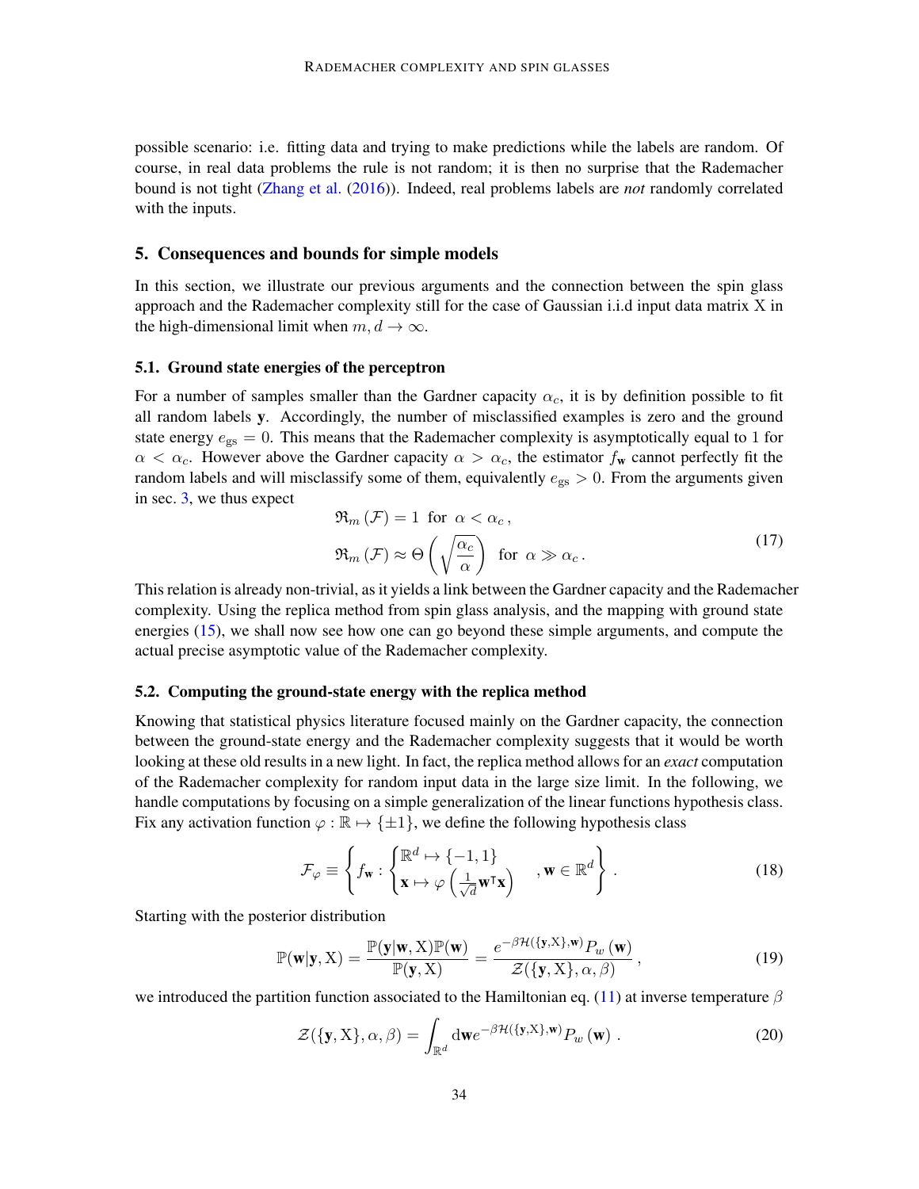possible scenario: i.e. fitting data and trying to make predictions while the labels are random. Of course, in real data problems the rule is not random; it is then no surprise that the Rademacher bound is not tight (Zhang et al. (2016)). Indeed, real problems labels are *not* randomly correlated with the inputs.

## 5. Consequences and bounds for simple models

In this section, we illustrate our previous arguments and the connection between the spin glass approach and the Rademacher complexity still for the case of Gaussian i.i.d input data matrix X in the high-dimensional limit when $m, d \to \infty$.

### 5.1. Ground state energies of the perceptron

For a number of samples smaller than the Gardner capacity $\alpha_c$, it is by definition possible to fit all random labels $\mathbf{y}$. Accordingly, the number of misclassified examples is zero and the ground state energy $e_{\rm gs} = 0$. This means that the Rademacher complexity is asymptotically equal to 1 for $\alpha < \alpha_c$. However above the Gardner capacity $\alpha > \alpha_c$, the estimator $f_{\mathbf{w}}$ cannot perfectly fit the random labels and will misclassify some of them, equivalently $e_{\rm gs} > 0$. From the arguments given in sec. 3, we thus expect

$$
\begin{aligned}
&\mathfrak{R}_m\left(\mathcal{F}\right) = 1 \;\text{ for }\; \alpha < \alpha_c\,, \\
&\mathfrak{R}_m\left(\mathcal{F}\right) \approx \Theta\left(\sqrt{\frac{\alpha_c}{\alpha}}\right) \;\text{ for }\; \alpha \gg \alpha_c\,.
\end{aligned}
\tag{17}
$$

This relation is already non-trivial, as it yields a link between the Gardner capacity and the Rademacher complexity. Using the replica method from spin glass analysis, and the mapping with ground state energies (15), we shall now see how one can go beyond these simple arguments, and compute the actual precise asymptotic value of the Rademacher complexity.

### 5.2. Computing the ground-state energy with the replica method

Knowing that statistical physics literature focused mainly on the Gardner capacity, the connection between the ground-state energy and the Rademacher complexity suggests that it would be worth looking at these old results in a new light. In fact, the replica method allows for an *exact* computation of the Rademacher complexity for random input data in the large size limit. In the following, we handle computations by focusing on a simple generalization of the linear functions hypothesis class. Fix any activation function $\varphi : \mathbb{R} \mapsto \{\pm 1\}$, we define the following hypothesis class

$$
\mathcal{F}_\varphi \equiv \left\{ f_{\mathbf{w}} : \begin{cases} \mathbb{R}^d \mapsto \{-1, 1\} \\ \mathbf{x} \mapsto \varphi\left(\frac{1}{\sqrt{d}} \mathbf{w}^\intercal \mathbf{x}\right) \end{cases} , \mathbf{w} \in \mathbb{R}^d \right\}. \tag{18}
$$

Starting with the posterior distribution

$$
\mathbb{P}(\mathbf{w}|\mathbf{y}, \mathrm{X}) = \frac{\mathbb{P}(\mathbf{y}|\mathbf{w}, \mathrm{X})\mathbb{P}(\mathbf{w})}{\mathbb{P}(\mathbf{y}, \mathrm{X})} = \frac{e^{-\beta \mathcal{H}(\{\mathbf{y}, \mathrm{X}\}, \mathbf{w})} P_w\left(\mathbf{w}\right)}{\mathcal{Z}(\{\mathbf{y}, \mathrm{X}\}, \alpha, \beta)}\,, \tag{19}
$$

we introduced the partition function associated to the Hamiltonian eq. (11) at inverse temperature $\beta$

$$
\mathcal{Z}(\{\mathbf{y}, \mathrm{X}\}, \alpha, \beta) = \int_{\mathbb{R}^d} \mathrm{d}\mathbf{w} e^{-\beta \mathcal{H}(\{\mathbf{y}, \mathrm{X}\}, \mathbf{w})} P_w\left(\mathbf{w}\right)\,. \tag{20}
$$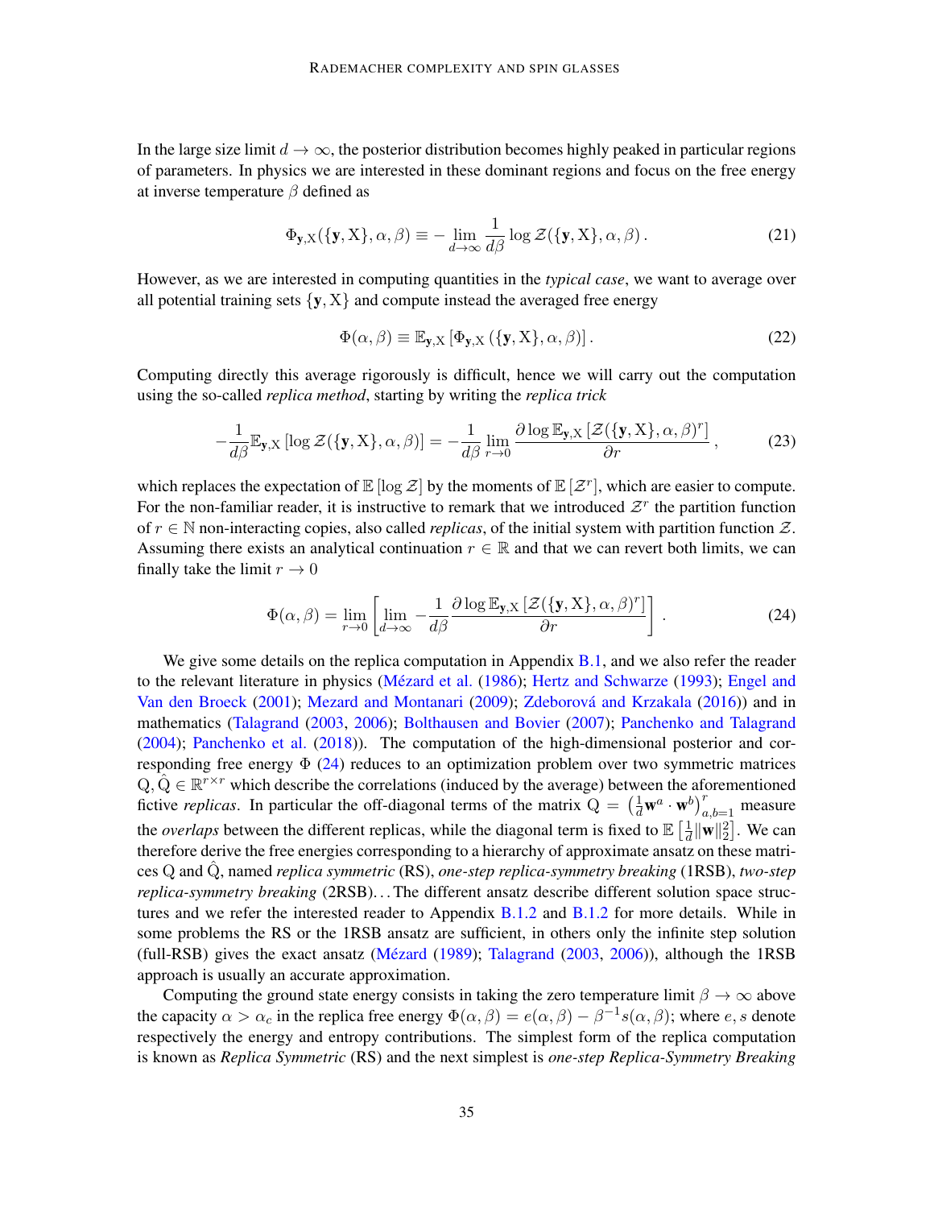In the large size limit $d \to \infty$, the posterior distribution becomes highly peaked in particular regions of parameters. In physics we are interested in these dominant regions and focus on the free energy at inverse temperature $\beta$ defined as

$$\Phi_{\mathbf{y},\mathrm{X}}(\{\mathbf{y},\mathrm{X}\},\alpha,\beta) \equiv -\lim_{d\to\infty} \frac{1}{d\beta} \log \mathcal{Z}(\{\mathbf{y},\mathrm{X}\},\alpha,\beta)\,. \tag{21}$$

However, as we are interested in computing quantities in the *typical case*, we want to average over all potential training sets $\{\mathbf{y},\mathrm{X}\}$ and compute instead the averaged free energy

$$\Phi(\alpha,\beta) \equiv \mathbb{E}_{\mathbf{y},\mathrm{X}}\left[\Phi_{\mathbf{y},\mathrm{X}}\left(\{\mathbf{y},\mathrm{X}\},\alpha,\beta\right)\right]. \tag{22}$$

Computing directly this average rigorously is difficult, hence we will carry out the computation using the so-called *replica method*, starting by writing the *replica trick*

$$-\frac{1}{d\beta}\mathbb{E}_{\mathbf{y},\mathrm{X}}\left[\log \mathcal{Z}(\{\mathbf{y},\mathrm{X}\},\alpha,\beta)\right] = -\frac{1}{d\beta}\lim_{r\to 0}\frac{\partial \log \mathbb{E}_{\mathbf{y},\mathrm{X}}\left[\mathcal{Z}(\{\mathbf{y},\mathrm{X}\},\alpha,\beta)^r\right]}{\partial r}\,, \tag{23}$$

which replaces the expectation of $\mathbb{E}\left[\log \mathcal{Z}\right]$ by the moments of $\mathbb{E}\left[\mathcal{Z}^r\right]$, which are easier to compute. For the non-familiar reader, it is instructive to remark that we introduced $\mathcal{Z}^r$ the partition function of $r \in \mathbb{N}$ non-interacting copies, also called *replicas*, of the initial system with partition function $\mathcal{Z}$. Assuming there exists an analytical continuation $r \in \mathbb{R}$ and that we can revert both limits, we can finally take the limit $r \to 0$

$$\Phi(\alpha,\beta) = \lim_{r\to 0}\left[\lim_{d\to\infty} -\frac{1}{d\beta}\frac{\partial \log \mathbb{E}_{\mathbf{y},\mathrm{X}}\left[\mathcal{Z}(\{\mathbf{y},\mathrm{X}\},\alpha,\beta)^r\right]}{\partial r}\right]. \tag{24}$$

We give some details on the replica computation in Appendix B.1, and we also refer the reader to the relevant literature in physics (Mézard et al. (1986); Hertz and Schwarze (1993); Engel and Van den Broeck (2001); Mezard and Montanari (2009); Zdeborová and Krzakala (2016)) and in mathematics (Talagrand (2003, 2006); Bolthausen and Bovier (2007); Panchenko and Talagrand (2004); Panchenko et al. (2018)). The computation of the high-dimensional posterior and corresponding free energy $\Phi$ (24) reduces to an optimization problem over two symmetric matrices $\mathrm{Q}, \hat{\mathrm{Q}} \in \mathbb{R}^{r\times r}$ which describe the correlations (induced by the average) between the aforementioned fictive *replicas*. In particular the off-diagonal terms of the matrix $\mathrm{Q} = \left(\frac{1}{d}\mathbf{w}^a \cdot \mathbf{w}^b\right)_{a,b=1}^r$ measure the *overlaps* between the different replicas, while the diagonal term is fixed to $\mathbb{E}\left[\frac{1}{d}\|\mathbf{w}\|_2^2\right]$. We can therefore derive the free energies corresponding to a hierarchy of approximate ansatz on these matrices $\mathrm{Q}$ and $\hat{\mathrm{Q}}$, named *replica symmetric* (RS), *one-step replica-symmetry breaking* (1RSB), *two-step replica-symmetry breaking* (2RSB)…The different ansatz describe different solution space structures and we refer the interested reader to Appendix B.1.2 and B.1.2 for more details. While in some problems the RS or the 1RSB ansatz are sufficient, in others only the infinite step solution (full-RSB) gives the exact ansatz (Mézard (1989); Talagrand (2003, 2006)), although the 1RSB approach is usually an accurate approximation.

Computing the ground state energy consists in taking the zero temperature limit $\beta \to \infty$ above the capacity $\alpha > \alpha_c$ in the replica free energy $\Phi(\alpha,\beta) = e(\alpha,\beta) - \beta^{-1}s(\alpha,\beta)$; where $e, s$ denote respectively the energy and entropy contributions. The simplest form of the replica computation is known as *Replica Symmetric* (RS) and the next simplest is *one-step Replica-Symmetry Breaking*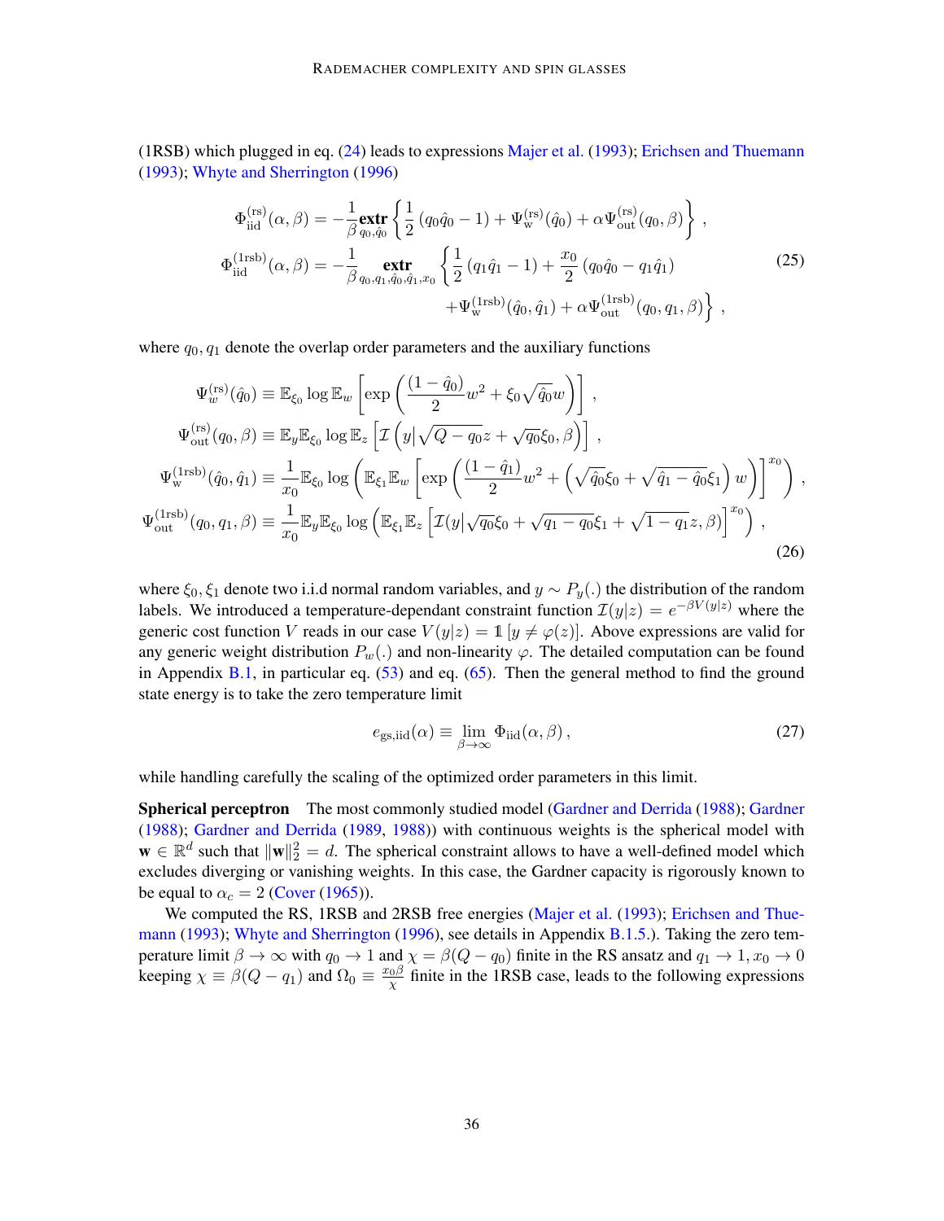(1RSB) which plugged in eq. (24) leads to expressions Majer et al. (1993); Erichsen and Thuemann (1993); Whyte and Sherrington (1996)

$$
\begin{aligned}
\Phi_{\text{iid}}^{(\text{rs})}(\alpha,\beta) &= -\frac{1}{\beta}\underset{q_0,\hat{q}_0}{\textbf{extr}}\left\{\frac{1}{2}\left(q_0\hat{q}_0-1\right)+\Psi_{\text{w}}^{(\text{rs})}(\hat{q}_0)+\alpha\Psi_{\text{out}}^{(\text{rs})}(q_0,\beta)\right\}\,,\\
\Phi_{\text{iid}}^{(\text{1rsb})}(\alpha,\beta) &= -\frac{1}{\beta}\underset{q_0,q_1,\hat{q}_0,\hat{q}_1,x_0}{\textbf{extr}}\left\{\frac{1}{2}\left(q_1\hat{q}_1-1\right)+\frac{x_0}{2}\left(q_0\hat{q}_0-q_1\hat{q}_1\right)\right.\\
&\qquad\left.+\Psi_{\text{w}}^{(\text{1rsb})}(\hat{q}_0,\hat{q}_1)+\alpha\Psi_{\text{out}}^{(\text{1rsb})}(q_0,q_1,\beta)\right\}\,,
\end{aligned}
\tag{25}
$$

where $q_0, q_1$ denote the overlap order parameters and the auxiliary functions

$$
\begin{aligned}
\Psi_{w}^{(\text{rs})}(\hat{q}_0) &\equiv \mathbb{E}_{\xi_0}\log\mathbb{E}_w\left[\exp\left(\frac{(1-\hat{q}_0)}{2}w^2+\xi_0\sqrt{\hat{q}_0}w\right)\right]\,,\\
\Psi_{\text{out}}^{(\text{rs})}(q_0,\beta) &\equiv \mathbb{E}_y\mathbb{E}_{\xi_0}\log\mathbb{E}_z\left[\mathcal{I}\left(y|\sqrt{Q-q_0}z+\sqrt{q_0}\xi_0,\beta\right)\right]\,,\\
\Psi_{\text{w}}^{(\text{1rsb})}(\hat{q}_0,\hat{q}_1) &\equiv \frac{1}{x_0}\mathbb{E}_{\xi_0}\log\left(\mathbb{E}_{\xi_1}\mathbb{E}_w\left[\exp\left(\frac{(1-\hat{q}_1)}{2}w^2+\left(\sqrt{\hat{q}_0}\xi_0+\sqrt{\hat{q}_1-\hat{q}_0}\xi_1\right)w\right)\right]^{x_0}\right)\,,\\
\Psi_{\text{out}}^{(\text{1rsb})}(q_0,q_1,\beta) &\equiv \frac{1}{x_0}\mathbb{E}_y\mathbb{E}_{\xi_0}\log\left(\mathbb{E}_{\xi_1}\mathbb{E}_z\left[\mathcal{I}(y|\sqrt{q_0}\xi_0+\sqrt{q_1-q_0}\xi_1+\sqrt{1-q_1}z,\beta)\right]^{x_0}\right)\,,
\end{aligned}
\tag{26}
$$

where $\xi_0, \xi_1$ denote two i.i.d normal random variables, and $y \sim P_y(.)$ the distribution of the random labels. We introduced a temperature-dependant constraint function $\mathcal{I}(y|z) = e^{-\beta V(y|z)}$ where the generic cost function $V$ reads in our case $V(y|z) = \mathbb{1}\left[y \neq \varphi(z)\right]$. Above expressions are valid for any generic weight distribution $P_w(.)$ and non-linearity $\varphi$. The detailed computation can be found in Appendix B.1, in particular eq. (53) and eq. (65). Then the general method to find the ground state energy is to take the zero temperature limit

$$
e_{\text{gs,iid}}(\alpha) \equiv \lim_{\beta\to\infty}\Phi_{\text{iid}}(\alpha,\beta)\,, \tag{27}
$$

while handling carefully the scaling of the optimized order parameters in this limit.

**Spherical perceptron** The most commonly studied model (Gardner and Derrida (1988); Gardner (1988); Gardner and Derrida (1989, 1988)) with continuous weights is the spherical model with $\mathbf{w} \in \mathbb{R}^d$ such that $\|\mathbf{w}\|_2^2 = d$. The spherical constraint allows to have a well-defined model which excludes diverging or vanishing weights. In this case, the Gardner capacity is rigorously known to be equal to $\alpha_c = 2$ (Cover (1965)).

We computed the RS, 1RSB and 2RSB free energies (Majer et al. (1993); Erichsen and Thuemann (1993); Whyte and Sherrington (1996), see details in Appendix B.1.5.). Taking the zero temperature limit $\beta \to \infty$ with $q_0 \to 1$ and $\chi = \beta(Q - q_0)$ finite in the RS ansatz and $q_1 \to 1, x_0 \to 0$ keeping $\chi \equiv \beta(Q - q_1)$ and $\Omega_0 \equiv \frac{x_0\beta}{\chi}$ finite in the 1RSB case, leads to the following expressions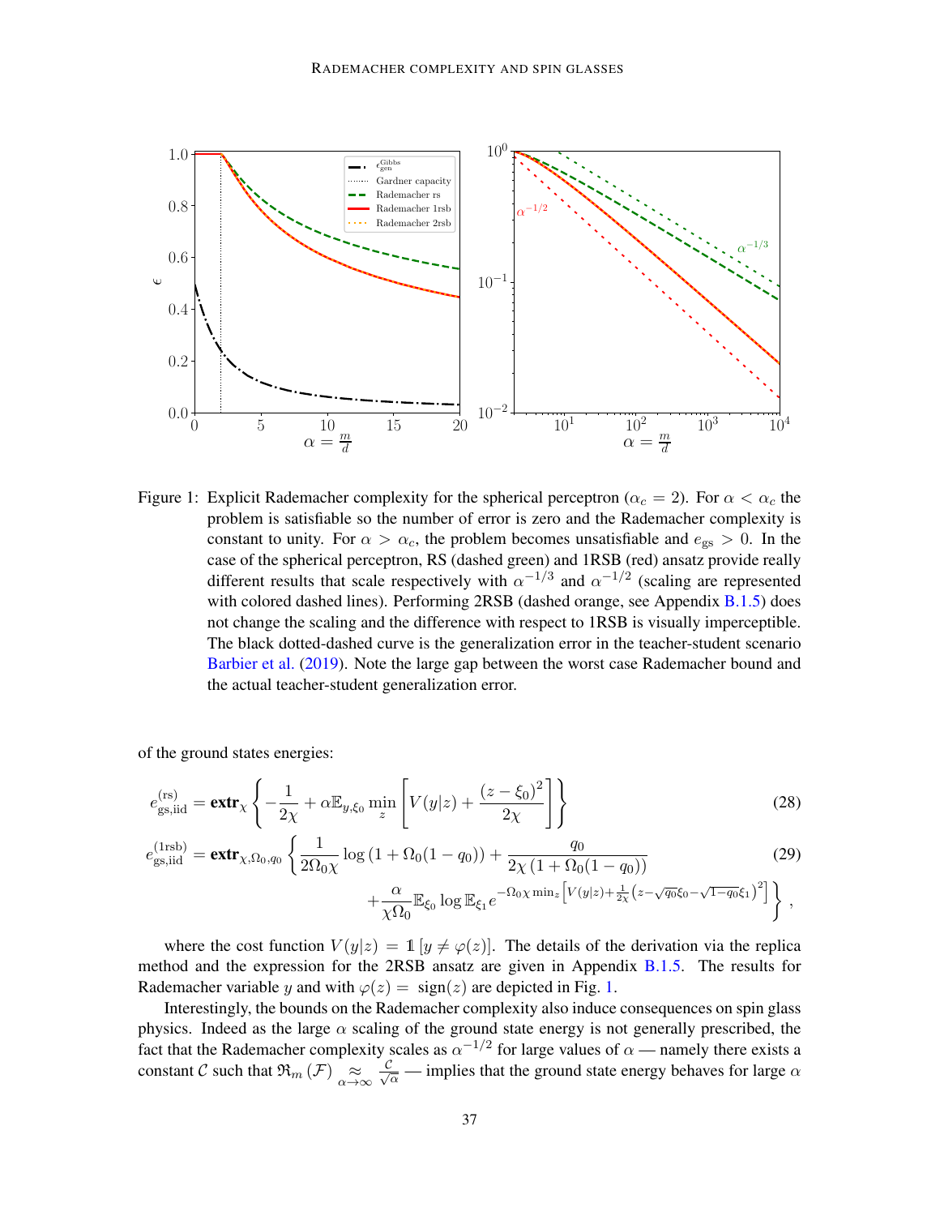Figure 1: Explicit Rademacher complexity for the spherical perceptron ($\alpha_c = 2$). For $\alpha < \alpha_c$ the problem is satisfiable so the number of error is zero and the Rademacher complexity is constant to unity. For $\alpha > \alpha_c$, the problem becomes unsatisfiable and $e_{\rm gs} > 0$. In the case of the spherical perceptron, RS (dashed green) and 1RSB (red) ansatz provide really different results that scale respectively with $\alpha^{-1/3}$ and $\alpha^{-1/2}$ (scaling are represented with colored dashed lines). Performing 2RSB (dashed orange, see Appendix B.1.5) does not change the scaling and the difference with respect to 1RSB is visually imperceptible. The black dotted-dashed curve is the generalization error in the teacher-student scenario Barbier et al. (2019). Note the large gap between the worst case Rademacher bound and the actual teacher-student generalization error.

of the ground states energies:

$$
e^{(\rm rs)}_{\rm gs,iid} = \textbf{extr}_{\chi} \left\{ -\frac{1}{2\chi} + \alpha \mathbb{E}_{y,\xi_0} \min_z \left[ V(y|z) + \frac{(z-\xi_0)^2}{2\chi} \right] \right\} \tag{28}
$$

$$
\begin{aligned}
e^{(\rm 1rsb)}_{\rm gs,iid} = \textbf{extr}_{\chi,\Omega_0,q_0} \Bigg\{ & \frac{1}{2\Omega_0 \chi} \log\left(1+\Omega_0(1-q_0)\right) + \frac{q_0}{2\chi\left(1+\Omega_0(1-q_0)\right)} \\
& + \frac{\alpha}{\chi\Omega_0} \mathbb{E}_{\xi_0} \log \mathbb{E}_{\xi_1} e^{-\Omega_0 \chi \min_z \left[ V(y|z) + \frac{1}{2\chi}\left(z - \sqrt{q_0}\xi_0 - \sqrt{1-q_0}\xi_1\right)^2 \right]} \Bigg\} ,
\end{aligned} \tag{29}
$$

where the cost function $V(y|z) = \mathbb{1}\left[y \neq \varphi(z)\right]$. The details of the derivation via the replica method and the expression for the 2RSB ansatz are given in Appendix B.1.5. The results for Rademacher variable $y$ and with $\varphi(z) = \text{sign}(z)$ are depicted in Fig. 1.

Interestingly, the bounds on the Rademacher complexity also induce consequences on spin glass physics. Indeed as the large $\alpha$ scaling of the ground state energy is not generally prescribed, the fact that the Rademacher complexity scales as $\alpha^{-1/2}$ for large values of $\alpha$ — namely there exists a constant $\mathcal{C}$ such that $\mathfrak{R}_m(\mathcal{F}) \underset{\alpha\to\infty}{\approx} \frac{\mathcal{C}}{\sqrt{\alpha}}$ — implies that the ground state energy behaves for large $\alpha$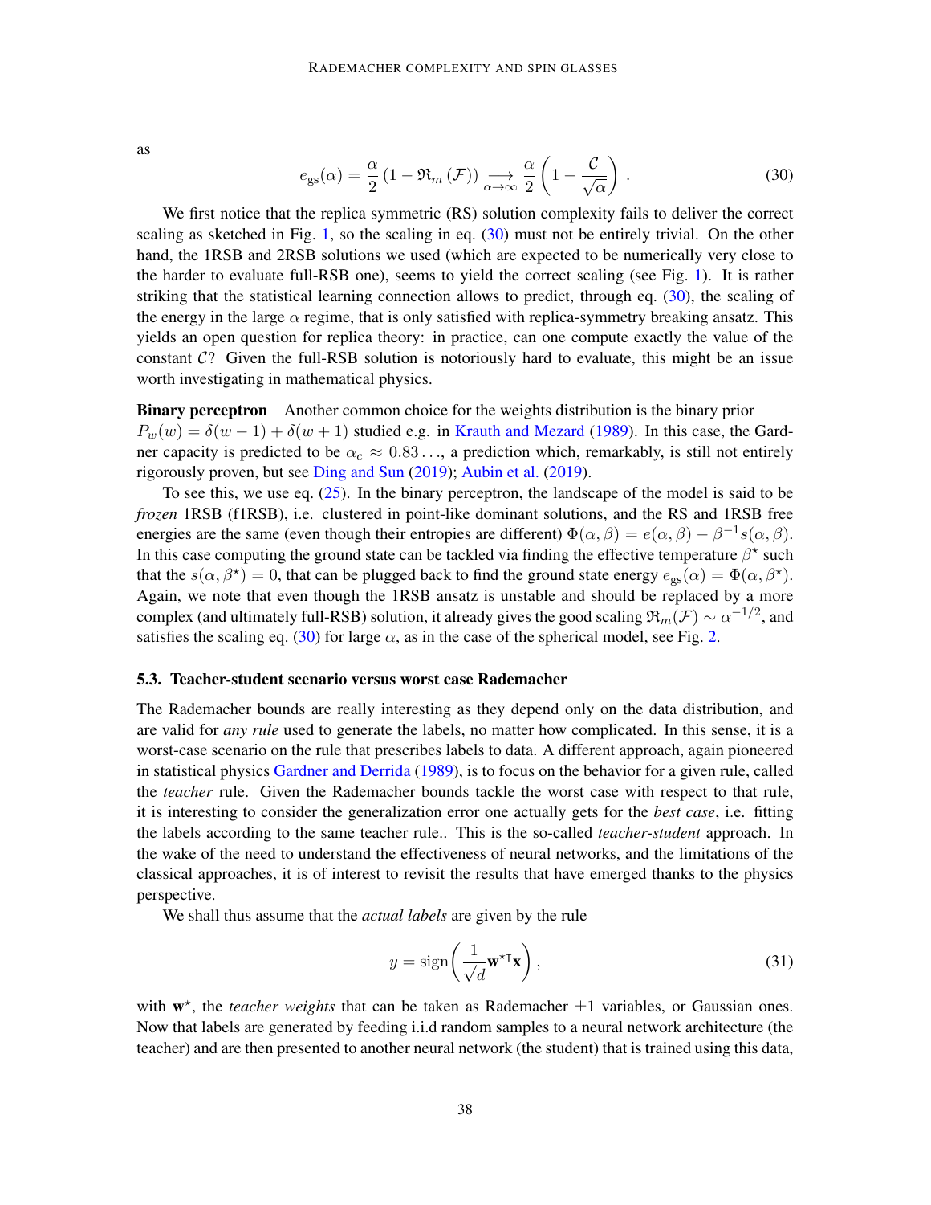as

$$e_{\mathrm{gs}}(\alpha) = \frac{\alpha}{2}\left(1 - \mathfrak{R}_m\left(\mathcal{F}\right)\right) \underset{\alpha\to\infty}{\longrightarrow} \frac{\alpha}{2}\left(1 - \frac{\mathcal{C}}{\sqrt{\alpha}}\right). \tag{30}$$

We first notice that the replica symmetric (RS) solution complexity fails to deliver the correct scaling as sketched in Fig. 1, so the scaling in eq. (30) must not be entirely trivial. On the other hand, the 1RSB and 2RSB solutions we used (which are expected to be numerically very close to the harder to evaluate full-RSB one), seems to yield the correct scaling (see Fig. 1). It is rather striking that the statistical learning connection allows to predict, through eq. (30), the scaling of the energy in the large $\alpha$ regime, that is only satisfied with replica-symmetry breaking ansatz. This yields an open question for replica theory: in practice, can one compute exactly the value of the constant $\mathcal{C}$? Given the full-RSB solution is notoriously hard to evaluate, this might be an issue worth investigating in mathematical physics.

**Binary perceptron** Another common choice for the weights distribution is the binary prior $P_w(w) = \delta(w-1) + \delta(w+1)$ studied e.g. in Krauth and Mezard (1989). In this case, the Gardner capacity is predicted to be $\alpha_c \approx 0.83\ldots$, a prediction which, remarkably, is still not entirely rigorously proven, but see Ding and Sun (2019); Aubin et al. (2019).

To see this, we use eq. (25). In the binary perceptron, the landscape of the model is said to be *frozen* 1RSB (f1RSB), i.e. clustered in point-like dominant solutions, and the RS and 1RSB free energies are the same (even though their entropies are different) $\Phi(\alpha,\beta) = e(\alpha,\beta) - \beta^{-1}s(\alpha,\beta)$. In this case computing the ground state can be tackled via finding the effective temperature $\beta^\star$ such that the $s(\alpha,\beta^\star) = 0$, that can be plugged back to find the ground state energy $e_{\mathrm{gs}}(\alpha) = \Phi(\alpha,\beta^\star)$. Again, we note that even though the 1RSB ansatz is unstable and should be replaced by a more complex (and ultimately full-RSB) solution, it already gives the good scaling $\mathfrak{R}_m(\mathcal{F}) \sim \alpha^{-1/2}$, and satisfies the scaling eq. (30) for large $\alpha$, as in the case of the spherical model, see Fig. 2.

### 5.3. Teacher-student scenario versus worst case Rademacher

The Rademacher bounds are really interesting as they depend only on the data distribution, and are valid for *any rule* used to generate the labels, no matter how complicated. In this sense, it is a worst-case scenario on the rule that prescribes labels to data. A different approach, again pioneered in statistical physics Gardner and Derrida (1989), is to focus on the behavior for a given rule, called the *teacher* rule. Given the Rademacher bounds tackle the worst case with respect to that rule, it is interesting to consider the generalization error one actually gets for the *best case*, i.e. fitting the labels according to the same teacher rule.. This is the so-called *teacher-student* approach. In the wake of the need to understand the effectiveness of neural networks, and the limitations of the classical approaches, it is of interest to revisit the results that have emerged thanks to the physics perspective.

We shall thus assume that the *actual labels* are given by the rule

$$y = \mathrm{sign}\left(\frac{1}{\sqrt{d}}\mathbf{w}^{\star\intercal}\mathbf{x}\right), \tag{31}$$

with $\mathbf{w}^\star$, the *teacher weights* that can be taken as Rademacher $\pm 1$ variables, or Gaussian ones. Now that labels are generated by feeding i.i.d random samples to a neural network architecture (the teacher) and are then presented to another neural network (the student) that is trained using this data,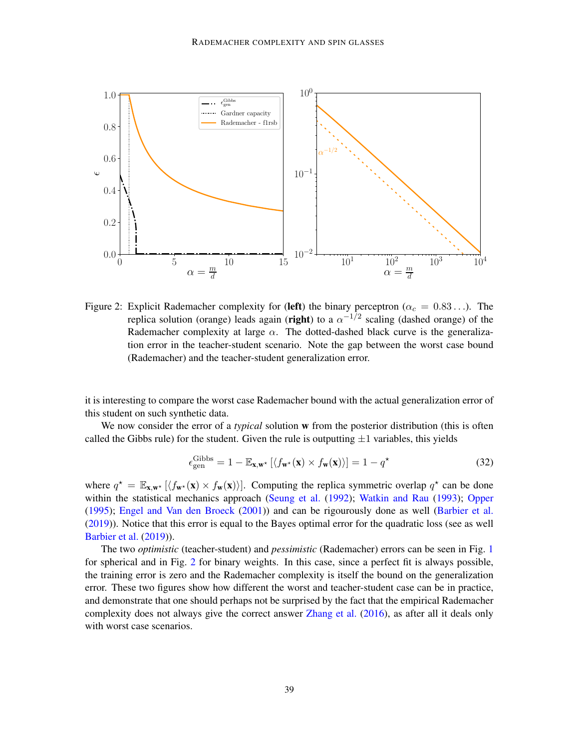Figure 2: Explicit Rademacher complexity for (**left**) the binary perceptron ($\alpha_c = 0.83\ldots$). The replica solution (orange) leads again (**right**) to a $\alpha^{-1/2}$ scaling (dashed orange) of the Rademacher complexity at large $\alpha$. The dotted-dashed black curve is the generalization error in the teacher-student scenario. Note the gap between the worst case bound (Rademacher) and the teacher-student generalization error.

it is interesting to compare the worst case Rademacher bound with the actual generalization error of this student on such synthetic data.

We now consider the error of a *typical* solution $\mathbf{w}$ from the posterior distribution (this is often called the Gibbs rule) for the student. Given the rule is outputting $\pm 1$ variables, this yields

$$\epsilon_{\text{gen}}^{\text{Gibbs}} = 1 - \mathbb{E}_{\mathbf{x},\mathbf{w}^\star}\left[\langle f_{\mathbf{w}^\star}(\mathbf{x}) \times f_{\mathbf{w}}(\mathbf{x})\rangle\right] = 1 - q^\star \tag{32}$$

where $q^\star = \mathbb{E}_{\mathbf{x},\mathbf{w}^\star}\left[\langle f_{\mathbf{w}^\star}(\mathbf{x}) \times f_{\mathbf{w}}(\mathbf{x})\rangle\right]$. Computing the replica symmetric overlap $q^\star$ can be done within the statistical mechanics approach (Seung et al. (1992); Watkin and Rau (1993); Opper (1995); Engel and Van den Broeck (2001)) and can be rigourously done as well (Barbier et al. (2019)). Notice that this error is equal to the Bayes optimal error for the quadratic loss (see as well Barbier et al. (2019)).

The two *optimistic* (teacher-student) and *pessimistic* (Rademacher) errors can be seen in Fig. 1 for spherical and in Fig. 2 for binary weights. In this case, since a perfect fit is always possible, the training error is zero and the Rademacher complexity is itself the bound on the generalization error. These two figures show how different the worst and teacher-student case can be in practice, and demonstrate that one should perhaps not be surprised by the fact that the empirical Rademacher complexity does not always give the correct answer Zhang et al. (2016), as after all it deals only with worst case scenarios.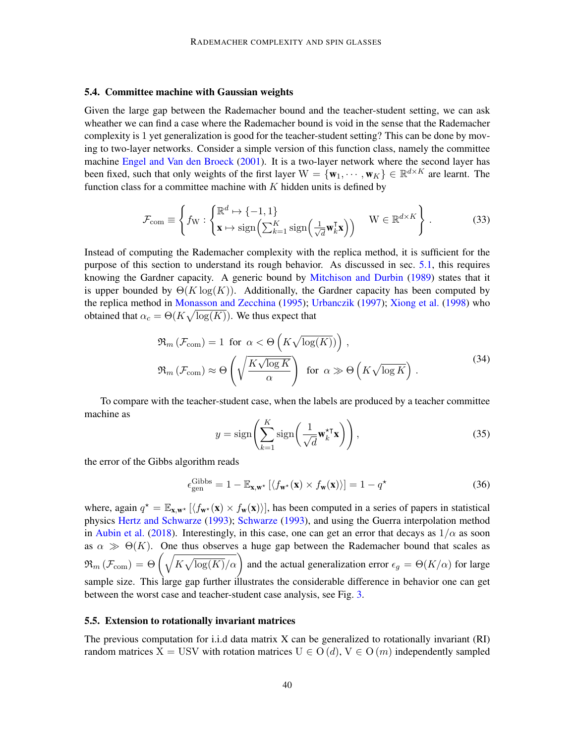### 5.4. Committee machine with Gaussian weights

Given the large gap between the Rademacher bound and the teacher-student setting, we can ask wheather we can find a case where the Rademacher bound is void in the sense that the Rademacher complexity is 1 yet generalization is good for the teacher-student setting? This can be done by moving to two-layer networks. Consider a simple version of this function class, namely the committee machine Engel and Van den Broeck (2001). It is a two-layer network where the second layer has been fixed, such that only weights of the first layer $\mathrm{W} = \{\mathbf{w}_1, \cdots, \mathbf{w}_K\} \in \mathbb{R}^{d\times K}$ are learnt. The function class for a committee machine with $K$ hidden units is defined by

$$
\mathcal{F}_{\rm com} \equiv \left\{ f_{\mathrm{W}} : \begin{cases} \mathbb{R}^d \mapsto \{-1, 1\} \\ \mathbf{x} \mapsto \mathrm{sign}\Big(\sum_{k=1}^K \mathrm{sign}\Big(\frac{1}{\sqrt{d}} \mathbf{w}_k^\intercal \mathbf{x}\Big)\Big) \end{cases} \quad \mathrm{W} \in \mathbb{R}^{d \times K} \right\} . \tag{33}
$$

Instead of computing the Rademacher complexity with the replica method, it is sufficient for the purpose of this section to understand its rough behavior. As discussed in sec. 5.1, this requires knowing the Gardner capacity. A generic bound by Mitchison and Durbin (1989) states that it is upper bounded by $\Theta(K\log(K))$. Additionally, the Gardner capacity has been computed by the replica method in Monasson and Zecchina (1995); Urbanczik (1997); Xiong et al. (1998) who obtained that $\alpha_c = \Theta(K\sqrt{\log(K)})$. We thus expect that

$$
\begin{aligned}
&\mathfrak{R}_m\left(\mathcal{F}_{\rm com}\right) = 1 \ \text{ for } \ \alpha < \Theta\left(K\sqrt{\log(K)}\right) , \\
&\mathfrak{R}_m\left(\mathcal{F}_{\rm com}\right) \approx \Theta\left(\sqrt{\frac{K\sqrt{\log K}}{\alpha}}\right) \ \text{ for } \ \alpha \gg \Theta\left(K\sqrt{\log K}\right) .
\end{aligned} \tag{34}
$$

To compare with the teacher-student case, when the labels are produced by a teacher committee machine as

$$
y = \mathrm{sign}\left(\sum_{k=1}^K \mathrm{sign}\left(\frac{1}{\sqrt{d}} \mathbf{w}_k^{\star\intercal} \mathbf{x}\right)\right) , \tag{35}
$$

the error of the Gibbs algorithm reads

$$
\epsilon_{\rm gen}^{\rm Gibbs} = 1 - \mathbb{E}_{\mathbf{x},\mathbf{w}^\star}\left[\langle f_{\mathbf{w}^\star}(\mathbf{x}) \times f_{\mathbf{w}}(\mathbf{x})\rangle\right] = 1 - q^\star \tag{36}
$$

where, again $q^\star = \mathbb{E}_{\mathbf{x},\mathbf{w}^\star}\left[\langle f_{\mathbf{w}^\star}(\mathbf{x}) \times f_{\mathbf{w}}(\mathbf{x})\rangle\right]$, has been computed in a series of papers in statistical physics Hertz and Schwarze (1993); Schwarze (1993), and using the Guerra interpolation method in Aubin et al. (2018). Interestingly, in this case, one can get an error that decays as $1/\alpha$ as soon as $\alpha \gg \Theta(K)$. One thus observes a huge gap between the Rademacher bound that scales as $\mathfrak{R}_m\left(\mathcal{F}_{\rm com}\right) = \Theta\left(\sqrt{K\sqrt{\log(K)}/\alpha}\right)$ and the actual generalization error $\epsilon_g = \Theta(K/\alpha)$ for large sample size. This large gap further illustrates the considerable difference in behavior one can get between the worst case and teacher-student case analysis, see Fig. 3.

### 5.5. Extension to rotationally invariant matrices

The previous computation for i.i.d data matrix X can be generalized to rotationally invariant (RI) random matrices $\mathrm{X} = \mathrm{USV}$ with rotation matrices $\mathrm{U} \in \mathrm{O}\left(d\right)$, $\mathrm{V} \in \mathrm{O}\left(m\right)$ independently sampled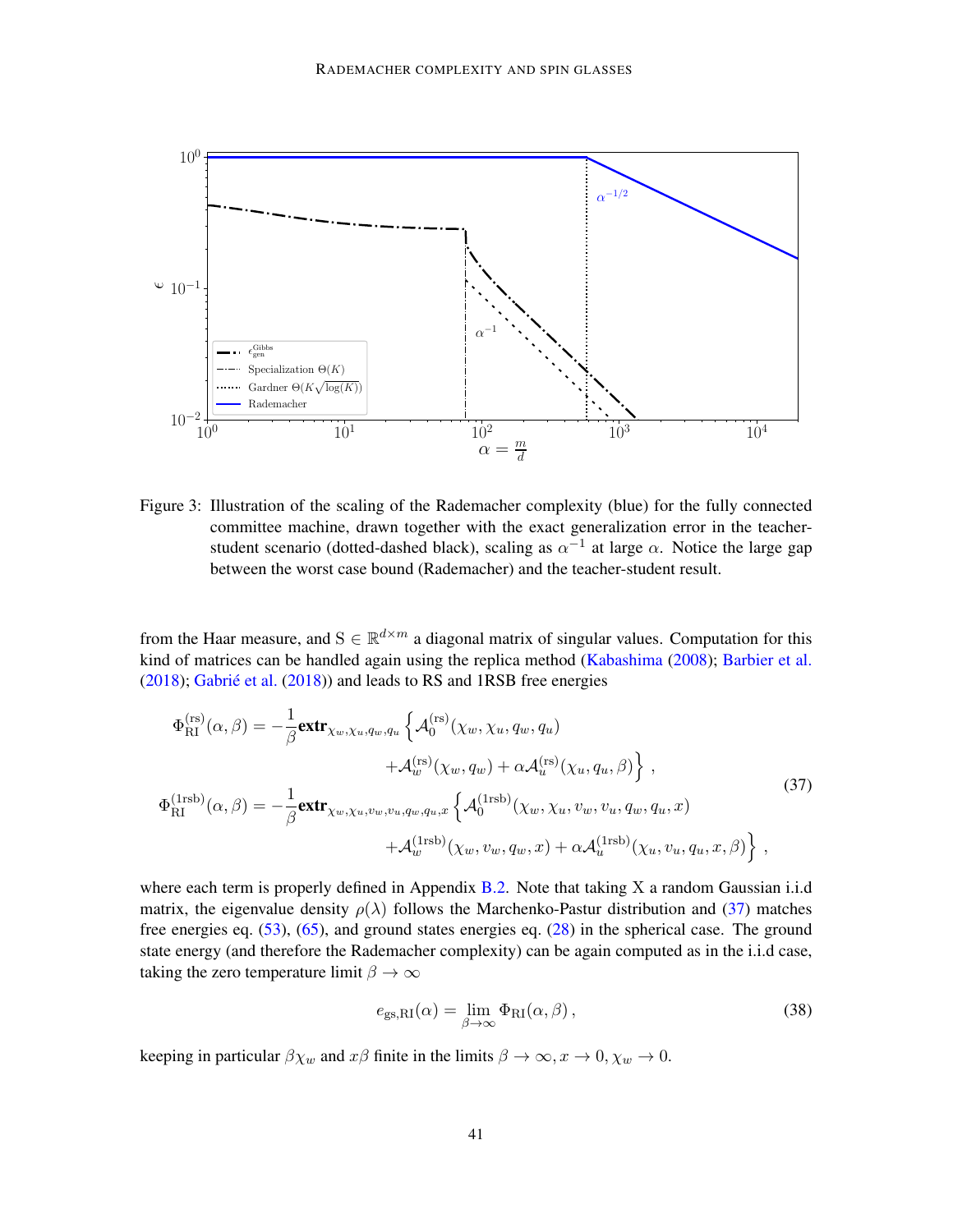Figure 3: Illustration of the scaling of the Rademacher complexity (blue) for the fully connected committee machine, drawn together with the exact generalization error in the teacher-student scenario (dotted-dashed black), scaling as $\alpha^{-1}$ at large $\alpha$. Notice the large gap between the worst case bound (Rademacher) and the teacher-student result.

from the Haar measure, and $\mathrm{S} \in \mathbb{R}^{d \times m}$ a diagonal matrix of singular values. Computation for this kind of matrices can be handled again using the replica method (Kabashima (2008); Barbier et al. (2018); Gabrié et al. (2018)) and leads to RS and 1RSB free energies

$$
\begin{aligned}
\Phi_{\mathrm{RI}}^{(\mathrm{rs})}(\alpha, \beta) &= -\frac{1}{\beta} \mathbf{extr}_{\chi_w, \chi_u, q_w, q_u} \Big\{ \mathcal{A}_0^{(\mathrm{rs})}(\chi_w, \chi_u, q_w, q_u) \\
&\qquad + \mathcal{A}_w^{(\mathrm{rs})}(\chi_w, q_w) + \alpha \mathcal{A}_u^{(\mathrm{rs})}(\chi_u, q_u, \beta) \Big\} \,, \\
\Phi_{\mathrm{RI}}^{(\mathrm{1rsb})}(\alpha, \beta) &= -\frac{1}{\beta} \mathbf{extr}_{\chi_w, \chi_u, v_w, v_u, q_w, q_u, x} \Big\{ \mathcal{A}_0^{(\mathrm{1rsb})}(\chi_w, \chi_u, v_w, v_u, q_w, q_u, x) \\
&\qquad + \mathcal{A}_w^{(\mathrm{1rsb})}(\chi_w, v_w, q_w, x) + \alpha \mathcal{A}_u^{(\mathrm{1rsb})}(\chi_u, v_u, q_u, x, \beta) \Big\} \,,
\end{aligned}
\tag{37}
$$

where each term is properly defined in Appendix B.2. Note that taking X a random Gaussian i.i.d matrix, the eigenvalue density $\rho(\lambda)$ follows the Marchenko-Pastur distribution and (37) matches free energies eq. (53), (65), and ground states energies eq. (28) in the spherical case. The ground state energy (and therefore the Rademacher complexity) can be again computed as in the i.i.d case, taking the zero temperature limit $\beta \to \infty$

$$
e_{\mathrm{gs,RI}}(\alpha) = \lim_{\beta \to \infty} \Phi_{\mathrm{RI}}(\alpha, \beta) \,, \tag{38}
$$

keeping in particular $\beta \chi_w$ and $x\beta$ finite in the limits $\beta \to \infty, x \to 0, \chi_w \to 0$.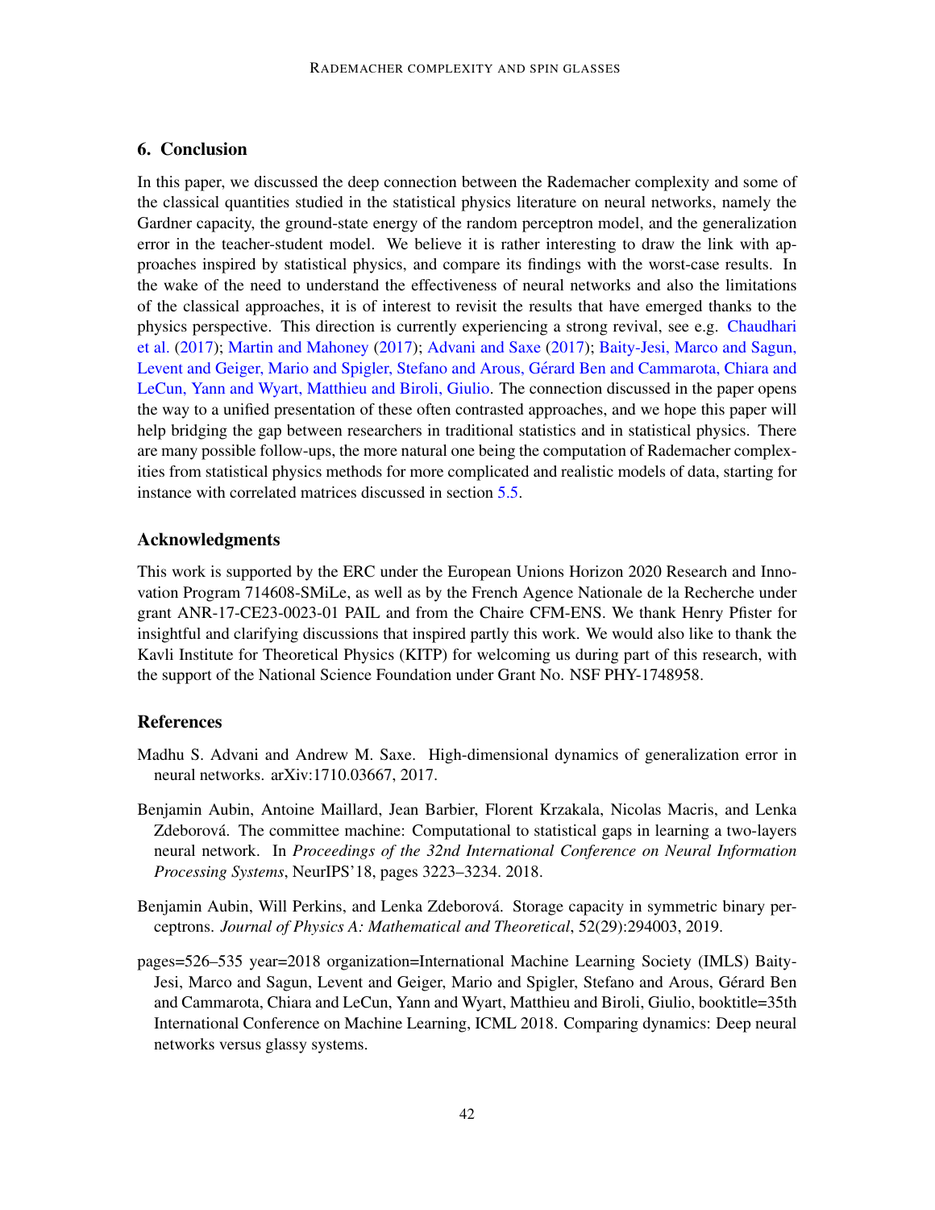## 6. Conclusion

In this paper, we discussed the deep connection between the Rademacher complexity and some of the classical quantities studied in the statistical physics literature on neural networks, namely the Gardner capacity, the ground-state energy of the random perceptron model, and the generalization error in the teacher-student model. We believe it is rather interesting to draw the link with approaches inspired by statistical physics, and compare its findings with the worst-case results. In the wake of the need to understand the effectiveness of neural networks and also the limitations of the classical approaches, it is of interest to revisit the results that have emerged thanks to the physics perspective. This direction is currently experiencing a strong revival, see e.g. Chaudhari et al. (2017); Martin and Mahoney (2017); Advani and Saxe (2017); Baity-Jesi, Marco and Sagun, Levent and Geiger, Mario and Spigler, Stefano and Arous, Gérard Ben and Cammarota, Chiara and LeCun, Yann and Wyart, Matthieu and Biroli, Giulio. The connection discussed in the paper opens the way to a unified presentation of these often contrasted approaches, and we hope this paper will help bridging the gap between researchers in traditional statistics and in statistical physics. There are many possible follow-ups, the more natural one being the computation of Rademacher complexities from statistical physics methods for more complicated and realistic models of data, starting for instance with correlated matrices discussed in section 5.5.

## Acknowledgments

This work is supported by the ERC under the European Unions Horizon 2020 Research and Innovation Program 714608-SMiLe, as well as by the French Agence Nationale de la Recherche under grant ANR-17-CE23-0023-01 PAIL and from the Chaire CFM-ENS. We thank Henry Pfister for insightful and clarifying discussions that inspired partly this work. We would also like to thank the Kavli Institute for Theoretical Physics (KITP) for welcoming us during part of this research, with the support of the National Science Foundation under Grant No. NSF PHY-1748958.

## References

Madhu S. Advani and Andrew M. Saxe. High-dimensional dynamics of generalization error in neural networks. arXiv:1710.03667, 2017.

Benjamin Aubin, Antoine Maillard, Jean Barbier, Florent Krzakala, Nicolas Macris, and Lenka Zdeborová. The committee machine: Computational to statistical gaps in learning a two-layers neural network. In *Proceedings of the 32nd International Conference on Neural Information Processing Systems*, NeurIPS'18, pages 3223–3234. 2018.

Benjamin Aubin, Will Perkins, and Lenka Zdeborová. Storage capacity in symmetric binary perceptrons. *Journal of Physics A: Mathematical and Theoretical*, 52(29):294003, 2019.

pages=526–535 year=2018 organization=International Machine Learning Society (IMLS) Baity-Jesi, Marco and Sagun, Levent and Geiger, Mario and Spigler, Stefano and Arous, Gérard Ben and Cammarota, Chiara and LeCun, Yann and Wyart, Matthieu and Biroli, Giulio, booktitle=35th International Conference on Machine Learning, ICML 2018. Comparing dynamics: Deep neural networks versus glassy systems.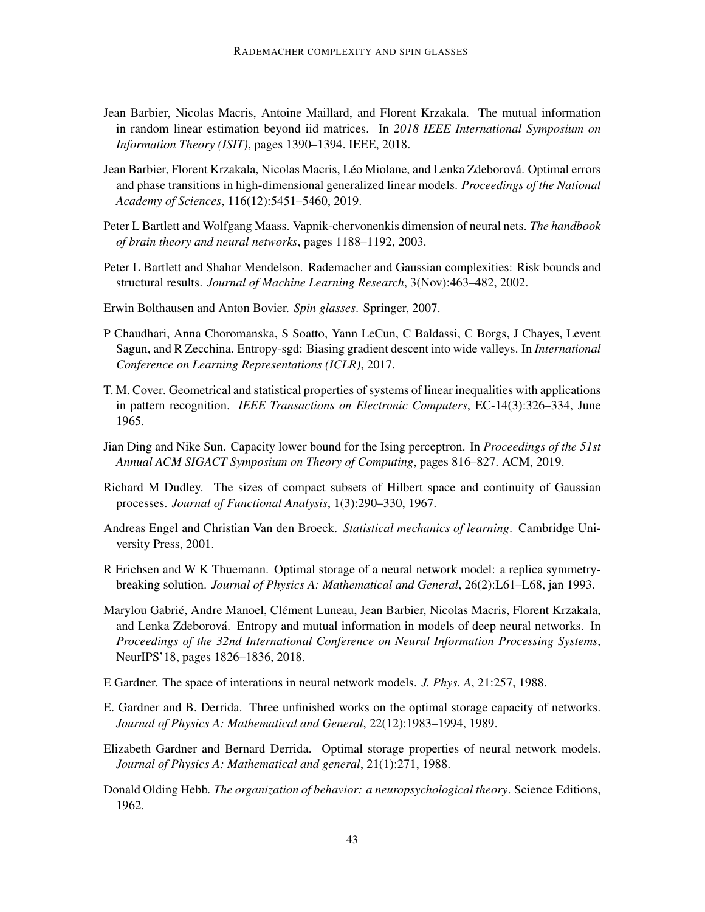Jean Barbier, Nicolas Macris, Antoine Maillard, and Florent Krzakala. The mutual information in random linear estimation beyond iid matrices. In *2018 IEEE International Symposium on Information Theory (ISIT)*, pages 1390–1394. IEEE, 2018.

Jean Barbier, Florent Krzakala, Nicolas Macris, Léo Miolane, and Lenka Zdeborová. Optimal errors and phase transitions in high-dimensional generalized linear models. *Proceedings of the National Academy of Sciences*, 116(12):5451–5460, 2019.

Peter L Bartlett and Wolfgang Maass. Vapnik-chervonenkis dimension of neural nets. *The handbook of brain theory and neural networks*, pages 1188–1192, 2003.

Peter L Bartlett and Shahar Mendelson. Rademacher and Gaussian complexities: Risk bounds and structural results. *Journal of Machine Learning Research*, 3(Nov):463–482, 2002.

Erwin Bolthausen and Anton Bovier. *Spin glasses*. Springer, 2007.

P Chaudhari, Anna Choromanska, S Soatto, Yann LeCun, C Baldassi, C Borgs, J Chayes, Levent Sagun, and R Zecchina. Entropy-sgd: Biasing gradient descent into wide valleys. In *International Conference on Learning Representations (ICLR)*, 2017.

T. M. Cover. Geometrical and statistical properties of systems of linear inequalities with applications in pattern recognition. *IEEE Transactions on Electronic Computers*, EC-14(3):326–334, June 1965.

Jian Ding and Nike Sun. Capacity lower bound for the Ising perceptron. In *Proceedings of the 51st Annual ACM SIGACT Symposium on Theory of Computing*, pages 816–827. ACM, 2019.

Richard M Dudley. The sizes of compact subsets of Hilbert space and continuity of Gaussian processes. *Journal of Functional Analysis*, 1(3):290–330, 1967.

Andreas Engel and Christian Van den Broeck. *Statistical mechanics of learning*. Cambridge University Press, 2001.

R Erichsen and W K Thuemann. Optimal storage of a neural network model: a replica symmetry-breaking solution. *Journal of Physics A: Mathematical and General*, 26(2):L61–L68, jan 1993.

Marylou Gabrié, Andre Manoel, Clément Luneau, Jean Barbier, Nicolas Macris, Florent Krzakala, and Lenka Zdeborová. Entropy and mutual information in models of deep neural networks. In *Proceedings of the 32nd International Conference on Neural Information Processing Systems*, NeurIPS'18, pages 1826–1836, 2018.

E Gardner. The space of interations in neural network models. *J. Phys. A*, 21:257, 1988.

E. Gardner and B. Derrida. Three unfinished works on the optimal storage capacity of networks. *Journal of Physics A: Mathematical and General*, 22(12):1983–1994, 1989.

Elizabeth Gardner and Bernard Derrida. Optimal storage properties of neural network models. *Journal of Physics A: Mathematical and general*, 21(1):271, 1988.

Donald Olding Hebb. *The organization of behavior: a neuropsychological theory*. Science Editions, 1962.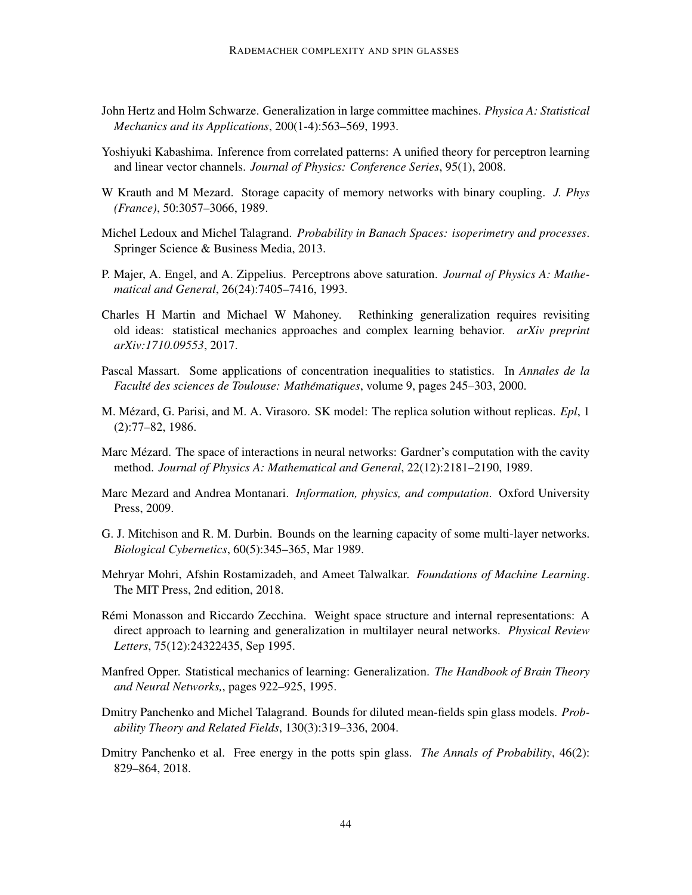John Hertz and Holm Schwarze. Generalization in large committee machines. *Physica A: Statistical Mechanics and its Applications*, 200(1-4):563–569, 1993.

Yoshiyuki Kabashima. Inference from correlated patterns: A unified theory for perceptron learning and linear vector channels. *Journal of Physics: Conference Series*, 95(1), 2008.

W Krauth and M Mezard. Storage capacity of memory networks with binary coupling. *J. Phys (France)*, 50:3057–3066, 1989.

Michel Ledoux and Michel Talagrand. *Probability in Banach Spaces: isoperimetry and processes*. Springer Science & Business Media, 2013.

P. Majer, A. Engel, and A. Zippelius. Perceptrons above saturation. *Journal of Physics A: Mathematical and General*, 26(24):7405–7416, 1993.

Charles H Martin and Michael W Mahoney. Rethinking generalization requires revisiting old ideas: statistical mechanics approaches and complex learning behavior. *arXiv preprint arXiv:1710.09553*, 2017.

Pascal Massart. Some applications of concentration inequalities to statistics. In *Annales de la Faculté des sciences de Toulouse: Mathématiques*, volume 9, pages 245–303, 2000.

M. Mézard, G. Parisi, and M. A. Virasoro. SK model: The replica solution without replicas. *Epl*, 1 (2):77–82, 1986.

Marc Mézard. The space of interactions in neural networks: Gardner's computation with the cavity method. *Journal of Physics A: Mathematical and General*, 22(12):2181–2190, 1989.

Marc Mezard and Andrea Montanari. *Information, physics, and computation*. Oxford University Press, 2009.

G. J. Mitchison and R. M. Durbin. Bounds on the learning capacity of some multi-layer networks. *Biological Cybernetics*, 60(5):345–365, Mar 1989.

Mehryar Mohri, Afshin Rostamizadeh, and Ameet Talwalkar. *Foundations of Machine Learning*. The MIT Press, 2nd edition, 2018.

Rémi Monasson and Riccardo Zecchina. Weight space structure and internal representations: A direct approach to learning and generalization in multilayer neural networks. *Physical Review Letters*, 75(12):24322435, Sep 1995.

Manfred Opper. Statistical mechanics of learning: Generalization. *The Handbook of Brain Theory and Neural Networks,*, pages 922–925, 1995.

Dmitry Panchenko and Michel Talagrand. Bounds for diluted mean-fields spin glass models. *Probability Theory and Related Fields*, 130(3):319–336, 2004.

Dmitry Panchenko et al. Free energy in the potts spin glass. *The Annals of Probability*, 46(2): 829–864, 2018.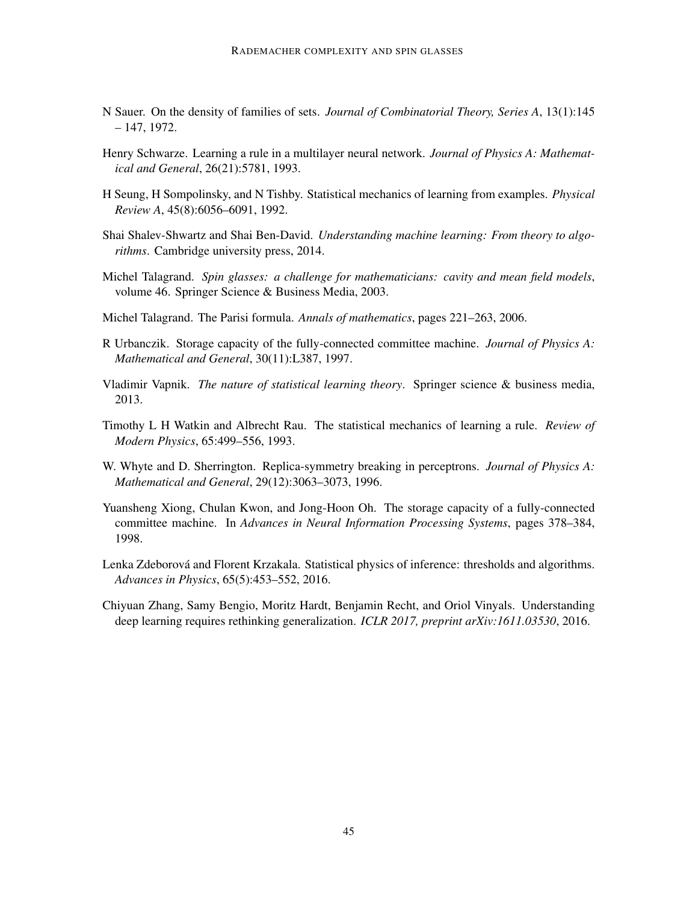N Sauer. On the density of families of sets. *Journal of Combinatorial Theory, Series A*, 13(1):145 – 147, 1972.

Henry Schwarze. Learning a rule in a multilayer neural network. *Journal of Physics A: Mathematical and General*, 26(21):5781, 1993.

H Seung, H Sompolinsky, and N Tishby. Statistical mechanics of learning from examples. *Physical Review A*, 45(8):6056–6091, 1992.

Shai Shalev-Shwartz and Shai Ben-David. *Understanding machine learning: From theory to algorithms*. Cambridge university press, 2014.

Michel Talagrand. *Spin glasses: a challenge for mathematicians: cavity and mean field models*, volume 46. Springer Science & Business Media, 2003.

Michel Talagrand. The Parisi formula. *Annals of mathematics*, pages 221–263, 2006.

R Urbanczik. Storage capacity of the fully-connected committee machine. *Journal of Physics A: Mathematical and General*, 30(11):L387, 1997.

Vladimir Vapnik. *The nature of statistical learning theory*. Springer science & business media, 2013.

Timothy L H Watkin and Albrecht Rau. The statistical mechanics of learning a rule. *Review of Modern Physics*, 65:499–556, 1993.

W. Whyte and D. Sherrington. Replica-symmetry breaking in perceptrons. *Journal of Physics A: Mathematical and General*, 29(12):3063–3073, 1996.

Yuansheng Xiong, Chulan Kwon, and Jong-Hoon Oh. The storage capacity of a fully-connected committee machine. In *Advances in Neural Information Processing Systems*, pages 378–384, 1998.

Lenka Zdeborová and Florent Krzakala. Statistical physics of inference: thresholds and algorithms. *Advances in Physics*, 65(5):453–552, 2016.

Chiyuan Zhang, Samy Bengio, Moritz Hardt, Benjamin Recht, and Oriol Vinyals. Understanding deep learning requires rethinking generalization. *ICLR 2017, preprint arXiv:1611.03530*, 2016.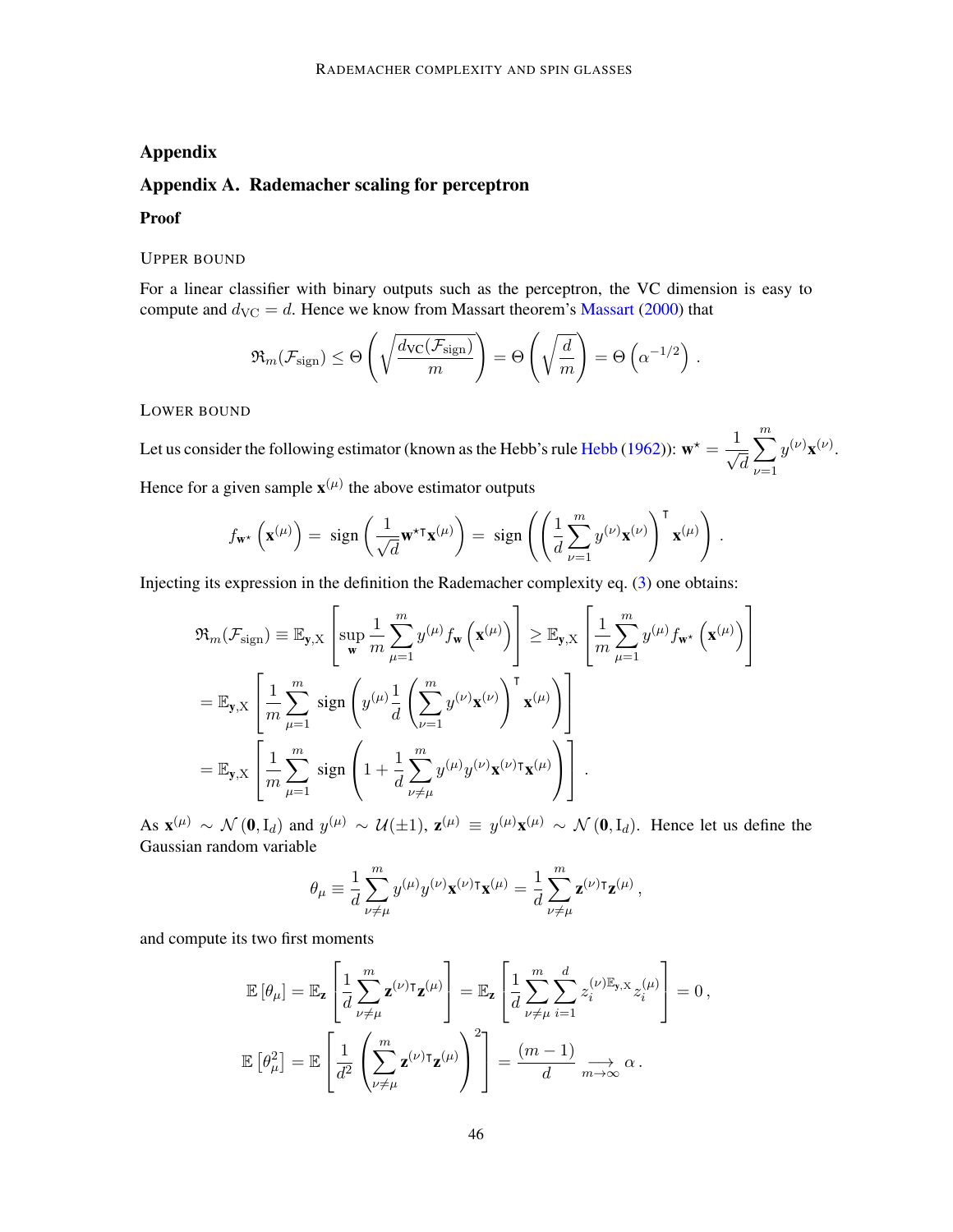## Appendix

## Appendix A. Rademacher scaling for perceptron

### Proof

UPPER BOUND

For a linear classifier with binary outputs such as the perceptron, the VC dimension is easy to compute and $d_{\rm VC} = d$. Hence we know from Massart theorem's Massart (2000) that

$$
\mathfrak{R}_m(\mathcal{F}_{\rm sign}) \leq \Theta\left(\sqrt{\frac{d_{\rm VC}(\mathcal{F}_{\rm sign})}{m}}\right) = \Theta\left(\sqrt{\frac{d}{m}}\right) = \Theta\left(\alpha^{-1/2}\right) .
$$

LOWER BOUND

Let us consider the following estimator (known as the Hebb's rule Hebb (1962)): $\mathbf{w}^\star = \frac{1}{\sqrt{d}} \sum_{\nu=1}^m y^{(\nu)} \mathbf{x}^{(\nu)}$.

Hence for a given sample $\mathbf{x}^{(\mu)}$ the above estimator outputs

$$
f_{\mathbf{w}^\star}\left(\mathbf{x}^{(\mu)}\right) = \text{ sign}\left(\frac{1}{\sqrt{d}} \mathbf{w}^{\star\intercal} \mathbf{x}^{(\mu)}\right) = \text{ sign}\left(\left(\frac{1}{d}\sum_{\nu=1}^m y^{(\nu)}\mathbf{x}^{(\nu)}\right)^\intercal \mathbf{x}^{(\mu)}\right) .
$$

Injecting its expression in the definition the Rademacher complexity eq. (3) one obtains:

$$
\begin{aligned}
\mathfrak{R}_m(\mathcal{F}_{\rm sign}) &\equiv \mathbb{E}_{\mathbf{y},\mathrm{X}}\left[\sup_{\mathbf{w}} \frac{1}{m}\sum_{\mu=1}^m y^{(\mu)} f_{\mathbf{w}}\left(\mathbf{x}^{(\mu)}\right)\right] \geq \mathbb{E}_{\mathbf{y},\mathrm{X}}\left[\frac{1}{m}\sum_{\mu=1}^m y^{(\mu)} f_{\mathbf{w}^\star}\left(\mathbf{x}^{(\mu)}\right)\right] \\
&= \mathbb{E}_{\mathbf{y},\mathrm{X}}\left[\frac{1}{m}\sum_{\mu=1}^m \text{ sign}\left(y^{(\mu)}\frac{1}{d}\left(\sum_{\nu=1}^m y^{(\nu)}\mathbf{x}^{(\nu)}\right)^\intercal \mathbf{x}^{(\mu)}\right)\right] \\
&= \mathbb{E}_{\mathbf{y},\mathrm{X}}\left[\frac{1}{m}\sum_{\mu=1}^m \text{ sign}\left(1 + \frac{1}{d}\sum_{\nu\neq\mu}^m y^{(\mu)}y^{(\nu)}\mathbf{x}^{(\nu)\intercal}\mathbf{x}^{(\mu)}\right)\right] .
\end{aligned}
$$

As $\mathbf{x}^{(\mu)} \sim \mathcal{N}(\mathbf{0}, \mathrm{I}_d)$ and $y^{(\mu)} \sim \mathcal{U}(\pm 1)$, $\mathbf{z}^{(\mu)} \equiv y^{(\mu)}\mathbf{x}^{(\mu)} \sim \mathcal{N}(\mathbf{0}, \mathrm{I}_d)$. Hence let us define the Gaussian random variable

$$
\theta_\mu \equiv \frac{1}{d}\sum_{\nu\neq\mu}^m y^{(\mu)}y^{(\nu)}\mathbf{x}^{(\nu)\intercal}\mathbf{x}^{(\mu)} = \frac{1}{d}\sum_{\nu\neq\mu}^m \mathbf{z}^{(\nu)\intercal}\mathbf{z}^{(\mu)} ,
$$

and compute its two first moments

$$
\begin{aligned}
\mathbb{E}\left[\theta_\mu\right] &= \mathbb{E}_{\mathbf{z}}\left[\frac{1}{d}\sum_{\nu\neq\mu}^m \mathbf{z}^{(\nu)\intercal}\mathbf{z}^{(\mu)}\right] = \mathbb{E}_{\mathbf{z}}\left[\frac{1}{d}\sum_{\nu\neq\mu}^m\sum_{i=1}^d z_i^{(\nu)\mathbb{E}_{\mathbf{y},\mathrm{X}}} z_i^{(\mu)}\right] = 0 , \\
\mathbb{E}\left[\theta_\mu^2\right] &= \mathbb{E}\left[\frac{1}{d^2}\left(\sum_{\nu\neq\mu}^m \mathbf{z}^{(\nu)\intercal}\mathbf{z}^{(\mu)}\right)^2\right] = \frac{(m-1)}{d} \underset{m\to\infty}{\longrightarrow} \alpha .
\end{aligned}
$$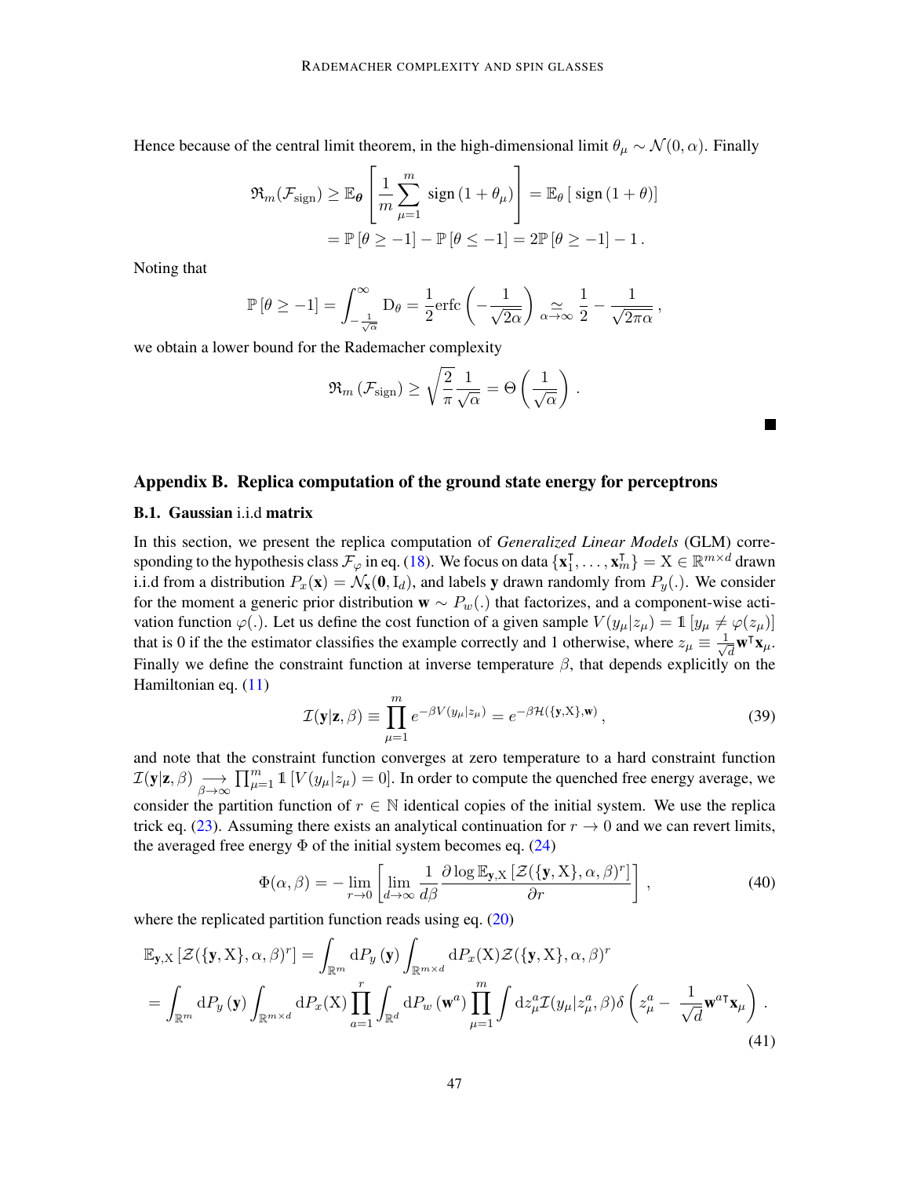Hence because of the central limit theorem, in the high-dimensional limit $\theta_\mu \sim \mathcal{N}(0, \alpha)$. Finally

$$
\mathfrak{R}_m(\mathcal{F}_{\text{sign}}) \geq \mathbb{E}_{\boldsymbol{\theta}} \left[ \frac{1}{m} \sum_{\mu=1}^{m} \text{ sign} \left(1 + \theta_\mu\right) \right] = \mathbb{E}_\theta \left[ \text{ sign} \left(1 + \theta\right) \right]
$$
$$
= \mathbb{P}\left[\theta \geq -1\right] - \mathbb{P}\left[\theta \leq -1\right] = 2\mathbb{P}\left[\theta \geq -1\right] - 1 \,.
$$

Noting that

$$
\mathbb{P}\left[\theta \geq -1\right] = \int_{-\frac{1}{\sqrt{\alpha}}}^{\infty} \mathrm{D}_\theta = \frac{1}{2}\mathrm{erfc}\left(-\frac{1}{\sqrt{2\alpha}}\right) \underset{\alpha \to \infty}{\simeq} \frac{1}{2} - \frac{1}{\sqrt{2\pi\alpha}} \,,
$$

we obtain a lower bound for the Rademacher complexity

$$
\mathfrak{R}_m\left(\mathcal{F}_{\text{sign}}\right) \geq \sqrt{\frac{2}{\pi}} \frac{1}{\sqrt{\alpha}} = \Theta\left(\frac{1}{\sqrt{\alpha}}\right) \,.
$$

■

## Appendix B. Replica computation of the ground state energy for perceptrons

### B.1. Gaussian i.i.d matrix

In this section, we present the replica computation of *Generalized Linear Models* (GLM) corresponding to the hypothesis class $\mathcal{F}_\varphi$ in eq. (18). We focus on data $\{\mathbf{x}_1^\intercal, \ldots, \mathbf{x}_m^\intercal\} = \mathrm{X} \in \mathbb{R}^{m \times d}$ drawn i.i.d from a distribution $P_x(\mathbf{x}) = \mathcal{N}_{\mathbf{x}}(\mathbf{0}, \mathrm{I}_d)$, and labels $\mathbf{y}$ drawn randomly from $P_y(.)$. We consider for the moment a generic prior distribution $\mathbf{w} \sim P_w(.)$ that factorizes, and a component-wise activation function $\varphi(.)$. Let us define the cost function of a given sample $V(y_\mu|z_\mu) = \mathbb{1}\left[y_\mu \neq \varphi(z_\mu)\right]$ that is 0 if the the estimator classifies the example correctly and 1 otherwise, where $z_\mu \equiv \frac{1}{\sqrt{d}}\mathbf{w}^\intercal \mathbf{x}_\mu$. Finally we define the constraint function at inverse temperature $\beta$, that depends explicitly on the Hamiltonian eq. (11)

$$
\mathcal{I}(\mathbf{y}|\mathbf{z}, \beta) \equiv \prod_{\mu=1}^{m} e^{-\beta V(y_\mu|z_\mu)} = e^{-\beta \mathcal{H}(\{\mathbf{y}, \mathrm{X}\}, \mathbf{w})} \,, \tag{39}
$$

and note that the constraint function converges at zero temperature to a hard constraint function $\mathcal{I}(\mathbf{y}|\mathbf{z}, \beta) \underset{\beta \to \infty}{\longrightarrow} \prod_{\mu=1}^{m} \mathbb{1}\left[V(y_\mu|z_\mu) = 0\right]$. In order to compute the quenched free energy average, we consider the partition function of $r \in \mathbb{N}$ identical copies of the initial system. We use the replica trick eq. (23). Assuming there exists an analytical continuation for $r \to 0$ and we can revert limits, the averaged free energy $\Phi$ of the initial system becomes eq. (24)

$$
\Phi(\alpha, \beta) = -\lim_{r \to 0} \left[ \lim_{d \to \infty} \frac{1}{d\beta} \frac{\partial \log \mathbb{E}_{\mathbf{y},\mathrm{X}}\left[\mathcal{Z}(\{\mathbf{y}, \mathrm{X}\}, \alpha, \beta)^r\right]}{\partial r} \right] \,, \tag{40}
$$

where the replicated partition function reads using eq. (20)

$$
\mathbb{E}_{\mathbf{y},\mathrm{X}}\left[\mathcal{Z}(\{\mathbf{y}, \mathrm{X}\}, \alpha, \beta)^r\right] = \int_{\mathbb{R}^m} \mathrm{d}P_y\left(\mathbf{y}\right) \int_{\mathbb{R}^{m \times d}} \mathrm{d}P_x(\mathrm{X}) \mathcal{Z}(\{\mathbf{y}, \mathrm{X}\}, \alpha, \beta)^r
$$
$$
= \int_{\mathbb{R}^m} \mathrm{d}P_y\left(\mathbf{y}\right) \int_{\mathbb{R}^{m \times d}} \mathrm{d}P_x(\mathrm{X}) \prod_{a=1}^{r} \int_{\mathbb{R}^d} \mathrm{d}P_w\left(\mathbf{w}^a\right) \prod_{\mu=1}^{m} \int \mathrm{d}z_\mu^a \mathcal{I}(y_\mu|z_\mu^a, \beta) \delta\left(z_\mu^a - \frac{1}{\sqrt{d}} \mathbf{w}^{a\intercal} \mathbf{x}_\mu\right) \,. \tag{41}
$$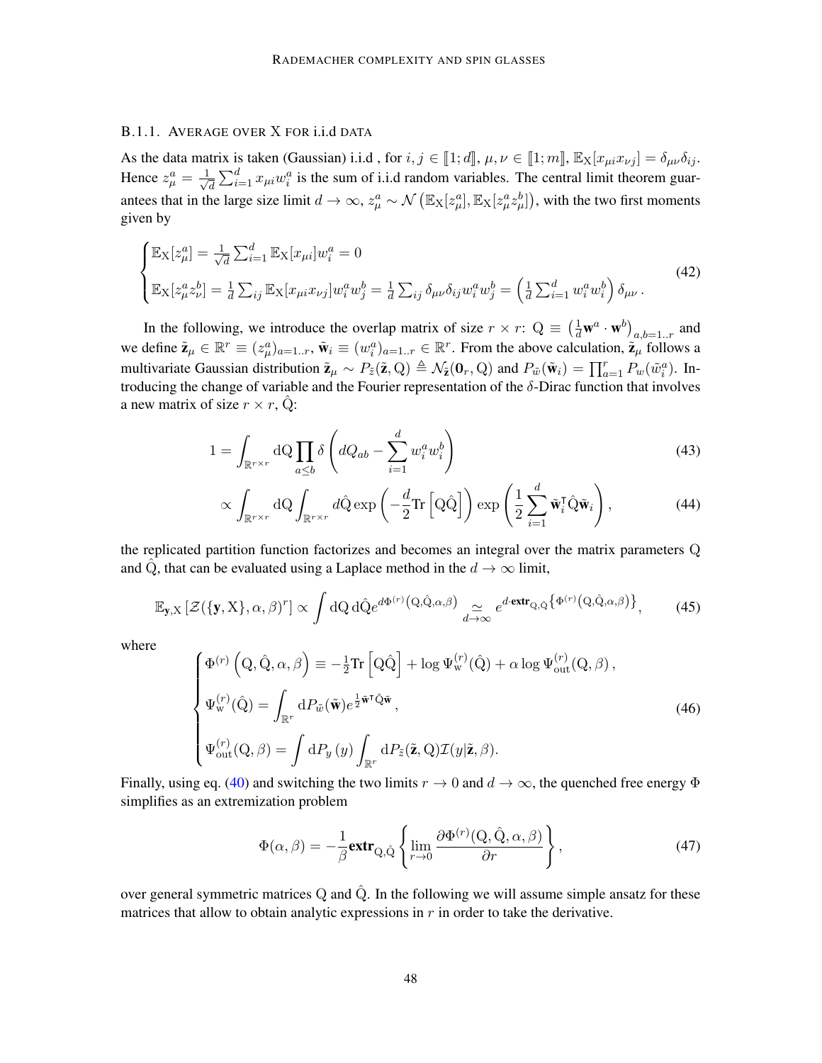#### B.1.1. Average over X for i.i.d data

As the data matrix is taken (Gaussian) i.i.d , for $i, j \in [\![1; d]\!]$, $\mu, \nu \in [\![1; m]\!]$, $\mathbb{E}_{\mathrm{X}}[x_{\mu i} x_{\nu j}] = \delta_{\mu\nu}\delta_{ij}$. Hence $z_\mu^a = \frac{1}{\sqrt{d}} \sum_{i=1}^d x_{\mu i} w_i^a$ is the sum of i.i.d random variables. The central limit theorem guarantees that in the large size limit $d \to \infty$, $z_\mu^a \sim \mathcal{N}\left(\mathbb{E}_{\mathrm{X}}[z_\mu^a], \mathbb{E}_{\mathrm{X}}[z_\mu^a z_\mu^b]\right)$, with the two first moments given by

$$
\begin{cases}
\mathbb{E}_{\mathrm{X}}[z_\mu^a] = \frac{1}{\sqrt{d}} \sum_{i=1}^d \mathbb{E}_{\mathrm{X}}[x_{\mu i}] w_i^a = 0 \\
\mathbb{E}_{\mathrm{X}}[z_\mu^a z_\nu^b] = \frac{1}{d} \sum_{ij} \mathbb{E}_{\mathrm{X}}[x_{\mu i} x_{\nu j}] w_i^a w_j^b = \frac{1}{d} \sum_{ij} \delta_{\mu\nu}\delta_{ij} w_i^a w_j^b = \left(\frac{1}{d}\sum_{i=1}^d w_i^a w_i^b\right)\delta_{\mu\nu} \,.
\end{cases}
\tag{42}
$$

In the following, we introduce the overlap matrix of size $r \times r$: $\mathrm{Q} \equiv \left(\frac{1}{d}\mathbf{w}^a \cdot \mathbf{w}^b\right)_{a,b=1..r}$ and we define $\tilde{\mathbf{z}}_\mu \in \mathbb{R}^r \equiv (z_\mu^a)_{a=1..r}$, $\tilde{\mathbf{w}}_i \equiv (w_i^a)_{a=1..r} \in \mathbb{R}^r$. From the above calculation, $\tilde{\mathbf{z}}_\mu$ follows a multivariate Gaussian distribution $\tilde{\mathbf{z}}_\mu \sim P_{\tilde{z}}(\tilde{\mathbf{z}}, \mathrm{Q}) \triangleq \mathcal{N}_{\tilde{\mathbf{z}}}(\mathbf{0}_r, \mathrm{Q})$ and $P_{\tilde{w}}(\tilde{\mathbf{w}}_i) = \prod_{a=1}^r P_w(\tilde{w}_i^a)$. Introducing the change of variable and the Fourier representation of the $\delta$-Dirac function that involves a new matrix of size $r \times r$, $\hat{\mathrm{Q}}$:

$$
1 = \int_{\mathbb{R}^{r\times r}} \mathrm{dQ} \prod_{a \le b} \delta\left(dQ_{ab} - \sum_{i=1}^d w_i^a w_i^b\right) \tag{43}
$$

$$
\propto \int_{\mathbb{R}^{r\times r}} \mathrm{dQ} \int_{\mathbb{R}^{r\times r}} d\hat{\mathrm{Q}} \exp\left(-\frac{d}{2}\mathrm{Tr}\left[\mathrm{Q}\hat{\mathrm{Q}}\right]\right) \exp\left(\frac{1}{2}\sum_{i=1}^d \tilde{\mathbf{w}}_i^\intercal \hat{\mathrm{Q}} \tilde{\mathbf{w}}_i\right), \tag{44}
$$

the replicated partition function factorizes and becomes an integral over the matrix parameters Q and $\hat{\mathrm{Q}}$, that can be evaluated using a Laplace method in the $d \to \infty$ limit,

$$
\mathbb{E}_{\mathbf{y},\mathrm{X}}\left[\mathcal{Z}(\{\mathbf{y}, \mathrm{X}\}, \alpha, \beta)^r\right] \propto \int \mathrm{dQ}\,\mathrm{d}\hat{\mathrm{Q}} e^{d\Phi^{(r)}\left(\mathrm{Q},\hat{\mathrm{Q}},\alpha,\beta\right)} \underset{d\to\infty}{\simeq} e^{d\cdot \mathbf{extr}_{\mathrm{Q},\hat{\mathrm{Q}}}\left\{\Phi^{(r)}\left(\mathrm{Q},\hat{\mathrm{Q}},\alpha,\beta\right)\right\}}, \tag{45}
$$

where

$$
\begin{cases}
\Phi^{(r)}\left(\mathrm{Q}, \hat{\mathrm{Q}}, \alpha, \beta\right) \equiv -\frac{1}{2}\mathrm{Tr}\left[\mathrm{Q}\hat{\mathrm{Q}}\right] + \log \Psi_{\mathrm{w}}^{(r)}(\hat{\mathrm{Q}}) + \alpha \log \Psi_{\mathrm{out}}^{(r)}(\mathrm{Q}, \beta)\,, \\
\Psi_{\mathrm{w}}^{(r)}(\hat{\mathrm{Q}}) = \int_{\mathbb{R}^r} \mathrm{d}P_{\tilde{w}}(\tilde{\mathbf{w}}) e^{\frac{1}{2}\tilde{\mathbf{w}}^\intercal \hat{\mathrm{Q}} \tilde{\mathbf{w}}}\,, \\
\Psi_{\mathrm{out}}^{(r)}(\mathrm{Q}, \beta) = \int \mathrm{d}P_y\left(y\right) \int_{\mathbb{R}^r} \mathrm{d}P_{\tilde{z}}(\tilde{\mathbf{z}}, \mathrm{Q}) \mathcal{I}(y|\tilde{\mathbf{z}}, \beta).
\end{cases}
\tag{46}
$$

Finally, using eq. (40) and switching the two limits $r \to 0$ and $d \to \infty$, the quenched free energy $\Phi$ simplifies as an extremization problem

$$
\Phi(\alpha, \beta) = -\frac{1}{\beta}\mathbf{extr}_{\mathrm{Q},\hat{\mathrm{Q}}}\left\{\lim_{r\to 0} \frac{\partial \Phi^{(r)}(\mathrm{Q}, \hat{\mathrm{Q}}, \alpha, \beta)}{\partial r}\right\}, \tag{47}
$$

over general symmetric matrices Q and $\hat{\mathrm{Q}}$. In the following we will assume simple ansatz for these matrices that allow to obtain analytic expressions in $r$ in order to take the derivative.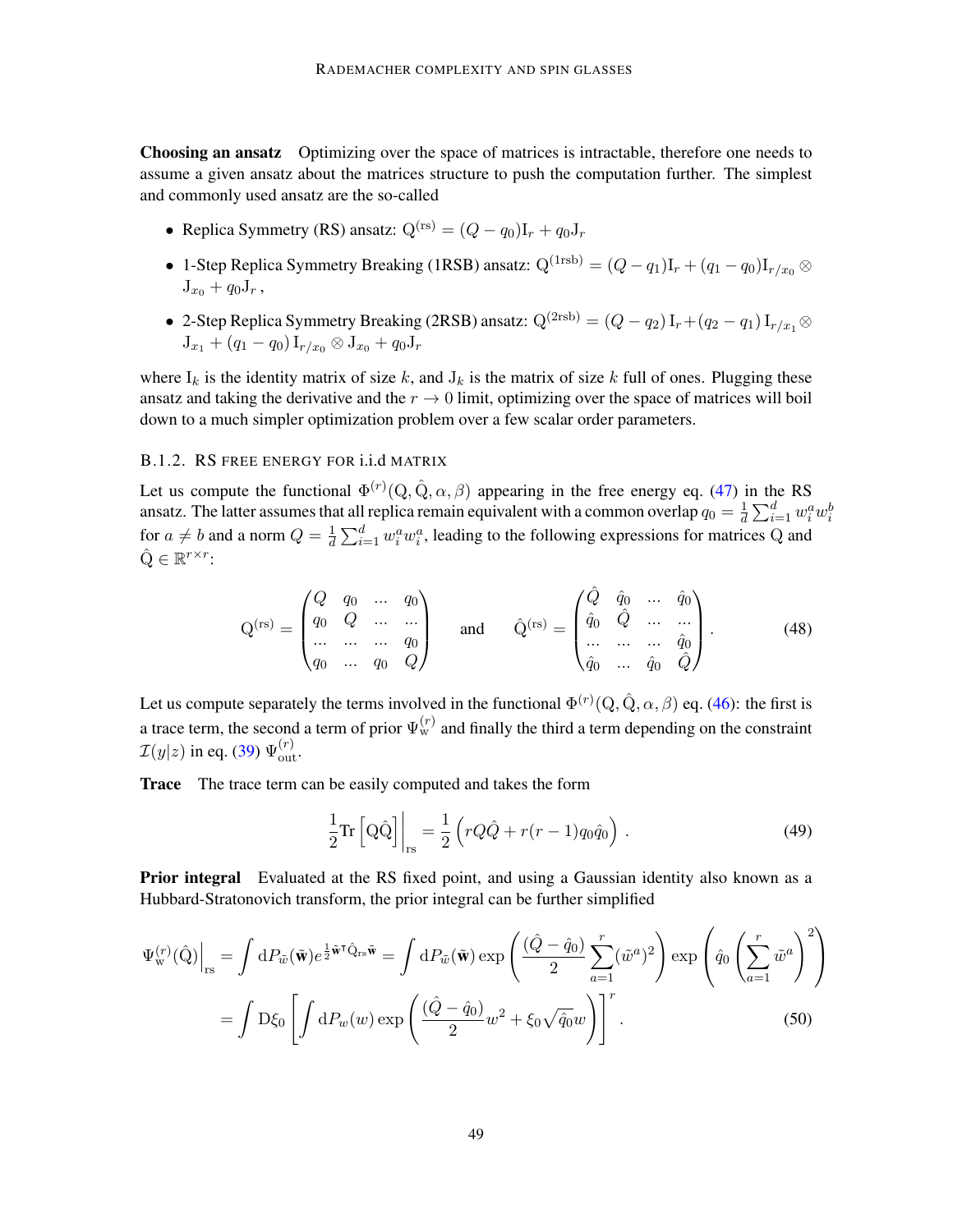**Choosing an ansatz** Optimizing over the space of matrices is intractable, therefore one needs to assume a given ansatz about the matrices structure to push the computation further. The simplest and commonly used ansatz are the so-called

- Replica Symmetry (RS) ansatz: $\mathrm{Q}^{(\mathrm{rs})} = (Q - q_0)\mathrm{I}_r + q_0 \mathrm{J}_r$
- 1-Step Replica Symmetry Breaking (1RSB) ansatz: $\mathrm{Q}^{(1\mathrm{rsb})} = (Q - q_1)\mathrm{I}_r + (q_1 - q_0)\mathrm{I}_{r/x_0} \otimes \mathrm{J}_{x_0} + q_0 \mathrm{J}_r$ ,
- 2-Step Replica Symmetry Breaking (2RSB) ansatz: $\mathrm{Q}^{(2\mathrm{rsb})} = (Q - q_2)\,\mathrm{I}_r + (q_2 - q_1)\,\mathrm{I}_{r/x_1} \otimes \mathrm{J}_{x_1} + (q_1 - q_0)\,\mathrm{I}_{r/x_0} \otimes \mathrm{J}_{x_0} + q_0 \mathrm{J}_r$

where $\mathrm{I}_k$ is the identity matrix of size $k$, and $\mathrm{J}_k$ is the matrix of size $k$ full of ones. Plugging these ansatz and taking the derivative and the $r \to 0$ limit, optimizing over the space of matrices will boil down to a much simpler optimization problem over a few scalar order parameters.

### B.1.2. RS free energy for i.i.d matrix

Let us compute the functional $\Phi^{(r)}(\mathrm{Q}, \hat{\mathrm{Q}}, \alpha, \beta)$ appearing in the free energy eq. (47) in the RS ansatz. The latter assumes that all replica remain equivalent with a common overlap $q_0 = \frac{1}{d}\sum_{i=1}^d w_i^a w_i^b$ for $a \neq b$ and a norm $Q = \frac{1}{d}\sum_{i=1}^d w_i^a w_i^a$, leading to the following expressions for matrices Q and $\hat{\mathrm{Q}} \in \mathbb{R}^{r \times r}$:

$$
\mathrm{Q}^{(\mathrm{rs})} = \begin{pmatrix} Q & q_0 & \dots & q_0 \\ q_0 & Q & \dots & \dots \\ \dots & \dots & \dots & q_0 \\ q_0 & \dots & q_0 & Q \end{pmatrix} \quad \text{and} \quad \hat{\mathrm{Q}}^{(\mathrm{rs})} = \begin{pmatrix} \hat{Q} & \hat{q}_0 & \dots & \hat{q}_0 \\ \hat{q}_0 & \hat{Q} & \dots & \dots \\ \dots & \dots & \dots & \hat{q}_0 \\ \hat{q}_0 & \dots & \hat{q}_0 & \hat{Q} \end{pmatrix}. \tag{48}
$$

Let us compute separately the terms involved in the functional $\Phi^{(r)}(\mathrm{Q}, \hat{\mathrm{Q}}, \alpha, \beta)$ eq. (46): the first is a trace term, the second a term of prior $\Psi_{\mathrm{w}}^{(r)}$ and finally the third a term depending on the constraint $\mathcal{I}(y|z)$ in eq. (39) $\Psi_{\mathrm{out}}^{(r)}$.

**Trace** The trace term can be easily computed and takes the form

$$
\frac{1}{2}\mathrm{Tr}\left[\mathrm{Q}\hat{\mathrm{Q}}\right]\Big|_{\mathrm{rs}} = \frac{1}{2}\left(rQ\hat{Q} + r(r-1)q_0\hat{q}_0\right). \tag{49}
$$

**Prior integral** Evaluated at the RS fixed point, and using a Gaussian identity also known as a Hubbard-Stratonovich transform, the prior integral can be further simplified

$$
\begin{aligned}
\Psi_{\mathrm{w}}^{(r)}(\hat{\mathrm{Q}})\Big|_{\mathrm{rs}} &= \int \mathrm{d}P_{\tilde{w}}(\tilde{\mathbf{w}}) e^{\frac{1}{2}\tilde{\mathbf{w}}^\intercal \hat{\mathrm{Q}}_{\mathrm{rs}} \tilde{\mathbf{w}}} = \int \mathrm{d}P_{\tilde{w}}(\tilde{\mathbf{w}}) \exp\left(\frac{(\hat{Q} - \hat{q}_0)}{2}\sum_{a=1}^r (\tilde{w}^a)^2\right) \exp\left(\hat{q}_0 \left(\sum_{a=1}^r \tilde{w}^a\right)^2\right) \\
&= \int \mathrm{D}\xi_0 \left[\int \mathrm{d}P_w(w) \exp\left(\frac{(\hat{Q} - \hat{q}_0)}{2} w^2 + \xi_0\sqrt{\hat{q}_0} w\right)\right]^r .
\end{aligned} \tag{50}
$$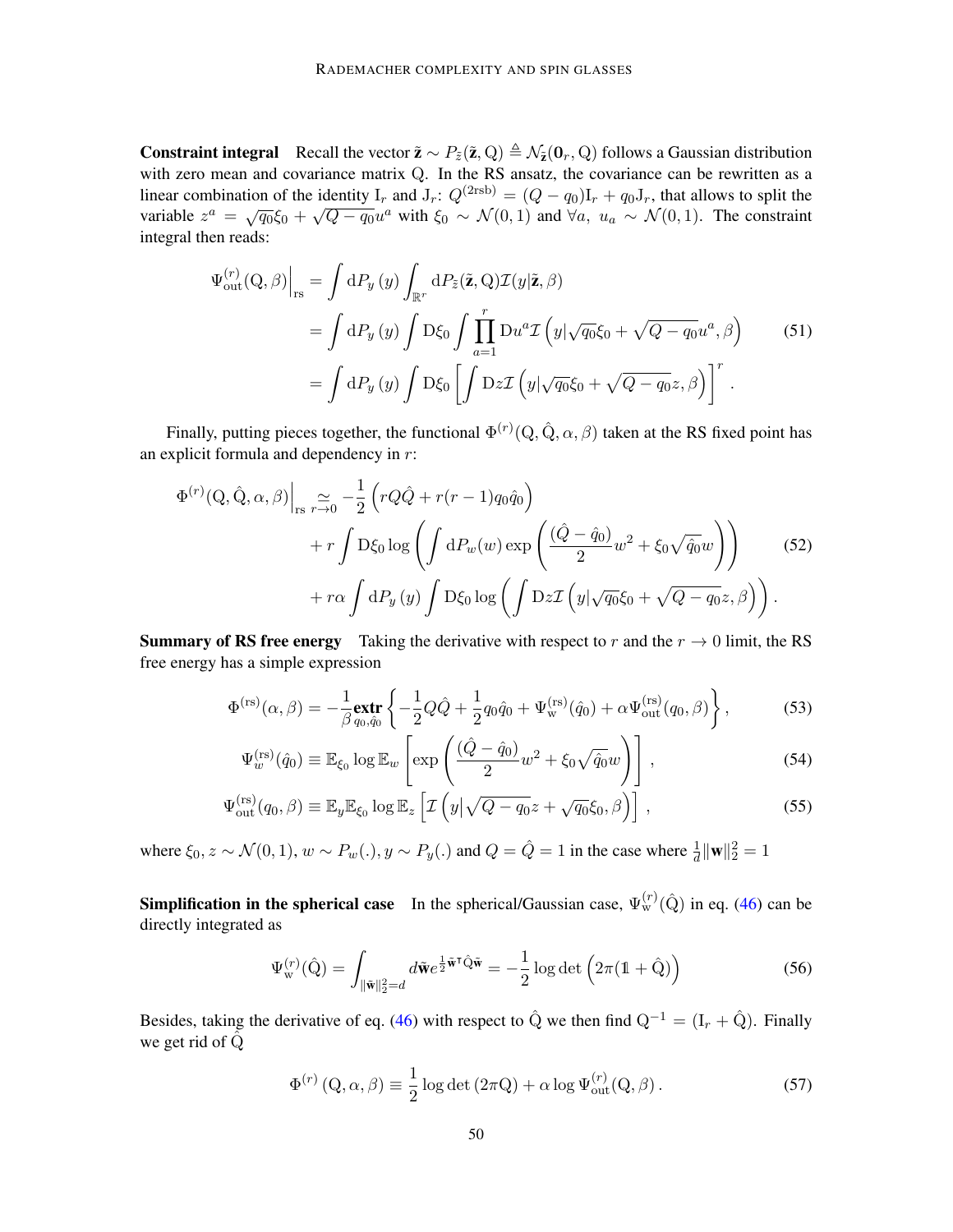**Constraint integral** Recall the vector $\tilde{\mathbf{z}} \sim P_{\tilde{z}}(\tilde{\mathbf{z}}, \mathrm{Q}) \triangleq \mathcal{N}_{\tilde{\mathbf{z}}}(\mathbf{0}_r, \mathrm{Q})$ follows a Gaussian distribution with zero mean and covariance matrix $\mathrm{Q}$. In the RS ansatz, the covariance can be rewritten as a linear combination of the identity $\mathrm{I}_r$ and $\mathrm{J}_r$: $Q^{(2\mathrm{rsb})} = (Q - q_0)\mathrm{I}_r + q_0 \mathrm{J}_r$, that allows to split the variable $z^a = \sqrt{q_0}\xi_0 + \sqrt{Q - q_0}u^a$ with $\xi_0 \sim \mathcal{N}(0, 1)$ and $\forall a,\ u_a \sim \mathcal{N}(0, 1)$. The constraint integral then reads:

$$
\begin{aligned}
\Psi_{\mathrm{out}}^{(r)}(\mathrm{Q}, \beta)\Big|_{\mathrm{rs}} &= \int \mathrm{d}P_y\left(y\right) \int_{\mathbb{R}^r} \mathrm{d}P_{\tilde{z}}(\tilde{\mathbf{z}}, \mathrm{Q}) \mathcal{I}(y|\tilde{\mathbf{z}}, \beta) \\
&= \int \mathrm{d}P_y\left(y\right) \int \mathrm{D}\xi_0 \int \prod_{a=1}^{r} \mathrm{D}u^a \mathcal{I}\left(y|\sqrt{q_0}\xi_0 + \sqrt{Q - q_0}u^a, \beta\right) \\
&= \int \mathrm{d}P_y\left(y\right) \int \mathrm{D}\xi_0 \left[\int \mathrm{D}z \mathcal{I}\left(y|\sqrt{q_0}\xi_0 + \sqrt{Q - q_0}z, \beta\right)\right]^r .
\end{aligned}
\tag{51}
$$

Finally, putting pieces together, the functional $\Phi^{(r)}(\mathrm{Q}, \hat{\mathrm{Q}}, \alpha, \beta)$ taken at the RS fixed point has an explicit formula and dependency in $r$:

$$
\begin{aligned}
\Phi^{(r)}(\mathrm{Q}, \hat{\mathrm{Q}}, \alpha, \beta)\Big|_{\mathrm{rs}} \underset{r \to 0}{\simeq} & -\frac{1}{2}\left(rQ\hat{Q} + r(r-1)q_0\hat{q}_0\right) \\
& + r \int \mathrm{D}\xi_0 \log\left(\int \mathrm{d}P_w(w) \exp\left(\frac{(\hat{Q} - \hat{q}_0)}{2}w^2 + \xi_0\sqrt{\hat{q}_0}w\right)\right) \\
& + r\alpha \int \mathrm{d}P_y\left(y\right) \int \mathrm{D}\xi_0 \log\left(\int \mathrm{D}z \mathcal{I}\left(y|\sqrt{q_0}\xi_0 + \sqrt{Q - q_0}z, \beta\right)\right).
\end{aligned}
\tag{52}
$$

**Summary of RS free energy** Taking the derivative with respect to $r$ and the $r \to 0$ limit, the RS free energy has a simple expression

$$
\Phi^{(\mathrm{rs})}(\alpha, \beta) = -\frac{1}{\beta} \underset{q_0, \hat{q}_0}{\mathbf{extr}} \left\{ -\frac{1}{2}Q\hat{Q} + \frac{1}{2}q_0\hat{q}_0 + \Psi_{\mathrm{w}}^{(\mathrm{rs})}(\hat{q}_0) + \alpha\Psi_{\mathrm{out}}^{(\mathrm{rs})}(q_0, \beta) \right\},
\tag{53}
$$

$$
\Psi_w^{(\mathrm{rs})}(\hat{q}_0) \equiv \mathbb{E}_{\xi_0} \log \mathbb{E}_w \left[\exp\left(\frac{(\hat{Q} - \hat{q}_0)}{2}w^2 + \xi_0\sqrt{\hat{q}_0}w\right)\right],
\tag{54}
$$

$$
\Psi_{\mathrm{out}}^{(\mathrm{rs})}(q_0, \beta) \equiv \mathbb{E}_y\mathbb{E}_{\xi_0} \log \mathbb{E}_z \left[\mathcal{I}\left(y\middle|\sqrt{Q - q_0}z + \sqrt{q_0}\xi_0, \beta\right)\right],
\tag{55}
$$

where $\xi_0, z \sim \mathcal{N}(0, 1)$, $w \sim P_w(.)$, $y \sim P_y(.)$ and $Q = \hat{Q} = 1$ in the case where $\frac{1}{d}\|\mathbf{w}\|_2^2 = 1$

**Simplification in the spherical case** In the spherical/Gaussian case, $\Psi_{\mathrm{w}}^{(r)}(\hat{\mathrm{Q}})$ in eq. (46) can be directly integrated as

$$
\Psi_{\mathrm{w}}^{(r)}(\hat{\mathrm{Q}}) = \int_{\|\tilde{\mathbf{w}}\|_2^2 = d} d\tilde{\mathbf{w}} e^{\frac{1}{2}\tilde{\mathbf{w}}^\intercal \hat{\mathrm{Q}} \tilde{\mathbf{w}}} = -\frac{1}{2}\log\det\left(2\pi(\mathbb{1} + \hat{\mathrm{Q}})\right)
\tag{56}
$$

Besides, taking the derivative of eq. (46) with respect to $\hat{\mathrm{Q}}$ we then find $\mathrm{Q}^{-1} = (\mathrm{I}_r + \hat{\mathrm{Q}})$. Finally we get rid of $\hat{\mathrm{Q}}$

$$
\Phi^{(r)}\left(\mathrm{Q}, \alpha, \beta\right) \equiv \frac{1}{2}\log\det\left(2\pi\mathrm{Q}\right) + \alpha \log \Psi_{\mathrm{out}}^{(r)}(\mathrm{Q}, \beta).
\tag{57}
$$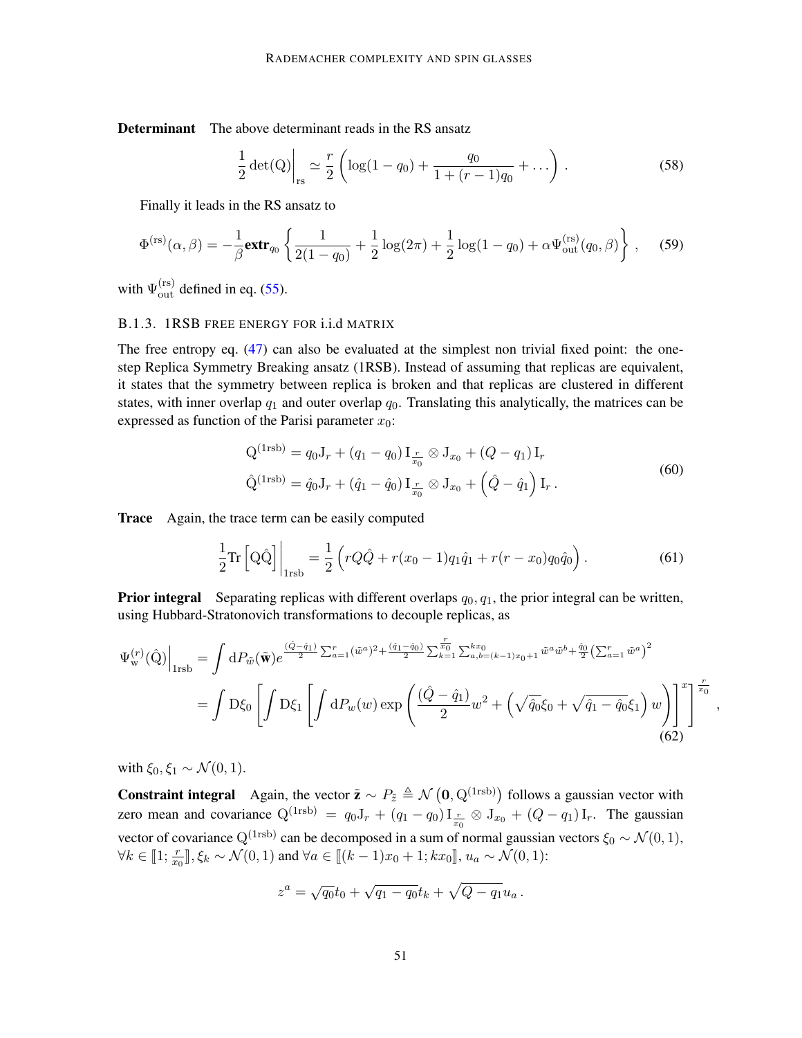**Determinant** The above determinant reads in the RS ansatz

$$
\frac{1}{2}\det(\mathrm{Q})\bigg|_{\mathrm{rs}} \simeq \frac{r}{2}\left(\log(1-q_0) + \frac{q_0}{1+(r-1)q_0} + \dots\right) . \tag{58}
$$

Finally it leads in the RS ansatz to

$$
\Phi^{(\mathrm{rs})}(\alpha,\beta) = -\frac{1}{\beta}\mathbf{extr}_{q_0}\left\{\frac{1}{2(1-q_0)} + \frac{1}{2}\log(2\pi) + \frac{1}{2}\log(1-q_0) + \alpha\Psi_{\mathrm{out}}^{(\mathrm{rs})}(q_0,\beta)\right\} , \tag{59}
$$

with $\Psi_{\mathrm{out}}^{(\mathrm{rs})}$ defined in eq. (55).

### B.1.3. 1RSB FREE ENERGY FOR i.i.d MATRIX

The free entropy eq. (47) can also be evaluated at the simplest non trivial fixed point: the one-step Replica Symmetry Breaking ansatz (1RSB). Instead of assuming that replicas are equivalent, it states that the symmetry between replica is broken and that replicas are clustered in different states, with inner overlap $q_1$ and outer overlap $q_0$. Translating this analytically, the matrices can be expressed as function of the Parisi parameter $x_0$:

$$
\begin{aligned}
\mathrm{Q}^{(\mathrm{1rsb})} &= q_0\mathrm{J}_r + (q_1-q_0)\,\mathrm{I}_{\frac{r}{x_0}}\otimes\mathrm{J}_{x_0} + (Q-q_1)\,\mathrm{I}_r \\
\hat{\mathrm{Q}}^{(\mathrm{1rsb})} &= \hat{q}_0\mathrm{J}_r + (\hat{q}_1-\hat{q}_0)\,\mathrm{I}_{\frac{r}{x_0}}\otimes\mathrm{J}_{x_0} + \left(\hat{Q}-\hat{q}_1\right)\mathrm{I}_r\,.
\end{aligned} \tag{60}
$$

**Trace** Again, the trace term can be easily computed

$$
\frac{1}{2}\mathrm{Tr}\left[\mathrm{Q}\hat{\mathrm{Q}}\right]\bigg|_{\mathrm{1rsb}} = \frac{1}{2}\left(rQ\hat{Q} + r(x_0-1)q_1\hat{q}_1 + r(r-x_0)q_0\hat{q}_0\right) . \tag{61}
$$

**Prior integral** Separating replicas with different overlaps $q_0, q_1$, the prior integral can be written, using Hubbard-Stratonovich transformations to decouple replicas, as

$$
\begin{aligned}
\Psi_{\mathrm{w}}^{(r)}(\hat{\mathrm{Q}})\Big|_{\mathrm{1rsb}} &= \int \mathrm{d}P_{\tilde{w}}(\tilde{\mathbf{w}})e^{\frac{(\hat{Q}-\hat{q}_1)}{2}\sum_{a=1}^r(\tilde{w}^a)^2 + \frac{(\hat{q}_1-\hat{q}_0)}{2}\sum_{k=1}^{\frac{r}{x_0}}\sum_{a,b=(k-1)x_0+1}^{kx_0}\tilde{w}^a\tilde{w}^b + \frac{\hat{q}_0}{2}\left(\sum_{a=1}^r\tilde{w}^a\right)^2} \\
&= \int \mathrm{D}\xi_0\left[\int\mathrm{D}\xi_1\left[\int\mathrm{d}P_w(w)\exp\left(\frac{(\hat{Q}-\hat{q}_1)}{2}w^2 + \left(\sqrt{\hat{q}_0}\xi_0 + \sqrt{\hat{q}_1-\hat{q}_0}\xi_1\right)w\right)\right]^{x}\right]^{\frac{r}{x_0}} ,
\end{aligned} \tag{62}
$$

with $\xi_0, \xi_1 \sim \mathcal{N}(0,1)$.

**Constraint integral** Again, the vector $\tilde{\mathbf{z}} \sim P_{\tilde{z}} \triangleq \mathcal{N}\left(\mathbf{0}, \mathrm{Q}^{(\mathrm{1rsb})}\right)$ follows a gaussian vector with zero mean and covariance $\mathrm{Q}^{(\mathrm{1rsb})} = q_0\mathrm{J}_r + (q_1-q_0)\,\mathrm{I}_{\frac{r}{x_0}}\otimes\mathrm{J}_{x_0} + (Q-q_1)\,\mathrm{I}_r$. The gaussian vector of covariance $\mathrm{Q}^{(\mathrm{1rsb})}$ can be decomposed in a sum of normal gaussian vectors $\xi_0 \sim \mathcal{N}(0,1)$, $\forall k \in [\![1; \frac{r}{x_0}]\!], \xi_k \sim \mathcal{N}(0,1)$ and $\forall a \in [\![(k-1)x_0+1; kx_0]\!]$, $u_a \sim \mathcal{N}(0,1)$:

$$
z^a = \sqrt{q_0}t_0 + \sqrt{q_1-q_0}t_k + \sqrt{Q-q_1}u_a\,.
$$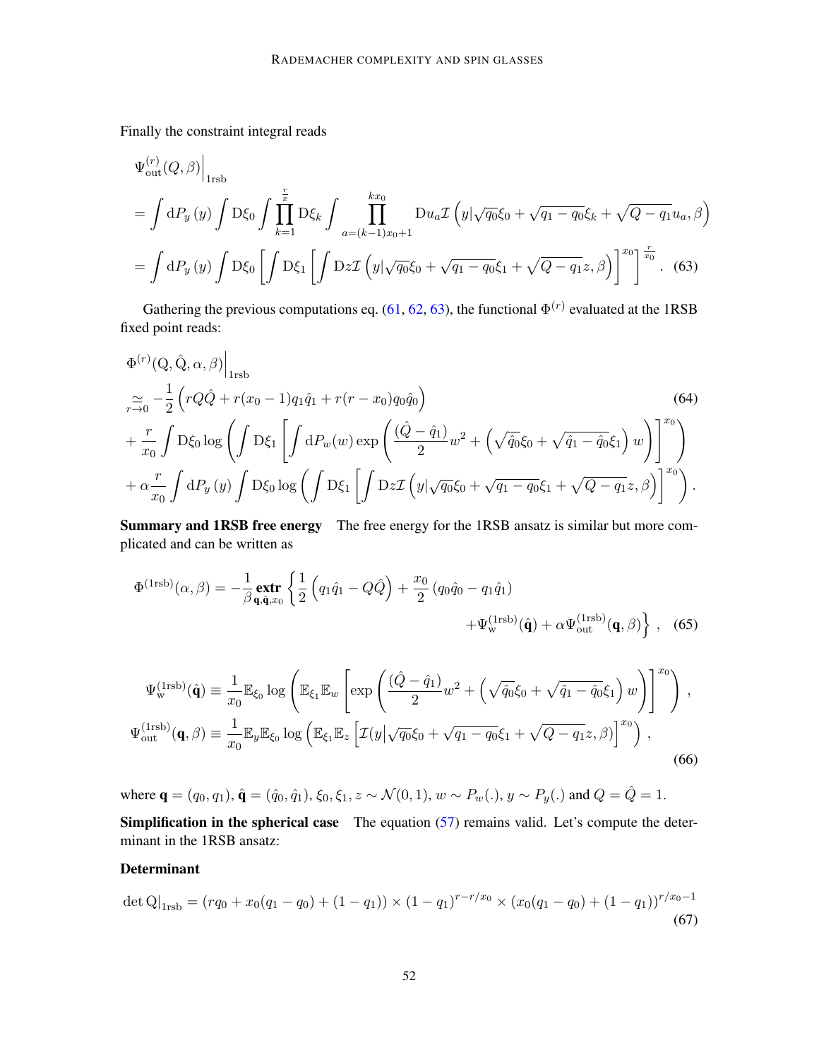Finally the constraint integral reads

$$
\begin{aligned}
&\Psi_{\text{out}}^{(r)}(Q,\beta)\Big|_{\text{1rsb}} \\
&= \int \mathrm{d}P_y(y) \int \mathrm{D}\xi_0 \int \prod_{k=1}^{\frac{r}{x}} \mathrm{D}\xi_k \int \prod_{a=(k-1)x_0+1}^{kx_0} \mathrm{D}u_a \mathcal{I}\left(y|\sqrt{q_0}\xi_0 + \sqrt{q_1-q_0}\xi_k + \sqrt{Q-q_1}u_a, \beta\right) \\
&= \int \mathrm{d}P_y(y) \int \mathrm{D}\xi_0 \left[\int \mathrm{D}\xi_1 \left[\int \mathrm{D}z \mathcal{I}\left(y|\sqrt{q_0}\xi_0 + \sqrt{q_1-q_0}\xi_1 + \sqrt{Q-q_1}z, \beta\right)\right]^{x_0}\right]^{\frac{r}{x_0}}. \quad (63)
\end{aligned}
$$

Gathering the previous computations eq. (61, 62, 63), the functional $\Phi^{(r)}$ evaluated at the 1RSB fixed point reads:

$$
\begin{aligned}
&\Phi^{(r)}(\mathrm{Q},\hat{\mathrm{Q}},\alpha,\beta)\Big|_{\text{1rsb}} \\
&\underset{r\to 0}{\simeq} -\frac{1}{2}\left(rQ\hat{Q} + r(x_0-1)q_1\hat{q}_1 + r(r-x_0)q_0\hat{q}_0\right) \quad (64)\\
&+ \frac{r}{x_0}\int \mathrm{D}\xi_0 \log\left(\int \mathrm{D}\xi_1\left[\int \mathrm{d}P_w(w)\exp\left(\frac{(\hat{Q}-\hat{q}_1)}{2}w^2 + \left(\sqrt{\hat{q}_0}\xi_0 + \sqrt{\hat{q}_1-\hat{q}_0}\xi_1\right)w\right)\right]^{x_0}\right) \\
&+ \alpha\frac{r}{x_0}\int \mathrm{d}P_y(y)\int \mathrm{D}\xi_0 \log\left(\int \mathrm{D}\xi_1\left[\int \mathrm{D}z \mathcal{I}\left(y|\sqrt{q_0}\xi_0 + \sqrt{q_1-q_0}\xi_1 + \sqrt{Q-q_1}z, \beta\right)\right]^{x_0}\right).
\end{aligned}
$$

**Summary and 1RSB free energy** The free energy for the 1RSB ansatz is similar but more complicated and can be written as

$$
\begin{aligned}
\Phi^{(\text{1rsb})}(\alpha,\beta) = -\frac{1}{\beta}\underset{\mathbf{q},\hat{\mathbf{q}},x_0}{\textbf{extr}}\Big\{\frac{1}{2}\left(q_1\hat{q}_1 - Q\hat{Q}\right) + \frac{x_0}{2}\left(q_0\hat{q}_0 - q_1\hat{q}_1\right) \\
+\Psi_{\text{w}}^{(\text{1rsb})}(\hat{\mathbf{q}}) + \alpha\Psi_{\text{out}}^{(\text{1rsb})}(\mathbf{q},\beta)\Big\}\,, \quad (65)
\end{aligned}
$$

$$
\begin{aligned}
\Psi_{\text{w}}^{(\text{1rsb})}(\hat{\mathbf{q}}) &\equiv \frac{1}{x_0}\mathbb{E}_{\xi_0}\log\left(\mathbb{E}_{\xi_1}\mathbb{E}_w\left[\exp\left(\frac{(\hat{Q}-\hat{q}_1)}{2}w^2 + \left(\sqrt{\hat{q}_0}\xi_0 + \sqrt{\hat{q}_1-\hat{q}_0}\xi_1\right)w\right)\right]^{x_0}\right)\,, \\
\Psi_{\text{out}}^{(\text{1rsb})}(\mathbf{q},\beta) &\equiv \frac{1}{x_0}\mathbb{E}_y\mathbb{E}_{\xi_0}\log\left(\mathbb{E}_{\xi_1}\mathbb{E}_z\left[\mathcal{I}(y\big|\sqrt{q_0}\xi_0 + \sqrt{q_1-q_0}\xi_1 + \sqrt{Q-q_1}z,\beta)\right]^{x_0}\right)\,,
\end{aligned} \quad (66)
$$

where $\mathbf{q} = (q_0, q_1)$, $\hat{\mathbf{q}} = (\hat{q}_0, \hat{q}_1)$, $\xi_0, \xi_1, z \sim \mathcal{N}(0,1)$, $w \sim P_w(.)$, $y \sim P_y(.)$ and $Q = \hat{Q} = 1$.

**Simplification in the spherical case** The equation (57) remains valid. Let's compute the determinant in the 1RSB ansatz:

**Determinant**

$$
\det \mathrm{Q}\big|_{\text{1rsb}} = (rq_0 + x_0(q_1-q_0) + (1-q_1)) \times (1-q_1)^{r-r/x_0} \times (x_0(q_1-q_0) + (1-q_1))^{r/x_0-1} \quad (67)
$$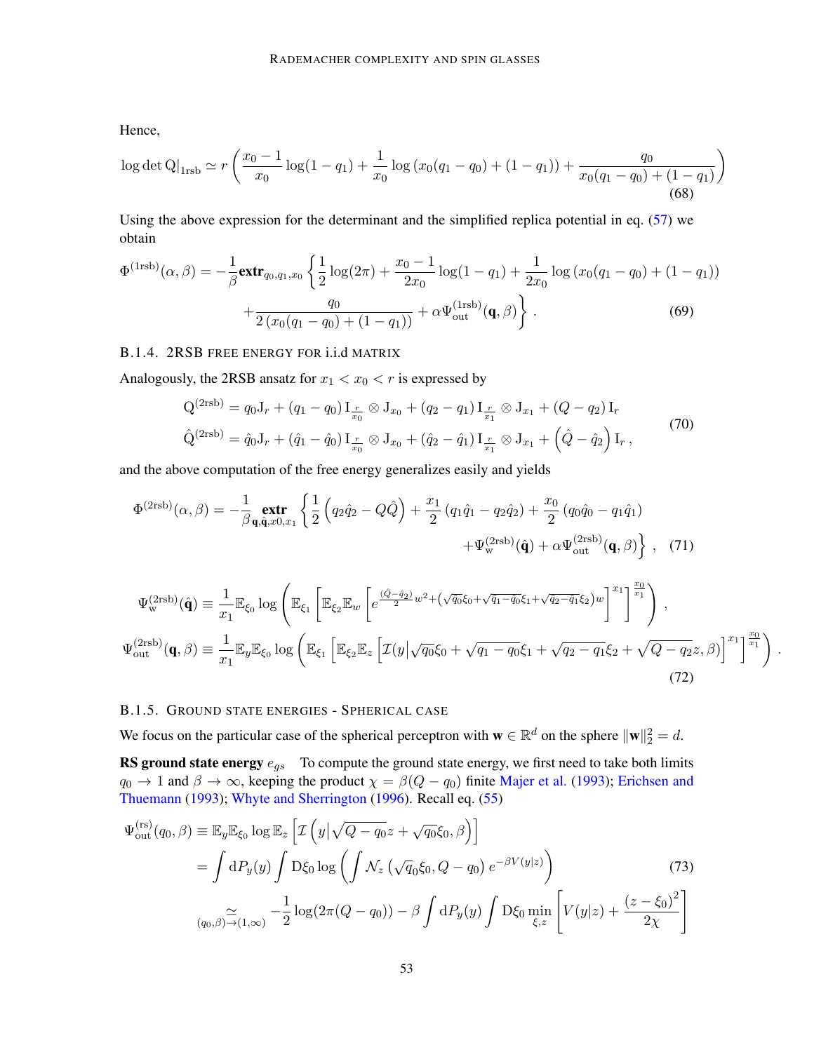Hence,

$$
\log \det \mathrm{Q}\big|_{1\mathrm{rsb}} \simeq r\left(\frac{x_0-1}{x_0}\log(1-q_1)+\frac{1}{x_0}\log\left(x_0(q_1-q_0)+(1-q_1)\right)+\frac{q_0}{x_0(q_1-q_0)+(1-q_1)}\right) \tag{68}
$$

Using the above expression for the determinant and the simplified replica potential in eq. (57) we obtain

$$
\begin{aligned}
\Phi^{(1\mathrm{rsb})}(\alpha,\beta) = -\frac{1}{\beta}\mathbf{extr}_{q_0,q_1,x_0}\Bigg\{&\frac{1}{2}\log(2\pi)+\frac{x_0-1}{2x_0}\log(1-q_1)+\frac{1}{2x_0}\log\left(x_0(q_1-q_0)+(1-q_1)\right)\\
&+\frac{q_0}{2\left(x_0(q_1-q_0)+(1-q_1)\right)}+\alpha\Psi_{\mathrm{out}}^{(1\mathrm{rsb})}(\mathbf{q},\beta)\Bigg\}.
\end{aligned} \tag{69}
$$

#### B.1.4. 2RSB FREE ENERGY FOR i.i.d MATRIX

Analogously, the 2RSB ansatz for $x_1 < x_0 < r$ is expressed by

$$
\begin{aligned}
\mathrm{Q}^{(2\mathrm{rsb})} &= q_0 \mathrm{J}_r + (q_1-q_0)\,\mathrm{I}_{\frac{r}{x_0}}\otimes \mathrm{J}_{x_0} + (q_2-q_1)\,\mathrm{I}_{\frac{r}{x_1}}\otimes \mathrm{J}_{x_1} + (Q-q_2)\,\mathrm{I}_r\\
\hat{\mathrm{Q}}^{(2\mathrm{rsb})} &= \hat{q}_0 \mathrm{J}_r + (\hat{q}_1-\hat{q}_0)\,\mathrm{I}_{\frac{r}{x_0}}\otimes \mathrm{J}_{x_0} + (\hat{q}_2-\hat{q}_1)\,\mathrm{I}_{\frac{r}{x_1}}\otimes \mathrm{J}_{x_1} + \left(\hat{Q}-\hat{q}_2\right)\mathrm{I}_r\,,
\end{aligned} \tag{70}
$$

and the above computation of the free energy generalizes easily and yields

$$
\begin{aligned}
\Phi^{(2\mathrm{rsb})}(\alpha,\beta) = -\frac{1}{\beta}\,\underset{\mathbf{q},\hat{\mathbf{q}},x_0,x_1}{\mathbf{extr}}\Bigg\{&\frac{1}{2}\left(q_2\hat{q}_2 - Q\hat{Q}\right)+\frac{x_1}{2}\left(q_1\hat{q}_1-q_2\hat{q}_2\right)+\frac{x_0}{2}\left(q_0\hat{q}_0-q_1\hat{q}_1\right)\\
&+\Psi_{\mathrm{w}}^{(2\mathrm{rsb})}(\hat{\mathbf{q}})+\alpha\Psi_{\mathrm{out}}^{(2\mathrm{rsb})}(\mathbf{q},\beta)\Bigg\}\,,
\end{aligned} \tag{71}
$$

$$
\begin{aligned}
\Psi_{\mathrm{w}}^{(2\mathrm{rsb})}(\hat{\mathbf{q}}) &\equiv \frac{1}{x_1}\mathbb{E}_{\xi_0}\log\left(\mathbb{E}_{\xi_1}\left[\mathbb{E}_{\xi_2}\mathbb{E}_w\left[e^{\frac{(\hat{Q}-\hat{q}_2)}{2}w^2+\left(\sqrt{\hat{q}_0}\xi_0+\sqrt{\hat{q}_1-\hat{q}_0}\xi_1+\sqrt{\hat{q}_2-\hat{q}_1}\xi_2\right)w}\right]^{x_1}\right]^{\frac{x_0}{x_1}}\right),\\
\Psi_{\mathrm{out}}^{(2\mathrm{rsb})}(\mathbf{q},\beta) &\equiv \frac{1}{x_1}\mathbb{E}_y\mathbb{E}_{\xi_0}\log\left(\mathbb{E}_{\xi_1}\left[\mathbb{E}_{\xi_2}\mathbb{E}_z\left[\mathcal{I}(y|\sqrt{q_0}\xi_0+\sqrt{q_1-q_0}\xi_1+\sqrt{q_2-q_1}\xi_2+\sqrt{Q-q_2}z,\beta)\right]^{x_1}\right]^{\frac{x_0}{x_1}}\right).
\end{aligned} \tag{72}
$$

#### B.1.5. GROUND STATE ENERGIES - SPHERICAL CASE

We focus on the particular case of the spherical perceptron with $\mathbf{w}\in\mathbb{R}^d$ on the sphere $\|\mathbf{w}\|_2^2 = d$.

**RS ground state energy $e_{gs}$** To compute the ground state energy, we first need to take both limits $q_0 \to 1$ and $\beta \to \infty$, keeping the product $\chi = \beta(Q-q_0)$ finite Majer et al. (1993); Erichsen and Thuemann (1993); Whyte and Sherrington (1996). Recall eq. (55)

$$
\begin{aligned}
\Psi_{\mathrm{out}}^{(\mathrm{rs})}(q_0,\beta) &\equiv \mathbb{E}_y\mathbb{E}_{\xi_0}\log\mathbb{E}_z\left[\mathcal{I}\left(y\big|\sqrt{Q-q_0}z+\sqrt{q_0}\xi_0,\beta\right)\right]\\
&= \int \mathrm{d}P_y(y)\int \mathrm{D}\xi_0\log\left(\int \mathcal{N}_z\left(\sqrt{q}_0\xi_0, Q-q_0\right)e^{-\beta V(y|z)}\right)\\
&\underset{(q_0,\beta)\to(1,\infty)}{\simeq} -\frac{1}{2}\log(2\pi(Q-q_0)) - \beta\int \mathrm{d}P_y(y)\int \mathrm{D}\xi_0\min_{\xi,z}\left[V(y|z)+\frac{(z-\xi_0)^2}{2\chi}\right]
\end{aligned} \tag{73}
$$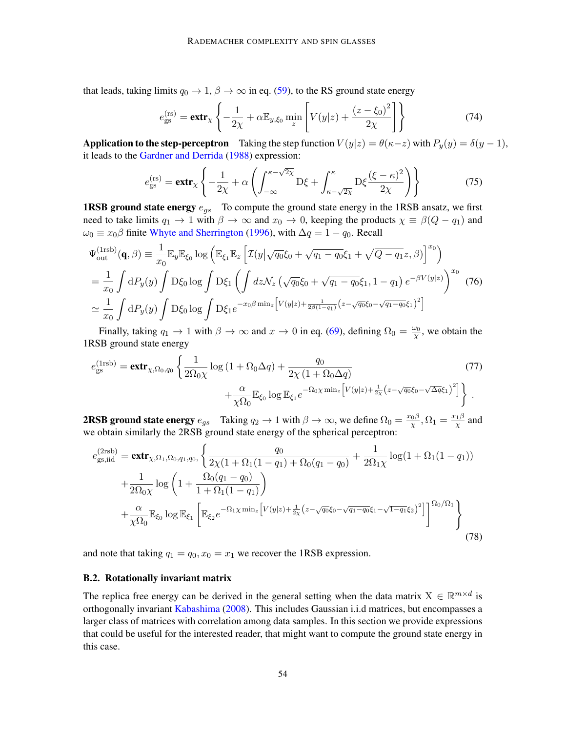that leads, taking limits $q_0 \to 1$, $\beta \to \infty$ in eq. (59), to the RS ground state energy

$$e_{\rm gs}^{(\rm rs)} = \textbf{extr}_\chi \left\{ -\frac{1}{2\chi} + \alpha \mathbb{E}_{y,\xi_0} \min_z \left[ V(y|z) + \frac{(z-\xi_0)^2}{2\chi} \right] \right\} \tag{74}$$

**Application to the step-perceptron** Taking the step function $V(y|z) = \theta(\kappa - z)$ with $P_y(y) = \delta(y-1)$, it leads to the Gardner and Derrida (1988) expression:

$$e_{\rm gs}^{(\rm rs)} = \textbf{extr}_\chi \left\{ -\frac{1}{2\chi} + \alpha \left( \int_{-\infty}^{\kappa - \sqrt{2\chi}} \mathrm{D}\xi + \int_{\kappa-\sqrt{2\chi}}^{\kappa} \mathrm{D}\xi \frac{(\xi-\kappa)^2}{2\chi} \right) \right\} \tag{75}$$

**1RSB ground state energy $e_{gs}$** To compute the ground state energy in the 1RSB ansatz, we first need to take limits $q_1 \to 1$ with $\beta \to \infty$ and $x_0 \to 0$, keeping the products $\chi \equiv \beta(Q - q_1)$ and $\omega_0 \equiv x_0 \beta$ finite Whyte and Sherrington (1996), with $\Delta q = 1 - q_0$. Recall

$$\begin{aligned}
\Psi_{\rm out}^{(1\rm rsb)}(\mathbf{q}, \beta) &\equiv \frac{1}{x_0} \mathbb{E}_y \mathbb{E}_{\xi_0} \log \left( \mathbb{E}_{\xi_1} \mathbb{E}_z \left[ \mathcal{I}(y | \sqrt{q_0}\xi_0 + \sqrt{q_1 - q_0}\xi_1 + \sqrt{Q - q_1} z, \beta) \right]^{x_0} \right) \\
&= \frac{1}{x_0} \int \mathrm{d}P_y(y) \int \mathrm{D}\xi_0 \log \int \mathrm{D}\xi_1 \left( \int dz \mathcal{N}_z \left( \sqrt{q_0}\xi_0 + \sqrt{q_1 - q_0}\xi_1, 1 - q_1 \right) e^{-\beta V(y|z)} \right)^{x_0} \\
&\simeq \frac{1}{x_0} \int \mathrm{d}P_y(y) \int \mathrm{D}\xi_0 \log \int \mathrm{D}\xi_1 e^{-x_0 \beta \min_z \left[ V(y|z) + \frac{1}{2\beta(1-q_1)} \left( z - \sqrt{q_0}\xi_0 - \sqrt{q_1 - q_0}\xi_1 \right)^2 \right]}
\end{aligned} \tag{76}$$

Finally, taking $q_1 \to 1$ with $\beta \to \infty$ and $x \to 0$ in eq. (69), defining $\Omega_0 = \frac{\omega_0}{\chi}$, we obtain the 1RSB ground state energy

$$\begin{aligned}
e_{\rm gs}^{(1\rm rsb)} = \textbf{extr}_{\chi, \Omega_0, q_0} \Bigg\{ &\frac{1}{2\Omega_0 \chi} \log(1 + \Omega_0 \Delta q) + \frac{q_0}{2\chi(1 + \Omega_0 \Delta q)} \\
&+ \frac{\alpha}{\chi \Omega_0} \mathbb{E}_{\xi_0} \log \mathbb{E}_{\xi_1} e^{-\Omega_0 \chi \min_z \left[ V(y|z) + \frac{1}{2\chi} \left( z - \sqrt{q_0}\xi_0 - \sqrt{\Delta q}\xi_1 \right)^2 \right]} \Bigg\} .
\end{aligned} \tag{77}$$

**2RSB ground state energy $e_{gs}$** Taking $q_2 \to 1$ with $\beta \to \infty$, we define $\Omega_0 = \frac{x_0 \beta}{\chi}$, $\Omega_1 = \frac{x_1 \beta}{\chi}$ and we obtain similarly the 2RSB ground state energy of the spherical perceptron:

$$\begin{aligned}
e_{\rm gs, iid}^{(2\rm rsb)} = \textbf{extr}_{\chi, \Omega_1, \Omega_0, q_1, q_0,} \Bigg\{ &\frac{q_0}{2\chi(1 + \Omega_1(1 - q_1) + \Omega_0(q_1 - q_0))} + \frac{1}{2\Omega_1 \chi} \log(1 + \Omega_1(1 - q_1)) \\
&+ \frac{1}{2\Omega_0 \chi} \log \left( 1 + \frac{\Omega_0(q_1 - q_0)}{1 + \Omega_1(1 - q_1)} \right) \\
&+ \frac{\alpha}{\chi \Omega_0} \mathbb{E}_{\xi_0} \log \mathbb{E}_{\xi_1} \left[ \mathbb{E}_{\xi_2} e^{-\Omega_1 \chi \min_z \left[ V(y|z) + \frac{1}{2\chi} \left( z - \sqrt{q_0}\xi_0 - \sqrt{q_1 - q_0}\xi_1 - \sqrt{1 - q_1}\xi_2 \right)^2 \right]} \right]^{\Omega_0 / \Omega_1} \Bigg\}
\end{aligned} \tag{78}$$

and note that taking $q_1 = q_0$, $x_0 = x_1$ we recover the 1RSB expression.

### B.2. Rotationally invariant matrix

The replica free energy can be derived in the general setting when the data matrix $\mathrm{X} \in \mathbb{R}^{m \times d}$ is orthogonally invariant Kabashima (2008). This includes Gaussian i.i.d matrices, but encompasses a larger class of matrices with correlation among data samples. In this section we provide expressions that could be useful for the interested reader, that might want to compute the ground state energy in this case.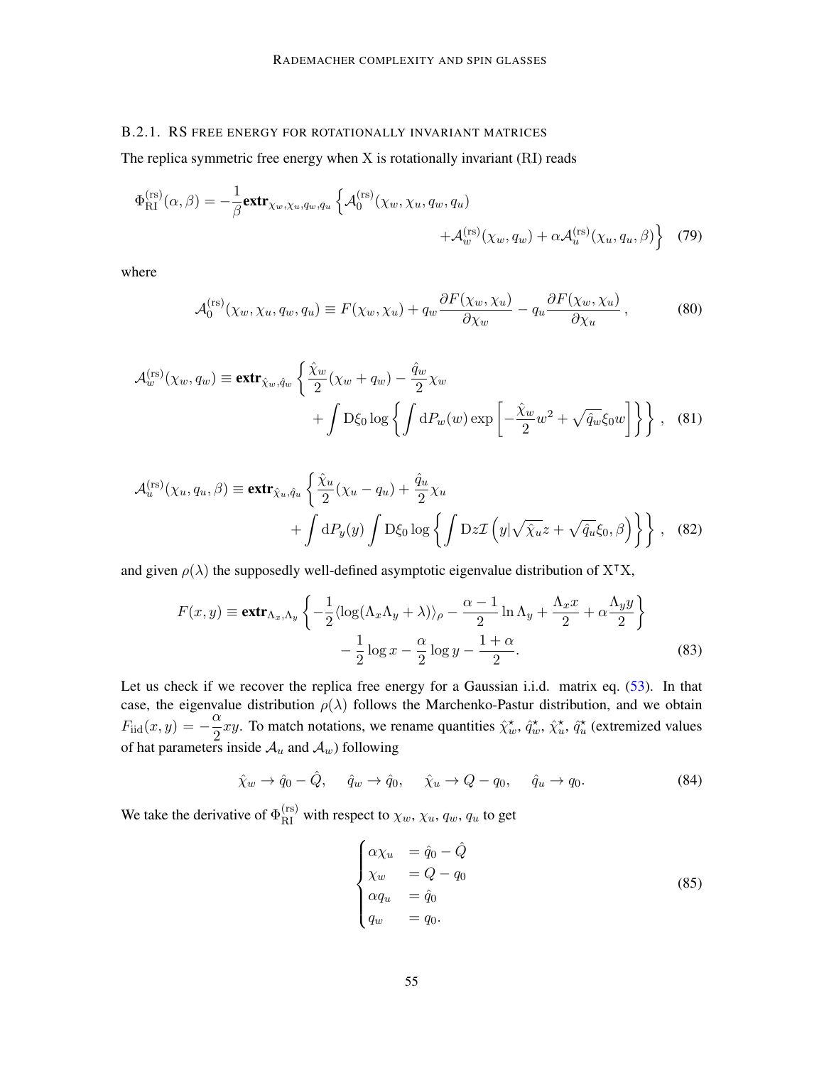### B.2.1. RS FREE ENERGY FOR ROTATIONALLY INVARIANT MATRICES

The replica symmetric free energy when X is rotationally invariant (RI) reads

$$\Phi_{\mathrm{RI}}^{(\mathrm{rs})}(\alpha,\beta) = -\frac{1}{\beta}\mathbf{extr}_{\chi_w,\chi_u,q_w,q_u}\Big\{\mathcal{A}_0^{(\mathrm{rs})}(\chi_w,\chi_u,q_w,q_u) + \mathcal{A}_w^{(\mathrm{rs})}(\chi_w,q_w) + \alpha\mathcal{A}_u^{(\mathrm{rs})}(\chi_u,q_u,\beta)\Big\} \quad (79)$$

where

$$\mathcal{A}_0^{(\mathrm{rs})}(\chi_w,\chi_u,q_w,q_u) \equiv F(\chi_w,\chi_u) + q_w\frac{\partial F(\chi_w,\chi_u)}{\partial \chi_w} - q_u\frac{\partial F(\chi_w,\chi_u)}{\partial \chi_u}, \quad (80)$$

$$\mathcal{A}_w^{(\mathrm{rs})}(\chi_w,q_w) \equiv \mathbf{extr}_{\hat{\chi}_w,\hat{q}_w}\left\{\frac{\hat{\chi}_w}{2}(\chi_w+q_w) - \frac{\hat{q}_w}{2}\chi_w + \int \mathrm{D}\xi_0 \log\left\{\int \mathrm{d}P_w(w)\exp\left[-\frac{\hat{\chi}_w}{2}w^2 + \sqrt{\hat{q}_w}\xi_0 w\right]\right\}\right\}, \quad (81)$$

$$\mathcal{A}_u^{(\mathrm{rs})}(\chi_u,q_u,\beta) \equiv \mathbf{extr}_{\hat{\chi}_u,\hat{q}_u}\left\{\frac{\hat{\chi}_u}{2}(\chi_u - q_u) + \frac{\hat{q}_u}{2}\chi_u + \int \mathrm{d}P_y(y)\int \mathrm{D}\xi_0 \log\left\{\int \mathrm{D}z\,\mathcal{I}\left(y|\sqrt{\hat{\chi}_u}z + \sqrt{\hat{q}_u}\xi_0,\beta\right)\right\}\right\}, \quad (82)$$

and given $\rho(\lambda)$ the supposedly well-defined asymptotic eigenvalue distribution of $\mathrm{X}^\intercal\mathrm{X}$,

$$F(x,y) \equiv \mathbf{extr}_{\Lambda_x,\Lambda_y}\left\{-\frac{1}{2}\langle\log(\Lambda_x\Lambda_y+\lambda)\rangle_\rho - \frac{\alpha-1}{2}\ln\Lambda_y + \frac{\Lambda_x x}{2} + \alpha\frac{\Lambda_y y}{2}\right\} - \frac{1}{2}\log x - \frac{\alpha}{2}\log y - \frac{1+\alpha}{2}. \quad (83)$$

Let us check if we recover the replica free energy for a Gaussian i.i.d. matrix eq. (53). In that case, the eigenvalue distribution $\rho(\lambda)$ follows the Marchenko-Pastur distribution, and we obtain $F_{\mathrm{iid}}(x,y) = -\frac{\alpha}{2}xy$. To match notations, we rename quantities $\hat{\chi}_w^\star$, $\hat{q}_w^\star$, $\hat{\chi}_u^\star$, $\hat{q}_u^\star$ (extremized values of hat parameters inside $\mathcal{A}_u$ and $\mathcal{A}_w$) following

$$\hat{\chi}_w \to \hat{q}_0 - \hat{Q}, \quad \hat{q}_w \to \hat{q}_0, \quad \hat{\chi}_u \to Q - q_0, \quad \hat{q}_u \to q_0. \quad (84)$$

We take the derivative of $\Phi_{\mathrm{RI}}^{(\mathrm{rs})}$ with respect to $\chi_w$, $\chi_u$, $q_w$, $q_u$ to get

$$\begin{cases} \alpha\chi_u &= \hat{q}_0 - \hat{Q} \\ \chi_w &= Q - q_0 \\ \alpha q_u &= \hat{q}_0 \\ q_w &= q_0. \end{cases} \quad (85)$$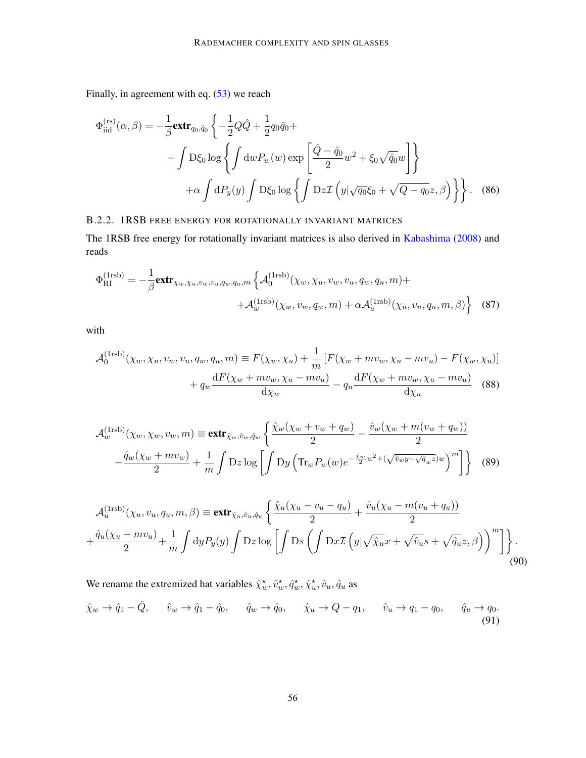Finally, in agreement with eq. (53) we reach

$$
\Phi_{\rm iid}^{(\rm rs)}(\alpha,\beta) = -\frac{1}{\beta}\mathbf{extr}_{q_0,\hat{q}_0}\left\{-\frac{1}{2}Q\hat{Q} + \frac{1}{2}q_0\hat{q}_0 + \right.
$$
$$
+\int \mathrm{D}\xi_0 \log\left\{\int \mathrm{d}w P_w(w)\exp\left[\frac{\hat{Q}-\hat{q}_0}{2}w^2 + \xi_0\sqrt{\hat{q}_0}w\right]\right\}
$$
$$
\left. +\alpha\int \mathrm{d}P_y(y)\int \mathrm{D}\xi_0 \log\left\{\int \mathrm{D}z\,\mathcal{I}\left(y|\sqrt{q_0}\xi_0 + \sqrt{Q-q_0}z,\beta\right)\right\}\right\}. \quad (86)
$$

### B.2.2. 1RSB FREE ENERGY FOR ROTATIONALLY INVARIANT MATRICES

The 1RSB free energy for rotationally invariant matrices is also derived in Kabashima (2008) and reads

$$
\Phi_{\rm RI}^{(\rm 1rsb)} = -\frac{1}{\beta}\mathbf{extr}_{\chi_w,\chi_u,v_w,v_u,q_w,q_u,m}\left\{\mathcal{A}_0^{(\rm 1rsb)}(\chi_w,\chi_u,v_w,v_u,q_w,q_u,m) + \right.
$$
$$
\left. +\mathcal{A}_w^{(\rm 1rsb)}(\chi_w,v_w,q_w,m) + \alpha\mathcal{A}_u^{(\rm 1rsb)}(\chi_u,v_u,q_u,m,\beta)\right\} \quad (87)
$$

with

$$
\mathcal{A}_0^{(\rm 1rsb)}(\chi_w,\chi_u,v_w,v_u,q_w,q_u,m) \equiv F(\chi_w,\chi_u) + \frac{1}{m}\left[F(\chi_w+mv_w,\chi_u-mv_u) - F(\chi_w,\chi_u)\right]
$$
$$
+ q_w\frac{\mathrm{d}F(\chi_w+mv_w,\chi_u-mv_u)}{\mathrm{d}\chi_w} - q_u\frac{\mathrm{d}F(\chi_w+mv_w,\chi_u-mv_u)}{\mathrm{d}\chi_u} \quad (88)
$$

$$
\mathcal{A}_w^{(\rm 1rsb)}(\chi_w,\chi_w,v_w,m) \equiv \mathbf{extr}_{\hat{\chi}_w,\hat{v}_w,\hat{q}_w}\left\{\frac{\hat{\chi}_w(\chi_w+v_w+q_w)}{2} - \frac{\hat{v}_w(\chi_w+m(v_w+q_w))}{2}\right.
$$
$$
\left. -\frac{\hat{q}_w(\chi_w+mv_w)}{2} + \frac{1}{m}\int \mathrm{D}z\log\left[\int \mathrm{D}y\left(\mathrm{Tr}_w P_w(w)e^{-\frac{\hat{\chi}_w}{2}w^2+(\sqrt{\hat{v}_w}y+\sqrt{\hat{q}_w}z)w}\right)^m\right]\right\} \quad (89)
$$

$$
\mathcal{A}_u^{(\rm 1rsb)}(\chi_u,v_u,q_u,m,\beta) \equiv \mathbf{extr}_{\hat{\chi}_u,\hat{v}_u,\hat{q}_u}\left\{\frac{\hat{\chi}_u(\chi_u-v_u-q_u)}{2} + \frac{\hat{v}_u(\chi_u-m(v_u+q_u))}{2}\right.
$$
$$
\left. +\frac{\hat{q}_u(\chi_u-mv_u)}{2} + \frac{1}{m}\int \mathrm{d}yP_y(y)\int \mathrm{D}z\log\left[\int \mathrm{D}s\left(\int \mathrm{D}x\,\mathcal{I}\left(y|\sqrt{\hat{\chi}_u}x+\sqrt{\hat{v}_u}s+\sqrt{\hat{q}_u}z,\beta\right)\right)^m\right]\right\}. \quad (90)
$$

We rename the extremized hat variables $\hat{\chi}_w^\star, \hat{v}_w^\star, \hat{q}_w^\star, \hat{\chi}_u^\star, \hat{v}_u, \hat{q}_u$ as

$$
\hat{\chi}_w \to \hat{q}_1 - \hat{Q}, \qquad \hat{v}_w \to \hat{q}_1 - \hat{q}_0, \qquad \hat{q}_w \to \hat{q}_0, \qquad \hat{\chi}_u \to Q - q_1, \qquad \hat{v}_u \to q_1 - q_0, \qquad \hat{q}_u \to q_0. \quad (91)
$$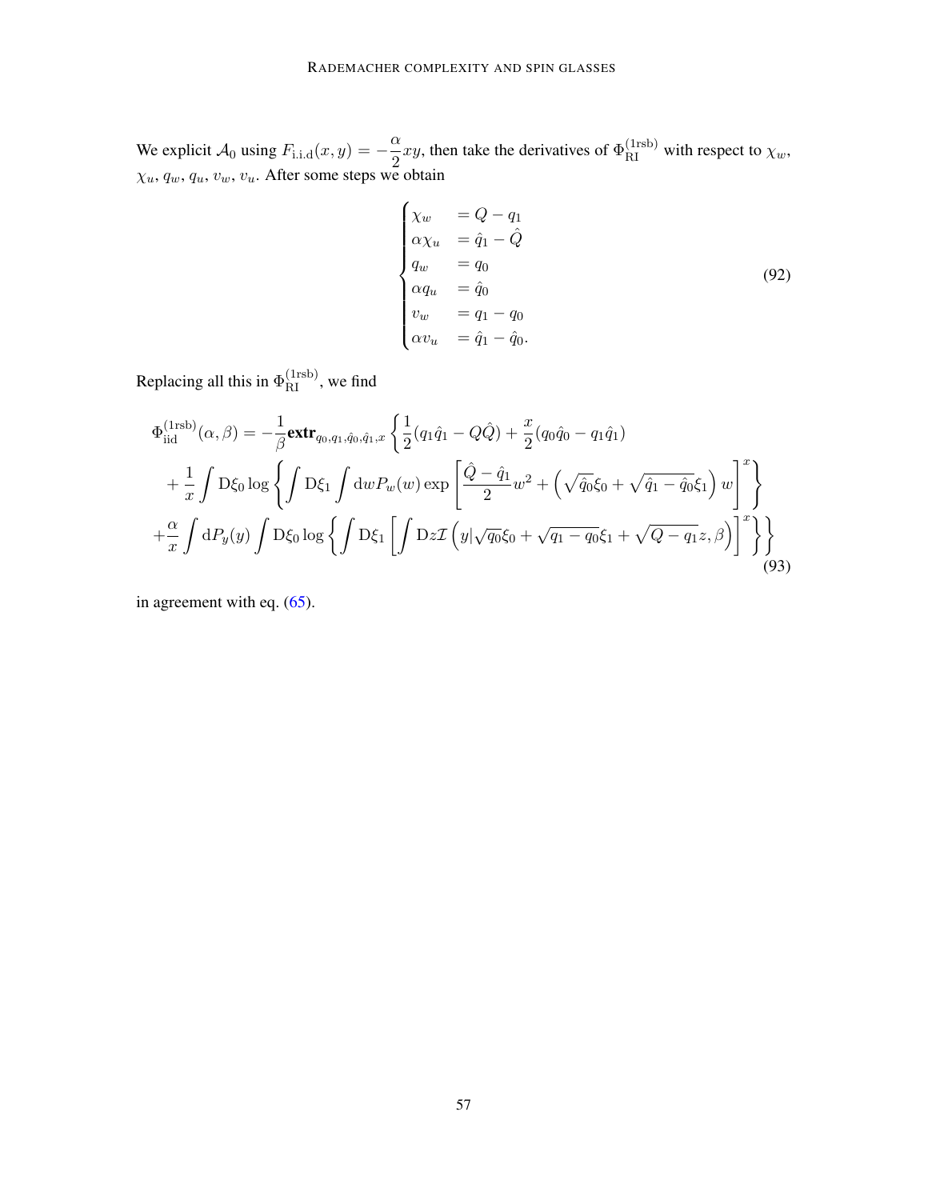We explicit $\mathcal{A}_0$ using $F_{\text{i.i.d}}(x, y) = -\dfrac{\alpha}{2}xy$, then take the derivatives of $\Phi_{\text{RI}}^{(1\text{rsb})}$ with respect to $\chi_w$, $\chi_u$, $q_w$, $q_u$, $v_w$, $v_u$. After some steps we obtain

$$
\begin{cases}
\chi_w &= Q - q_1 \\
\alpha \chi_u &= \hat{q}_1 - \hat{Q} \\
q_w &= q_0 \\
\alpha q_u &= \hat{q}_0 \\
v_w &= q_1 - q_0 \\
\alpha v_u &= \hat{q}_1 - \hat{q}_0.
\end{cases}
\tag{92}
$$

Replacing all this in $\Phi_{\text{RI}}^{(1\text{rsb})}$, we find

$$
\begin{aligned}
\Phi_{\text{iid}}^{(1\text{rsb})}(\alpha, \beta) = &-\frac{1}{\beta} \textbf{extr}_{q_0, q_1, \hat{q}_0, \hat{q}_1, x} \left\{ \frac{1}{2}(q_1 \hat{q}_1 - Q\hat{Q}) + \frac{x}{2}(q_0 \hat{q}_0 - q_1 \hat{q}_1) \right. \\
&+ \frac{1}{x} \int \mathrm{D}\xi_0 \log \left\{ \int \mathrm{D}\xi_1 \int \mathrm{d}w P_w(w) \exp\left[ \frac{\hat{Q} - \hat{q}_1}{2} w^2 + \left( \sqrt{\hat{q}_0}\xi_0 + \sqrt{\hat{q}_1 - \hat{q}_0}\xi_1 \right) w \right]^x \right\} \\
&\left. + \frac{\alpha}{x} \int \mathrm{d}P_y(y) \int \mathrm{D}\xi_0 \log \left\{ \int \mathrm{D}\xi_1 \left[ \int \mathrm{D}z \mathcal{I}\left( y | \sqrt{q_0}\xi_0 + \sqrt{q_1 - q_0}\xi_1 + \sqrt{Q - q_1} z, \beta \right) \right]^x \right\} \right\}
\end{aligned}
\tag{93}
$$

in agreement with eq. (65).